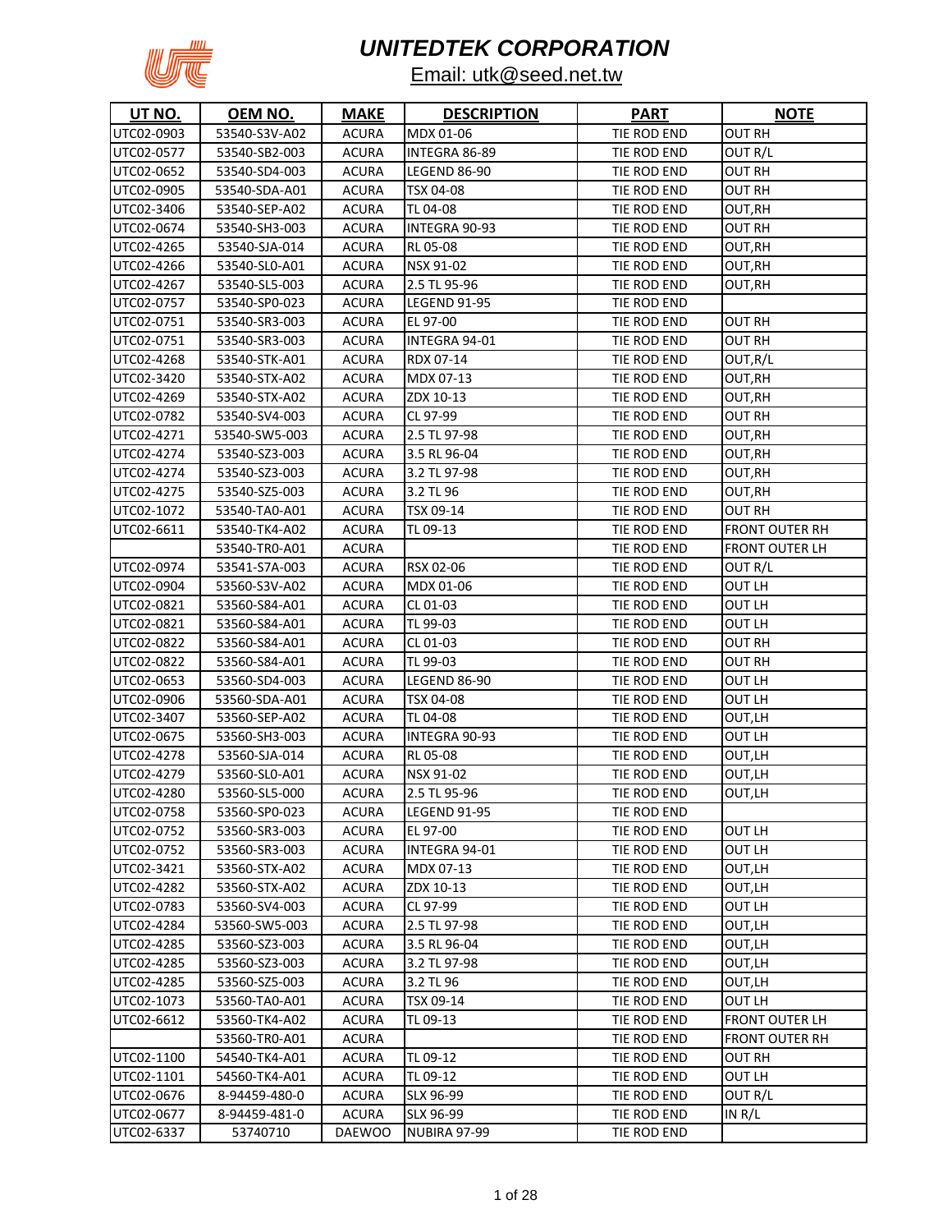# UNITEDTEK CORPORATION

Email: utk@seed.net.tw

| UT NO. | OEM NO. | MAKE | DESCRIPTION | PART | NOTE |
|---|---|---|---|---|---|
| UTC02-0903 | 53540-S3V-A02 | ACURA | MDX 01-06 | TIE ROD END | OUT RH |
| UTC02-0577 | 53540-SB2-003 | ACURA | INTEGRA 86-89 | TIE ROD END | OUT R/L |
| UTC02-0652 | 53540-SD4-003 | ACURA | LEGEND 86-90 | TIE ROD END | OUT RH |
| UTC02-0905 | 53540-SDA-A01 | ACURA | TSX 04-08 | TIE ROD END | OUT RH |
| UTC02-3406 | 53540-SEP-A02 | ACURA | TL 04-08 | TIE ROD END | OUT,RH |
| UTC02-0674 | 53540-SH3-003 | ACURA | INTEGRA 90-93 | TIE ROD END | OUT RH |
| UTC02-4265 | 53540-SJA-014 | ACURA | RL 05-08 | TIE ROD END | OUT,RH |
| UTC02-4266 | 53540-SL0-A01 | ACURA | NSX 91-02 | TIE ROD END | OUT,RH |
| UTC02-4267 | 53540-SL5-003 | ACURA | 2.5 TL 95-96 | TIE ROD END | OUT,RH |
| UTC02-0757 | 53540-SP0-023 | ACURA | LEGEND 91-95 | TIE ROD END | |
| UTC02-0751 | 53540-SR3-003 | ACURA | EL 97-00 | TIE ROD END | OUT RH |
| UTC02-0751 | 53540-SR3-003 | ACURA | INTEGRA 94-01 | TIE ROD END | OUT RH |
| UTC02-4268 | 53540-STK-A01 | ACURA | RDX 07-14 | TIE ROD END | OUT,R/L |
| UTC02-3420 | 53540-STX-A02 | ACURA | MDX 07-13 | TIE ROD END | OUT,RH |
| UTC02-4269 | 53540-STX-A02 | ACURA | ZDX 10-13 | TIE ROD END | OUT,RH |
| UTC02-0782 | 53540-SV4-003 | ACURA | CL 97-99 | TIE ROD END | OUT RH |
| UTC02-4271 | 53540-SW5-003 | ACURA | 2.5 TL 97-98 | TIE ROD END | OUT,RH |
| UTC02-4274 | 53540-SZ3-003 | ACURA | 3.5 RL 96-04 | TIE ROD END | OUT,RH |
| UTC02-4274 | 53540-SZ3-003 | ACURA | 3.2 TL 97-98 | TIE ROD END | OUT,RH |
| UTC02-4275 | 53540-SZ5-003 | ACURA | 3.2 TL 96 | TIE ROD END | OUT,RH |
| UTC02-1072 | 53540-TA0-A01 | ACURA | TSX 09-14 | TIE ROD END | OUT RH |
| UTC02-6611 | 53540-TK4-A02 | ACURA | TL 09-13 | TIE ROD END | FRONT OUTER RH |
| | 53540-TR0-A01 | ACURA | | TIE ROD END | FRONT OUTER LH |
| UTC02-0974 | 53541-S7A-003 | ACURA | RSX 02-06 | TIE ROD END | OUT R/L |
| UTC02-0904 | 53560-S3V-A02 | ACURA | MDX 01-06 | TIE ROD END | OUT LH |
| UTC02-0821 | 53560-S84-A01 | ACURA | CL 01-03 | TIE ROD END | OUT LH |
| UTC02-0821 | 53560-S84-A01 | ACURA | TL 99-03 | TIE ROD END | OUT LH |
| UTC02-0822 | 53560-S84-A01 | ACURA | CL 01-03 | TIE ROD END | OUT RH |
| UTC02-0822 | 53560-S84-A01 | ACURA | TL 99-03 | TIE ROD END | OUT RH |
| UTC02-0653 | 53560-SD4-003 | ACURA | LEGEND 86-90 | TIE ROD END | OUT LH |
| UTC02-0906 | 53560-SDA-A01 | ACURA | TSX 04-08 | TIE ROD END | OUT LH |
| UTC02-3407 | 53560-SEP-A02 | ACURA | TL 04-08 | TIE ROD END | OUT,LH |
| UTC02-0675 | 53560-SH3-003 | ACURA | INTEGRA 90-93 | TIE ROD END | OUT LH |
| UTC02-4278 | 53560-SJA-014 | ACURA | RL 05-08 | TIE ROD END | OUT,LH |
| UTC02-4279 | 53560-SL0-A01 | ACURA | NSX 91-02 | TIE ROD END | OUT,LH |
| UTC02-4280 | 53560-SL5-000 | ACURA | 2.5 TL 95-96 | TIE ROD END | OUT,LH |
| UTC02-0758 | 53560-SP0-023 | ACURA | LEGEND 91-95 | TIE ROD END | |
| UTC02-0752 | 53560-SR3-003 | ACURA | EL 97-00 | TIE ROD END | OUT LH |
| UTC02-0752 | 53560-SR3-003 | ACURA | INTEGRA 94-01 | TIE ROD END | OUT LH |
| UTC02-3421 | 53560-STX-A02 | ACURA | MDX 07-13 | TIE ROD END | OUT,LH |
| UTC02-4282 | 53560-STX-A02 | ACURA | ZDX 10-13 | TIE ROD END | OUT,LH |
| UTC02-0783 | 53560-SV4-003 | ACURA | CL 97-99 | TIE ROD END | OUT LH |
| UTC02-4284 | 53560-SW5-003 | ACURA | 2.5 TL 97-98 | TIE ROD END | OUT,LH |
| UTC02-4285 | 53560-SZ3-003 | ACURA | 3.5 RL 96-04 | TIE ROD END | OUT,LH |
| UTC02-4285 | 53560-SZ3-003 | ACURA | 3.2 TL 97-98 | TIE ROD END | OUT,LH |
| UTC02-4285 | 53560-SZ5-003 | ACURA | 3.2 TL 96 | TIE ROD END | OUT,LH |
| UTC02-1073 | 53560-TA0-A01 | ACURA | TSX 09-14 | TIE ROD END | OUT LH |
| UTC02-6612 | 53560-TK4-A02 | ACURA | TL 09-13 | TIE ROD END | FRONT OUTER LH |
| | 53560-TR0-A01 | ACURA | | TIE ROD END | FRONT OUTER RH |
| UTC02-1100 | 54540-TK4-A01 | ACURA | TL 09-12 | TIE ROD END | OUT RH |
| UTC02-1101 | 54560-TK4-A01 | ACURA | TL 09-12 | TIE ROD END | OUT LH |
| UTC02-0676 | 8-94459-480-0 | ACURA | SLX 96-99 | TIE ROD END | OUT R/L |
| UTC02-0677 | 8-94459-481-0 | ACURA | SLX 96-99 | TIE ROD END | IN R/L |
| UTC02-6337 | 53740710 | DAEWOO | NUBIRA 97-99 | TIE ROD END | |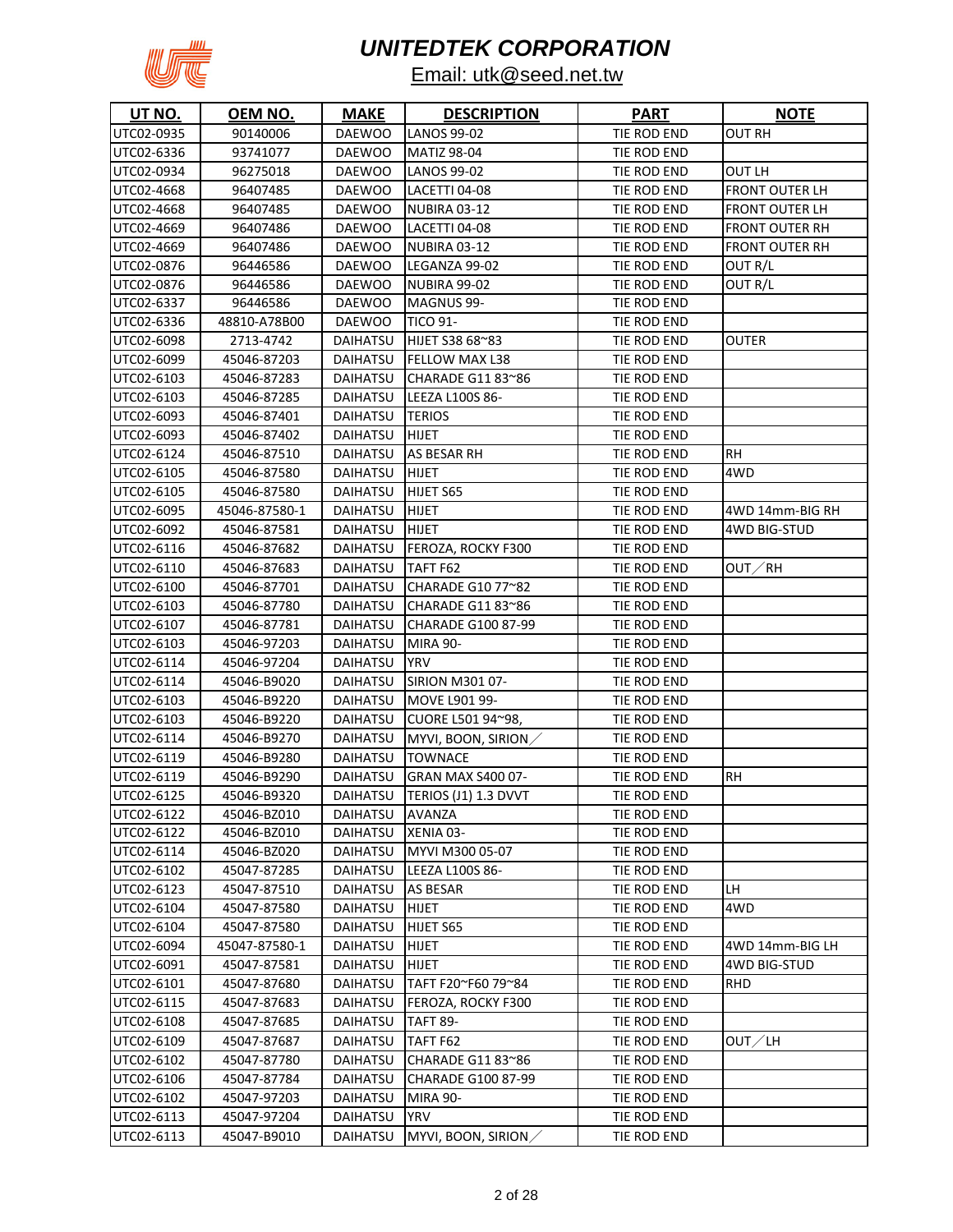# UNITEDTEK CORPORATION

Email: utk@seed.net.tw

| UT NO. | OEM NO. | MAKE | DESCRIPTION | PART | NOTE |
|---|---|---|---|---|---|
| UTC02-0935 | 90140006 | DAEWOO | LANOS 99-02 | TIE ROD END | OUT RH |
| UTC02-6336 | 93741077 | DAEWOO | MATIZ 98-04 | TIE ROD END | |
| UTC02-0934 | 96275018 | DAEWOO | LANOS 99-02 | TIE ROD END | OUT LH |
| UTC02-4668 | 96407485 | DAEWOO | LACETTI 04-08 | TIE ROD END | FRONT OUTER LH |
| UTC02-4668 | 96407485 | DAEWOO | NUBIRA 03-12 | TIE ROD END | FRONT OUTER LH |
| UTC02-4669 | 96407486 | DAEWOO | LACETTI 04-08 | TIE ROD END | FRONT OUTER RH |
| UTC02-4669 | 96407486 | DAEWOO | NUBIRA 03-12 | TIE ROD END | FRONT OUTER RH |
| UTC02-0876 | 96446586 | DAEWOO | LEGANZA 99-02 | TIE ROD END | OUT R/L |
| UTC02-0876 | 96446586 | DAEWOO | NUBIRA 99-02 | TIE ROD END | OUT R/L |
| UTC02-6337 | 96446586 | DAEWOO | MAGNUS 99- | TIE ROD END | |
| UTC02-6336 | 48810-A78B00 | DAEWOO | TICO 91- | TIE ROD END | |
| UTC02-6098 | 2713-4742 | DAIHATSU | HIJET S38 68~83 | TIE ROD END | OUTER |
| UTC02-6099 | 45046-87203 | DAIHATSU | FELLOW MAX L38 | TIE ROD END | |
| UTC02-6103 | 45046-87283 | DAIHATSU | CHARADE G11 83~86 | TIE ROD END | |
| UTC02-6103 | 45046-87285 | DAIHATSU | LEEZA L100S 86- | TIE ROD END | |
| UTC02-6093 | 45046-87401 | DAIHATSU | TERIOS | TIE ROD END | |
| UTC02-6093 | 45046-87402 | DAIHATSU | HIJET | TIE ROD END | |
| UTC02-6124 | 45046-87510 | DAIHATSU | AS BESAR RH | TIE ROD END | RH |
| UTC02-6105 | 45046-87580 | DAIHATSU | HIJET | TIE ROD END | 4WD |
| UTC02-6105 | 45046-87580 | DAIHATSU | HIJET S65 | TIE ROD END | |
| UTC02-6095 | 45046-87580-1 | DAIHATSU | HIJET | TIE ROD END | 4WD 14mm-BIG RH |
| UTC02-6092 | 45046-87581 | DAIHATSU | HIJET | TIE ROD END | 4WD BIG-STUD |
| UTC02-6116 | 45046-87682 | DAIHATSU | FEROZA, ROCKY F300 | TIE ROD END | |
| UTC02-6110 | 45046-87683 | DAIHATSU | TAFT F62 | TIE ROD END | OUT／RH |
| UTC02-6100 | 45046-87701 | DAIHATSU | CHARADE G10 77~82 | TIE ROD END | |
| UTC02-6103 | 45046-87780 | DAIHATSU | CHARADE G11 83~86 | TIE ROD END | |
| UTC02-6107 | 45046-87781 | DAIHATSU | CHARADE G100 87-99 | TIE ROD END | |
| UTC02-6103 | 45046-97203 | DAIHATSU | MIRA 90- | TIE ROD END | |
| UTC02-6114 | 45046-97204 | DAIHATSU | YRV | TIE ROD END | |
| UTC02-6114 | 45046-B9020 | DAIHATSU | SIRION M301 07- | TIE ROD END | |
| UTC02-6103 | 45046-B9220 | DAIHATSU | MOVE L901 99- | TIE ROD END | |
| UTC02-6103 | 45046-B9220 | DAIHATSU | CUORE L501 94~98, | TIE ROD END | |
| UTC02-6114 | 45046-B9270 | DAIHATSU | MYVI, BOON, SIRION／ | TIE ROD END | |
| UTC02-6119 | 45046-B9280 | DAIHATSU | TOWNACE | TIE ROD END | |
| UTC02-6119 | 45046-B9290 | DAIHATSU | GRAN MAX S400 07- | TIE ROD END | RH |
| UTC02-6125 | 45046-B9320 | DAIHATSU | TERIOS (J1) 1.3 DVVT | TIE ROD END | |
| UTC02-6122 | 45046-BZ010 | DAIHATSU | AVANZA | TIE ROD END | |
| UTC02-6122 | 45046-BZ010 | DAIHATSU | XENIA 03- | TIE ROD END | |
| UTC02-6114 | 45046-BZ020 | DAIHATSU | MYVI M300 05-07 | TIE ROD END | |
| UTC02-6102 | 45047-87285 | DAIHATSU | LEEZA L100S 86- | TIE ROD END | |
| UTC02-6123 | 45047-87510 | DAIHATSU | AS BESAR | TIE ROD END | LH |
| UTC02-6104 | 45047-87580 | DAIHATSU | HIJET | TIE ROD END | 4WD |
| UTC02-6104 | 45047-87580 | DAIHATSU | HIJET S65 | TIE ROD END | |
| UTC02-6094 | 45047-87580-1 | DAIHATSU | HIJET | TIE ROD END | 4WD 14mm-BIG LH |
| UTC02-6091 | 45047-87581 | DAIHATSU | HIJET | TIE ROD END | 4WD BIG-STUD |
| UTC02-6101 | 45047-87680 | DAIHATSU | TAFT F20~F60 79~84 | TIE ROD END | RHD |
| UTC02-6115 | 45047-87683 | DAIHATSU | FEROZA, ROCKY F300 | TIE ROD END | |
| UTC02-6108 | 45047-87685 | DAIHATSU | TAFT 89- | TIE ROD END | |
| UTC02-6109 | 45047-87687 | DAIHATSU | TAFT F62 | TIE ROD END | OUT／LH |
| UTC02-6102 | 45047-87780 | DAIHATSU | CHARADE G11 83~86 | TIE ROD END | |
| UTC02-6106 | 45047-87784 | DAIHATSU | CHARADE G100 87-99 | TIE ROD END | |
| UTC02-6102 | 45047-97203 | DAIHATSU | MIRA 90- | TIE ROD END | |
| UTC02-6113 | 45047-97204 | DAIHATSU | YRV | TIE ROD END | |
| UTC02-6113 | 45047-B9010 | DAIHATSU | MYVI, BOON, SIRION／ | TIE ROD END | |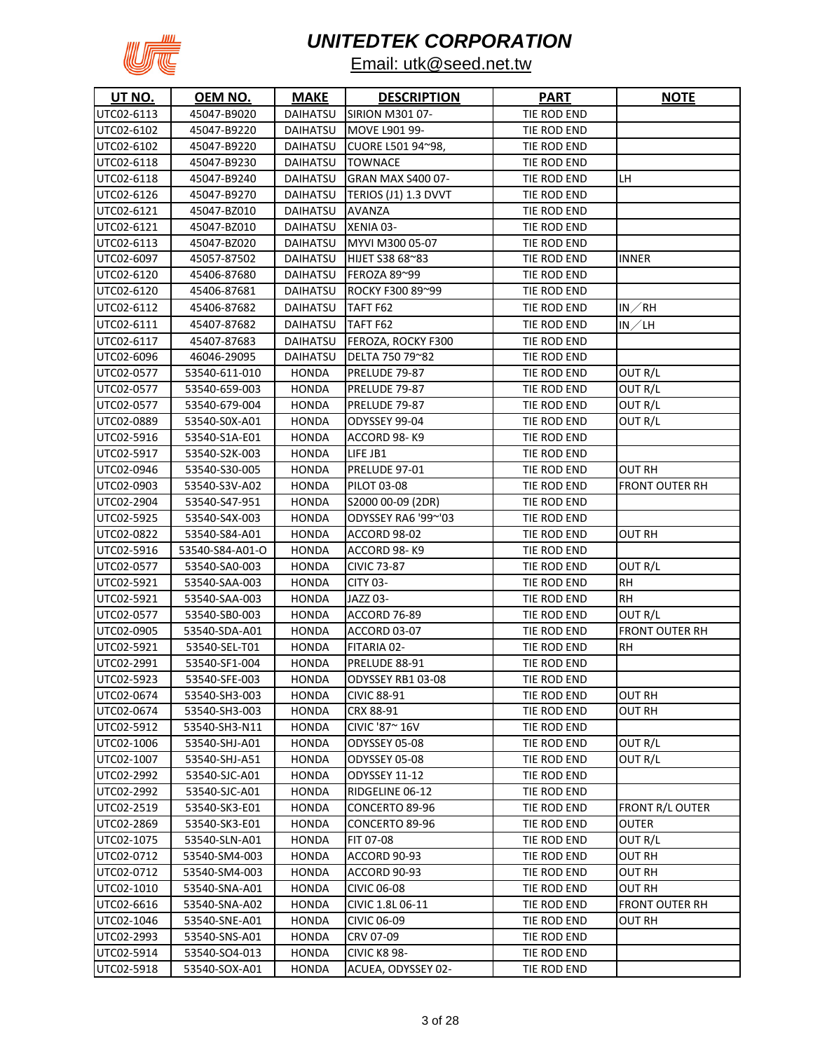# UNITEDTEK CORPORATION

Email: utk@seed.net.tw

| UT NO. | OEM NO. | MAKE | DESCRIPTION | PART | NOTE |
|---|---|---|---|---|---|
| UTC02-6113 | 45047-B9020 | DAIHATSU | SIRION M301 07- | TIE ROD END | |
| UTC02-6102 | 45047-B9220 | DAIHATSU | MOVE L901 99- | TIE ROD END | |
| UTC02-6102 | 45047-B9220 | DAIHATSU | CUORE L501 94~98, | TIE ROD END | |
| UTC02-6118 | 45047-B9230 | DAIHATSU | TOWNACE | TIE ROD END | |
| UTC02-6118 | 45047-B9240 | DAIHATSU | GRAN MAX S400 07- | TIE ROD END | LH |
| UTC02-6126 | 45047-B9270 | DAIHATSU | TERIOS (J1) 1.3 DVVT | TIE ROD END | |
| UTC02-6121 | 45047-BZ010 | DAIHATSU | AVANZA | TIE ROD END | |
| UTC02-6121 | 45047-BZ010 | DAIHATSU | XENIA 03- | TIE ROD END | |
| UTC02-6113 | 45047-BZ020 | DAIHATSU | MYVI M300 05-07 | TIE ROD END | |
| UTC02-6097 | 45057-87502 | DAIHATSU | HIJET S38 68~83 | TIE ROD END | INNER |
| UTC02-6120 | 45406-87680 | DAIHATSU | FEROZA 89~99 | TIE ROD END | |
| UTC02-6120 | 45406-87681 | DAIHATSU | ROCKY F300 89~99 | TIE ROD END | |
| UTC02-6112 | 45406-87682 | DAIHATSU | TAFT F62 | TIE ROD END | IN／RH |
| UTC02-6111 | 45407-87682 | DAIHATSU | TAFT F62 | TIE ROD END | IN／LH |
| UTC02-6117 | 45407-87683 | DAIHATSU | FEROZA, ROCKY F300 | TIE ROD END | |
| UTC02-6096 | 46046-29095 | DAIHATSU | DELTA 750 79~82 | TIE ROD END | |
| UTC02-0577 | 53540-611-010 | HONDA | PRELUDE 79-87 | TIE ROD END | OUT R/L |
| UTC02-0577 | 53540-659-003 | HONDA | PRELUDE 79-87 | TIE ROD END | OUT R/L |
| UTC02-0577 | 53540-679-004 | HONDA | PRELUDE 79-87 | TIE ROD END | OUT R/L |
| UTC02-0889 | 53540-S0X-A01 | HONDA | ODYSSEY 99-04 | TIE ROD END | OUT R/L |
| UTC02-5916 | 53540-S1A-E01 | HONDA | ACCORD 98- K9 | TIE ROD END | |
| UTC02-5917 | 53540-S2K-003 | HONDA | LIFE JB1 | TIE ROD END | |
| UTC02-0946 | 53540-S30-005 | HONDA | PRELUDE 97-01 | TIE ROD END | OUT RH |
| UTC02-0903 | 53540-S3V-A02 | HONDA | PILOT 03-08 | TIE ROD END | FRONT OUTER RH |
| UTC02-2904 | 53540-S47-951 | HONDA | S2000 00-09 (2DR) | TIE ROD END | |
| UTC02-5925 | 53540-S4X-003 | HONDA | ODYSSEY RA6 '99~'03 | TIE ROD END | |
| UTC02-0822 | 53540-S84-A01 | HONDA | ACCORD 98-02 | TIE ROD END | OUT RH |
| UTC02-5916 | 53540-S84-A01-O | HONDA | ACCORD 98- K9 | TIE ROD END | |
| UTC02-0577 | 53540-SA0-003 | HONDA | CIVIC 73-87 | TIE ROD END | OUT R/L |
| UTC02-5921 | 53540-SAA-003 | HONDA | CITY 03- | TIE ROD END | RH |
| UTC02-5921 | 53540-SAA-003 | HONDA | JAZZ 03- | TIE ROD END | RH |
| UTC02-0577 | 53540-SB0-003 | HONDA | ACCORD 76-89 | TIE ROD END | OUT R/L |
| UTC02-0905 | 53540-SDA-A01 | HONDA | ACCORD 03-07 | TIE ROD END | FRONT OUTER RH |
| UTC02-5921 | 53540-SEL-T01 | HONDA | FITARIA 02- | TIE ROD END | RH |
| UTC02-2991 | 53540-SF1-004 | HONDA | PRELUDE 88-91 | TIE ROD END | |
| UTC02-5923 | 53540-SFE-003 | HONDA | ODYSSEY RB1 03-08 | TIE ROD END | |
| UTC02-0674 | 53540-SH3-003 | HONDA | CIVIC 88-91 | TIE ROD END | OUT RH |
| UTC02-0674 | 53540-SH3-003 | HONDA | CRX 88-91 | TIE ROD END | OUT RH |
| UTC02-5912 | 53540-SH3-N11 | HONDA | CIVIC '87~ 16V | TIE ROD END | |
| UTC02-1006 | 53540-SHJ-A01 | HONDA | ODYSSEY 05-08 | TIE ROD END | OUT R/L |
| UTC02-1007 | 53540-SHJ-A51 | HONDA | ODYSSEY 05-08 | TIE ROD END | OUT R/L |
| UTC02-2992 | 53540-SJC-A01 | HONDA | ODYSSEY 11-12 | TIE ROD END | |
| UTC02-2992 | 53540-SJC-A01 | HONDA | RIDGELINE 06-12 | TIE ROD END | |
| UTC02-2519 | 53540-SK3-E01 | HONDA | CONCERTO 89-96 | TIE ROD END | FRONT R/L OUTER |
| UTC02-2869 | 53540-SK3-E01 | HONDA | CONCERTO 89-96 | TIE ROD END | OUTER |
| UTC02-1075 | 53540-SLN-A01 | HONDA | FIT 07-08 | TIE ROD END | OUT R/L |
| UTC02-0712 | 53540-SM4-003 | HONDA | ACCORD 90-93 | TIE ROD END | OUT RH |
| UTC02-0712 | 53540-SM4-003 | HONDA | ACCORD 90-93 | TIE ROD END | OUT RH |
| UTC02-1010 | 53540-SNA-A01 | HONDA | CIVIC 06-08 | TIE ROD END | OUT RH |
| UTC02-6616 | 53540-SNA-A02 | HONDA | CIVIC 1.8L 06-11 | TIE ROD END | FRONT OUTER RH |
| UTC02-1046 | 53540-SNE-A01 | HONDA | CIVIC 06-09 | TIE ROD END | OUT RH |
| UTC02-2993 | 53540-SNS-A01 | HONDA | CRV 07-09 | TIE ROD END | |
| UTC02-5914 | 53540-SO4-013 | HONDA | CIVIC K8 98- | TIE ROD END | |
| UTC02-5918 | 53540-SOX-A01 | HONDA | ACUEA, ODYSSEY 02- | TIE ROD END | |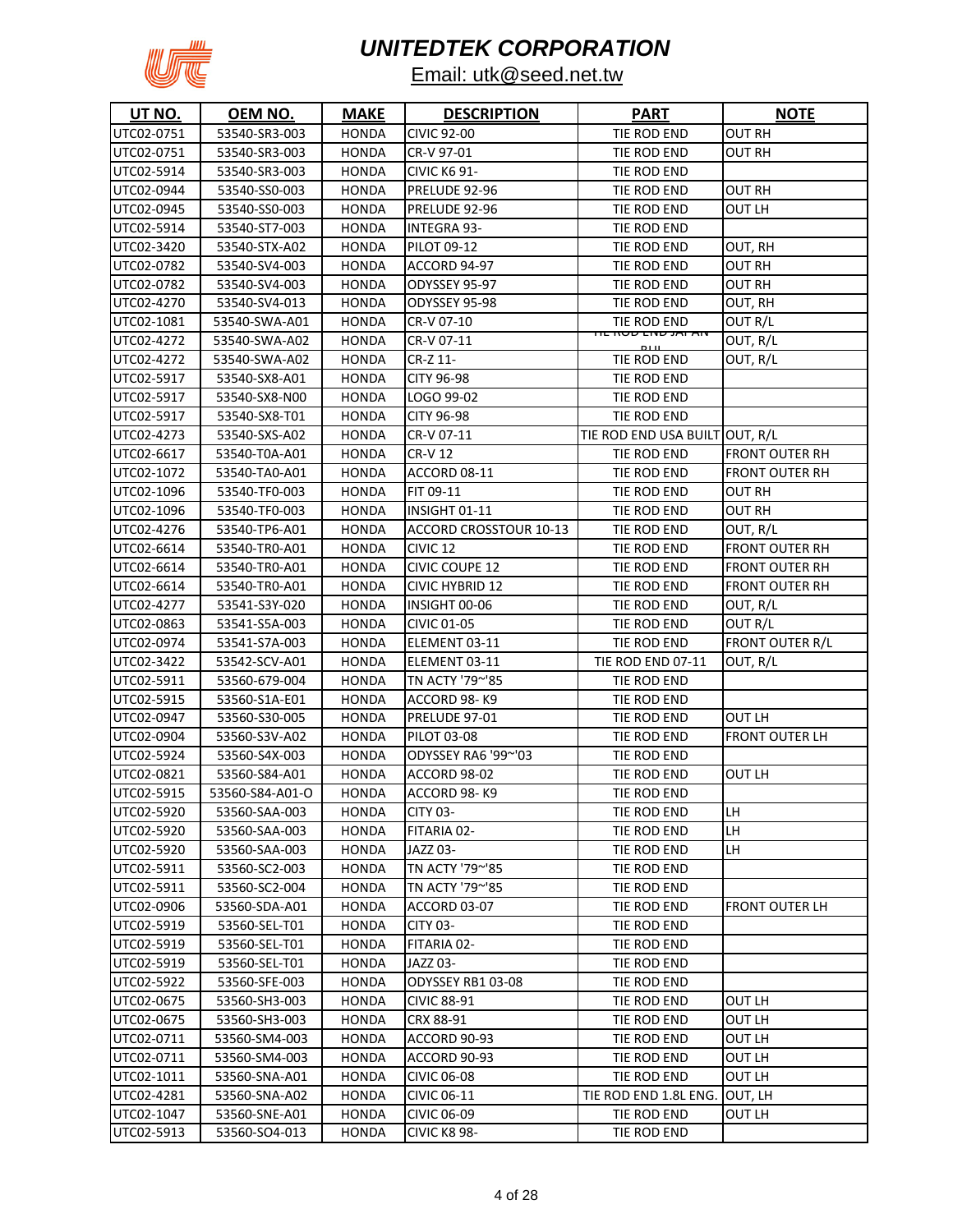# UNITEDTEK CORPORATION

Email: utk@seed.net.tw

| UT NO. | OEM NO. | MAKE | DESCRIPTION | PART | NOTE |
|---|---|---|---|---|---|
| UTC02-0751 | 53540-SR3-003 | HONDA | CIVIC 92-00 | TIE ROD END | OUT RH |
| UTC02-0751 | 53540-SR3-003 | HONDA | CR-V 97-01 | TIE ROD END | OUT RH |
| UTC02-5914 | 53540-SR3-003 | HONDA | CIVIC K6 91- | TIE ROD END | |
| UTC02-0944 | 53540-SS0-003 | HONDA | PRELUDE 92-96 | TIE ROD END | OUT RH |
| UTC02-0945 | 53540-SS0-003 | HONDA | PRELUDE 92-96 | TIE ROD END | OUT LH |
| UTC02-5914 | 53540-ST7-003 | HONDA | INTEGRA 93- | TIE ROD END | |
| UTC02-3420 | 53540-STX-A02 | HONDA | PILOT 09-12 | TIE ROD END | OUT, RH |
| UTC02-0782 | 53540-SV4-003 | HONDA | ACCORD 94-97 | TIE ROD END | OUT RH |
| UTC02-0782 | 53540-SV4-003 | HONDA | ODYSSEY 95-97 | TIE ROD END | OUT RH |
| UTC02-4270 | 53540-SV4-013 | HONDA | ODYSSEY 95-98 | TIE ROD END | OUT, RH |
| UTC02-1081 | 53540-SWA-A01 | HONDA | CR-V 07-10 | TIE ROD END | OUT R/L |
| UTC02-4272 | 53540-SWA-A02 | HONDA | CR-V 07-11 | TIE ROD END JAPAN BUILT | OUT, R/L |
| UTC02-4272 | 53540-SWA-A02 | HONDA | CR-Z 11- | TIE ROD END | OUT, R/L |
| UTC02-5917 | 53540-SX8-A01 | HONDA | CITY 96-98 | TIE ROD END | |
| UTC02-5917 | 53540-SX8-N00 | HONDA | LOGO 99-02 | TIE ROD END | |
| UTC02-5917 | 53540-SX8-T01 | HONDA | CITY 96-98 | TIE ROD END | |
| UTC02-4273 | 53540-SXS-A02 | HONDA | CR-V 07-11 | TIE ROD END USA BUILT | OUT, R/L |
| UTC02-6617 | 53540-T0A-A01 | HONDA | CR-V 12 | TIE ROD END | FRONT OUTER RH |
| UTC02-1072 | 53540-TA0-A01 | HONDA | ACCORD 08-11 | TIE ROD END | FRONT OUTER RH |
| UTC02-1096 | 53540-TF0-003 | HONDA | FIT 09-11 | TIE ROD END | OUT RH |
| UTC02-1096 | 53540-TF0-003 | HONDA | INSIGHT 01-11 | TIE ROD END | OUT RH |
| UTC02-4276 | 53540-TP6-A01 | HONDA | ACCORD CROSSTOUR 10-13 | TIE ROD END | OUT, R/L |
| UTC02-6614 | 53540-TR0-A01 | HONDA | CIVIC 12 | TIE ROD END | FRONT OUTER RH |
| UTC02-6614 | 53540-TR0-A01 | HONDA | CIVIC COUPE 12 | TIE ROD END | FRONT OUTER RH |
| UTC02-6614 | 53540-TR0-A01 | HONDA | CIVIC HYBRID 12 | TIE ROD END | FRONT OUTER RH |
| UTC02-4277 | 53541-S3Y-020 | HONDA | INSIGHT 00-06 | TIE ROD END | OUT, R/L |
| UTC02-0863 | 53541-S5A-003 | HONDA | CIVIC 01-05 | TIE ROD END | OUT R/L |
| UTC02-0974 | 53541-S7A-003 | HONDA | ELEMENT 03-11 | TIE ROD END | FRONT OUTER R/L |
| UTC02-3422 | 53542-SCV-A01 | HONDA | ELEMENT 03-11 | TIE ROD END 07-11 | OUT, R/L |
| UTC02-5911 | 53560-679-004 | HONDA | TN ACTY '79~'85 | TIE ROD END | |
| UTC02-5915 | 53560-S1A-E01 | HONDA | ACCORD 98- K9 | TIE ROD END | |
| UTC02-0947 | 53560-S30-005 | HONDA | PRELUDE 97-01 | TIE ROD END | OUT LH |
| UTC02-0904 | 53560-S3V-A02 | HONDA | PILOT 03-08 | TIE ROD END | FRONT OUTER LH |
| UTC02-5924 | 53560-S4X-003 | HONDA | ODYSSEY RA6 '99~'03 | TIE ROD END | |
| UTC02-0821 | 53560-S84-A01 | HONDA | ACCORD 98-02 | TIE ROD END | OUT LH |
| UTC02-5915 | 53560-S84-A01-O | HONDA | ACCORD 98- K9 | TIE ROD END | |
| UTC02-5920 | 53560-SAA-003 | HONDA | CITY 03- | TIE ROD END | LH |
| UTC02-5920 | 53560-SAA-003 | HONDA | FITARIA 02- | TIE ROD END | LH |
| UTC02-5920 | 53560-SAA-003 | HONDA | JAZZ 03- | TIE ROD END | LH |
| UTC02-5911 | 53560-SC2-003 | HONDA | TN ACTY '79~'85 | TIE ROD END | |
| UTC02-5911 | 53560-SC2-004 | HONDA | TN ACTY '79~'85 | TIE ROD END | |
| UTC02-0906 | 53560-SDA-A01 | HONDA | ACCORD 03-07 | TIE ROD END | FRONT OUTER LH |
| UTC02-5919 | 53560-SEL-T01 | HONDA | CITY 03- | TIE ROD END | |
| UTC02-5919 | 53560-SEL-T01 | HONDA | FITARIA 02- | TIE ROD END | |
| UTC02-5919 | 53560-SEL-T01 | HONDA | JAZZ 03- | TIE ROD END | |
| UTC02-5922 | 53560-SFE-003 | HONDA | ODYSSEY RB1 03-08 | TIE ROD END | |
| UTC02-0675 | 53560-SH3-003 | HONDA | CIVIC 88-91 | TIE ROD END | OUT LH |
| UTC02-0675 | 53560-SH3-003 | HONDA | CRX 88-91 | TIE ROD END | OUT LH |
| UTC02-0711 | 53560-SM4-003 | HONDA | ACCORD 90-93 | TIE ROD END | OUT LH |
| UTC02-0711 | 53560-SM4-003 | HONDA | ACCORD 90-93 | TIE ROD END | OUT LH |
| UTC02-1011 | 53560-SNA-A01 | HONDA | CIVIC 06-08 | TIE ROD END | OUT LH |
| UTC02-4281 | 53560-SNA-A02 | HONDA | CIVIC 06-11 | TIE ROD END 1.8L ENG. | OUT, LH |
| UTC02-1047 | 53560-SNE-A01 | HONDA | CIVIC 06-09 | TIE ROD END | OUT LH |
| UTC02-5913 | 53560-SO4-013 | HONDA | CIVIC K8 98- | TIE ROD END | |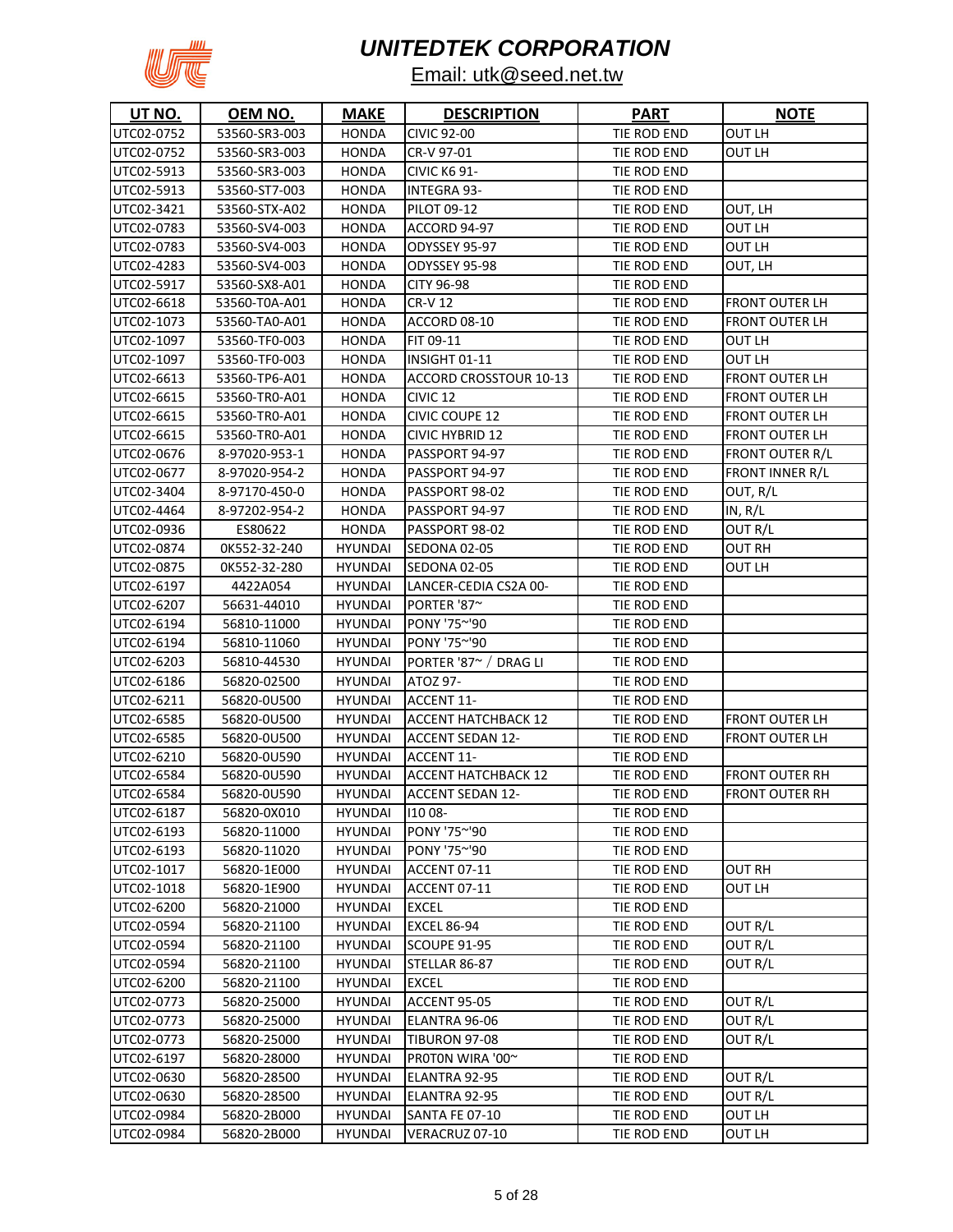# UNITEDTEK CORPORATION

Email: utk@seed.net.tw

| UT NO. | OEM NO. | MAKE | DESCRIPTION | PART | NOTE |
|---|---|---|---|---|---|
| UTC02-0752 | 53560-SR3-003 | HONDA | CIVIC 92-00 | TIE ROD END | OUT LH |
| UTC02-0752 | 53560-SR3-003 | HONDA | CR-V 97-01 | TIE ROD END | OUT LH |
| UTC02-5913 | 53560-SR3-003 | HONDA | CIVIC K6 91- | TIE ROD END | |
| UTC02-5913 | 53560-ST7-003 | HONDA | INTEGRA 93- | TIE ROD END | |
| UTC02-3421 | 53560-STX-A02 | HONDA | PILOT 09-12 | TIE ROD END | OUT, LH |
| UTC02-0783 | 53560-SV4-003 | HONDA | ACCORD 94-97 | TIE ROD END | OUT LH |
| UTC02-0783 | 53560-SV4-003 | HONDA | ODYSSEY 95-97 | TIE ROD END | OUT LH |
| UTC02-4283 | 53560-SV4-003 | HONDA | ODYSSEY 95-98 | TIE ROD END | OUT, LH |
| UTC02-5917 | 53560-SX8-A01 | HONDA | CITY 96-98 | TIE ROD END | |
| UTC02-6618 | 53560-T0A-A01 | HONDA | CR-V 12 | TIE ROD END | FRONT OUTER LH |
| UTC02-1073 | 53560-TA0-A01 | HONDA | ACCORD 08-10 | TIE ROD END | FRONT OUTER LH |
| UTC02-1097 | 53560-TF0-003 | HONDA | FIT 09-11 | TIE ROD END | OUT LH |
| UTC02-1097 | 53560-TF0-003 | HONDA | INSIGHT 01-11 | TIE ROD END | OUT LH |
| UTC02-6613 | 53560-TP6-A01 | HONDA | ACCORD CROSSTOUR 10-13 | TIE ROD END | FRONT OUTER LH |
| UTC02-6615 | 53560-TR0-A01 | HONDA | CIVIC 12 | TIE ROD END | FRONT OUTER LH |
| UTC02-6615 | 53560-TR0-A01 | HONDA | CIVIC COUPE 12 | TIE ROD END | FRONT OUTER LH |
| UTC02-6615 | 53560-TR0-A01 | HONDA | CIVIC HYBRID 12 | TIE ROD END | FRONT OUTER LH |
| UTC02-0676 | 8-97020-953-1 | HONDA | PASSPORT 94-97 | TIE ROD END | FRONT OUTER R/L |
| UTC02-0677 | 8-97020-954-2 | HONDA | PASSPORT 94-97 | TIE ROD END | FRONT INNER R/L |
| UTC02-3404 | 8-97170-450-0 | HONDA | PASSPORT 98-02 | TIE ROD END | OUT, R/L |
| UTC02-4464 | 8-97202-954-2 | HONDA | PASSPORT 94-97 | TIE ROD END | IN, R/L |
| UTC02-0936 | ES80622 | HONDA | PASSPORT 98-02 | TIE ROD END | OUT R/L |
| UTC02-0874 | 0K552-32-240 | HYUNDAI | SEDONA 02-05 | TIE ROD END | OUT RH |
| UTC02-0875 | 0K552-32-280 | HYUNDAI | SEDONA 02-05 | TIE ROD END | OUT LH |
| UTC02-6197 | 4422A054 | HYUNDAI | LANCER-CEDIA CS2A 00- | TIE ROD END | |
| UTC02-6207 | 56631-44010 | HYUNDAI | PORTER '87~ | TIE ROD END | |
| UTC02-6194 | 56810-11000 | HYUNDAI | PONY '75~'90 | TIE ROD END | |
| UTC02-6194 | 56810-11060 | HYUNDAI | PONY '75~'90 | TIE ROD END | |
| UTC02-6203 | 56810-44530 | HYUNDAI | PORTER '87~ / DRAG LI | TIE ROD END | |
| UTC02-6186 | 56820-02500 | HYUNDAI | ATOZ 97- | TIE ROD END | |
| UTC02-6211 | 56820-0U500 | HYUNDAI | ACCENT 11- | TIE ROD END | |
| UTC02-6585 | 56820-0U500 | HYUNDAI | ACCENT HATCHBACK 12 | TIE ROD END | FRONT OUTER LH |
| UTC02-6585 | 56820-0U500 | HYUNDAI | ACCENT SEDAN 12- | TIE ROD END | FRONT OUTER LH |
| UTC02-6210 | 56820-0U590 | HYUNDAI | ACCENT 11- | TIE ROD END | |
| UTC02-6584 | 56820-0U590 | HYUNDAI | ACCENT HATCHBACK 12 | TIE ROD END | FRONT OUTER RH |
| UTC02-6584 | 56820-0U590 | HYUNDAI | ACCENT SEDAN 12- | TIE ROD END | FRONT OUTER RH |
| UTC02-6187 | 56820-0X010 | HYUNDAI | I10 08- | TIE ROD END | |
| UTC02-6193 | 56820-11000 | HYUNDAI | PONY '75~'90 | TIE ROD END | |
| UTC02-6193 | 56820-11020 | HYUNDAI | PONY '75~'90 | TIE ROD END | |
| UTC02-1017 | 56820-1E000 | HYUNDAI | ACCENT 07-11 | TIE ROD END | OUT RH |
| UTC02-1018 | 56820-1E900 | HYUNDAI | ACCENT 07-11 | TIE ROD END | OUT LH |
| UTC02-6200 | 56820-21000 | HYUNDAI | EXCEL | TIE ROD END | |
| UTC02-0594 | 56820-21100 | HYUNDAI | EXCEL 86-94 | TIE ROD END | OUT R/L |
| UTC02-0594 | 56820-21100 | HYUNDAI | SCOUPE 91-95 | TIE ROD END | OUT R/L |
| UTC02-0594 | 56820-21100 | HYUNDAI | STELLAR 86-87 | TIE ROD END | OUT R/L |
| UTC02-6200 | 56820-21100 | HYUNDAI | EXCEL | TIE ROD END | |
| UTC02-0773 | 56820-25000 | HYUNDAI | ACCENT 95-05 | TIE ROD END | OUT R/L |
| UTC02-0773 | 56820-25000 | HYUNDAI | ELANTRA 96-06 | TIE ROD END | OUT R/L |
| UTC02-0773 | 56820-25000 | HYUNDAI | TIBURON 97-08 | TIE ROD END | OUT R/L |
| UTC02-6197 | 56820-28000 | HYUNDAI | PROTON WIRA '00~ | TIE ROD END | |
| UTC02-0630 | 56820-28500 | HYUNDAI | ELANTRA 92-95 | TIE ROD END | OUT R/L |
| UTC02-0630 | 56820-28500 | HYUNDAI | ELANTRA 92-95 | TIE ROD END | OUT R/L |
| UTC02-0984 | 56820-2B000 | HYUNDAI | SANTA FE 07-10 | TIE ROD END | OUT LH |
| UTC02-0984 | 56820-2B000 | HYUNDAI | VERACRUZ 07-10 | TIE ROD END | OUT LH |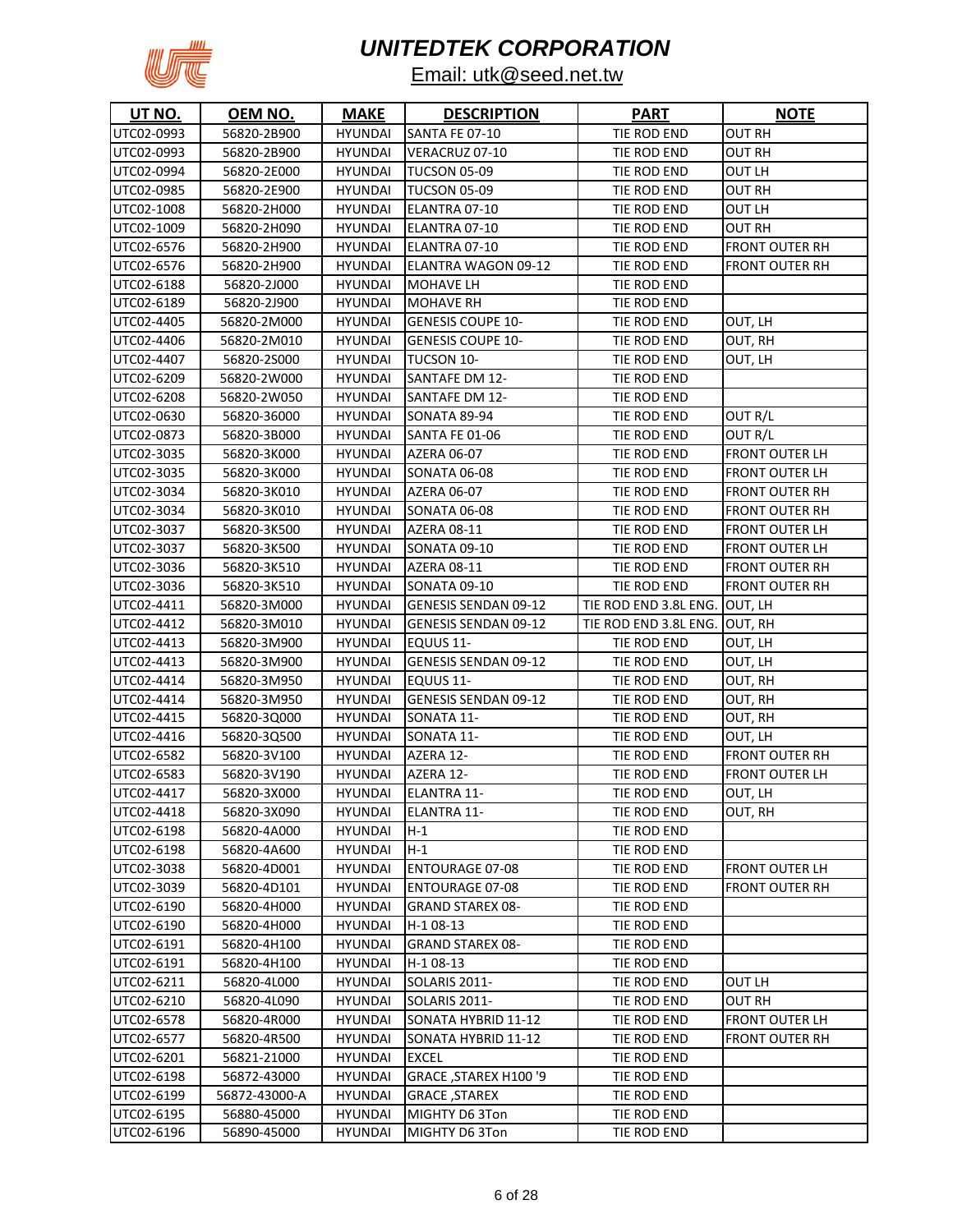# UNITEDTEK CORPORATION

Email: utk@seed.net.tw

| UT NO. | OEM NO. | MAKE | DESCRIPTION | PART | NOTE |
|---|---|---|---|---|---|
| UTC02-0993 | 56820-2B900 | HYUNDAI | SANTA FE 07-10 | TIE ROD END | OUT RH |
| UTC02-0993 | 56820-2B900 | HYUNDAI | VERACRUZ 07-10 | TIE ROD END | OUT RH |
| UTC02-0994 | 56820-2E000 | HYUNDAI | TUCSON 05-09 | TIE ROD END | OUT LH |
| UTC02-0985 | 56820-2E900 | HYUNDAI | TUCSON 05-09 | TIE ROD END | OUT RH |
| UTC02-1008 | 56820-2H000 | HYUNDAI | ELANTRA 07-10 | TIE ROD END | OUT LH |
| UTC02-1009 | 56820-2H090 | HYUNDAI | ELANTRA 07-10 | TIE ROD END | OUT RH |
| UTC02-6576 | 56820-2H900 | HYUNDAI | ELANTRA 07-10 | TIE ROD END | FRONT OUTER RH |
| UTC02-6576 | 56820-2H900 | HYUNDAI | ELANTRA WAGON 09-12 | TIE ROD END | FRONT OUTER RH |
| UTC02-6188 | 56820-2J000 | HYUNDAI | MOHAVE LH | TIE ROD END | |
| UTC02-6189 | 56820-2J900 | HYUNDAI | MOHAVE RH | TIE ROD END | |
| UTC02-4405 | 56820-2M000 | HYUNDAI | GENESIS COUPE 10- | TIE ROD END | OUT, LH |
| UTC02-4406 | 56820-2M010 | HYUNDAI | GENESIS COUPE 10- | TIE ROD END | OUT, RH |
| UTC02-4407 | 56820-2S000 | HYUNDAI | TUCSON 10- | TIE ROD END | OUT, LH |
| UTC02-6209 | 56820-2W000 | HYUNDAI | SANTAFE DM 12- | TIE ROD END | |
| UTC02-6208 | 56820-2W050 | HYUNDAI | SANTAFE DM 12- | TIE ROD END | |
| UTC02-0630 | 56820-36000 | HYUNDAI | SONATA 89-94 | TIE ROD END | OUT R/L |
| UTC02-0873 | 56820-3B000 | HYUNDAI | SANTA FE 01-06 | TIE ROD END | OUT R/L |
| UTC02-3035 | 56820-3K000 | HYUNDAI | AZERA 06-07 | TIE ROD END | FRONT OUTER LH |
| UTC02-3035 | 56820-3K000 | HYUNDAI | SONATA 06-08 | TIE ROD END | FRONT OUTER LH |
| UTC02-3034 | 56820-3K010 | HYUNDAI | AZERA 06-07 | TIE ROD END | FRONT OUTER RH |
| UTC02-3034 | 56820-3K010 | HYUNDAI | SONATA 06-08 | TIE ROD END | FRONT OUTER RH |
| UTC02-3037 | 56820-3K500 | HYUNDAI | AZERA 08-11 | TIE ROD END | FRONT OUTER LH |
| UTC02-3037 | 56820-3K500 | HYUNDAI | SONATA 09-10 | TIE ROD END | FRONT OUTER LH |
| UTC02-3036 | 56820-3K510 | HYUNDAI | AZERA 08-11 | TIE ROD END | FRONT OUTER RH |
| UTC02-3036 | 56820-3K510 | HYUNDAI | SONATA 09-10 | TIE ROD END | FRONT OUTER RH |
| UTC02-4411 | 56820-3M000 | HYUNDAI | GENESIS SENDAN 09-12 | TIE ROD END 3.8L ENG. | OUT, LH |
| UTC02-4412 | 56820-3M010 | HYUNDAI | GENESIS SENDAN 09-12 | TIE ROD END 3.8L ENG. | OUT, RH |
| UTC02-4413 | 56820-3M900 | HYUNDAI | EQUUS 11- | TIE ROD END | OUT, LH |
| UTC02-4413 | 56820-3M900 | HYUNDAI | GENESIS SENDAN 09-12 | TIE ROD END | OUT, LH |
| UTC02-4414 | 56820-3M950 | HYUNDAI | EQUUS 11- | TIE ROD END | OUT, RH |
| UTC02-4414 | 56820-3M950 | HYUNDAI | GENESIS SENDAN 09-12 | TIE ROD END | OUT, RH |
| UTC02-4415 | 56820-3Q000 | HYUNDAI | SONATA 11- | TIE ROD END | OUT, RH |
| UTC02-4416 | 56820-3Q500 | HYUNDAI | SONATA 11- | TIE ROD END | OUT, LH |
| UTC02-6582 | 56820-3V100 | HYUNDAI | AZERA 12- | TIE ROD END | FRONT OUTER RH |
| UTC02-6583 | 56820-3V190 | HYUNDAI | AZERA 12- | TIE ROD END | FRONT OUTER LH |
| UTC02-4417 | 56820-3X000 | HYUNDAI | ELANTRA 11- | TIE ROD END | OUT, LH |
| UTC02-4418 | 56820-3X090 | HYUNDAI | ELANTRA 11- | TIE ROD END | OUT, RH |
| UTC02-6198 | 56820-4A000 | HYUNDAI | H-1 | TIE ROD END | |
| UTC02-6198 | 56820-4A600 | HYUNDAI | H-1 | TIE ROD END | |
| UTC02-3038 | 56820-4D001 | HYUNDAI | ENTOURAGE 07-08 | TIE ROD END | FRONT OUTER LH |
| UTC02-3039 | 56820-4D101 | HYUNDAI | ENTOURAGE 07-08 | TIE ROD END | FRONT OUTER RH |
| UTC02-6190 | 56820-4H000 | HYUNDAI | GRAND STAREX 08- | TIE ROD END | |
| UTC02-6190 | 56820-4H000 | HYUNDAI | H-1 08-13 | TIE ROD END | |
| UTC02-6191 | 56820-4H100 | HYUNDAI | GRAND STAREX 08- | TIE ROD END | |
| UTC02-6191 | 56820-4H100 | HYUNDAI | H-1 08-13 | TIE ROD END | |
| UTC02-6211 | 56820-4L000 | HYUNDAI | SOLARIS 2011- | TIE ROD END | OUT LH |
| UTC02-6210 | 56820-4L090 | HYUNDAI | SOLARIS 2011- | TIE ROD END | OUT RH |
| UTC02-6578 | 56820-4R000 | HYUNDAI | SONATA HYBRID 11-12 | TIE ROD END | FRONT OUTER LH |
| UTC02-6577 | 56820-4R500 | HYUNDAI | SONATA HYBRID 11-12 | TIE ROD END | FRONT OUTER RH |
| UTC02-6201 | 56821-21000 | HYUNDAI | EXCEL | TIE ROD END | |
| UTC02-6198 | 56872-43000 | HYUNDAI | GRACE ,STAREX H100 '9 | TIE ROD END | |
| UTC02-6199 | 56872-43000-A | HYUNDAI | GRACE ,STAREX | TIE ROD END | |
| UTC02-6195 | 56880-45000 | HYUNDAI | MIGHTY D6 3Ton | TIE ROD END | |
| UTC02-6196 | 56890-45000 | HYUNDAI | MIGHTY D6 3Ton | TIE ROD END | |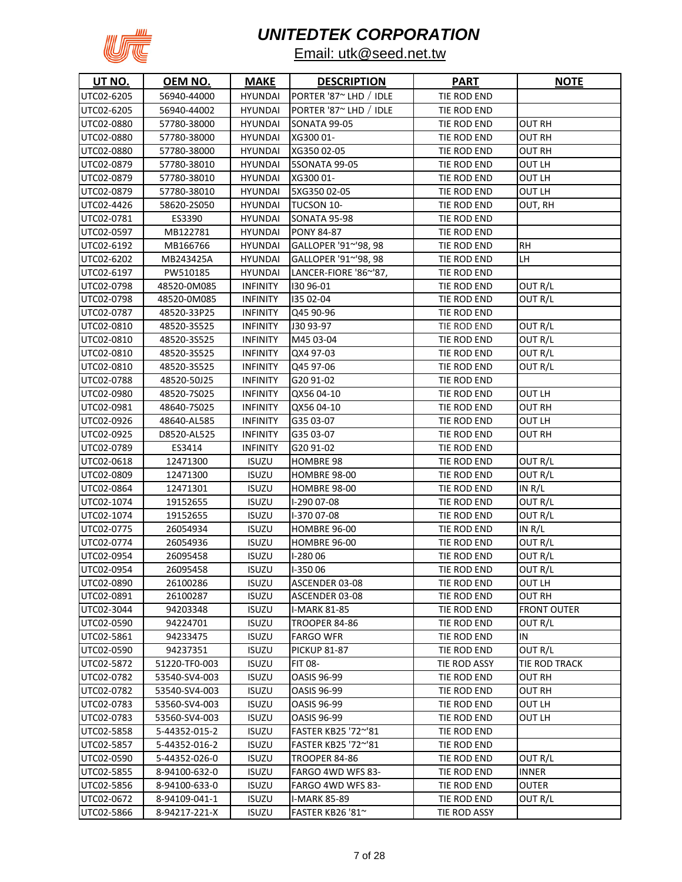# UNITEDTEK CORPORATION

Email: utk@seed.net.tw

| UT NO. | OEM NO. | MAKE | DESCRIPTION | PART | NOTE |
|---|---|---|---|---|---|
| UTC02-6205 | 56940-44000 | HYUNDAI | PORTER '87~ LHD / IDLE | TIE ROD END | |
| UTC02-6205 | 56940-44002 | HYUNDAI | PORTER '87~ LHD / IDLE | TIE ROD END | |
| UTC02-0880 | 57780-38000 | HYUNDAI | SONATA 99-05 | TIE ROD END | OUT RH |
| UTC02-0880 | 57780-38000 | HYUNDAI | XG300 01- | TIE ROD END | OUT RH |
| UTC02-0880 | 57780-38000 | HYUNDAI | XG350 02-05 | TIE ROD END | OUT RH |
| UTC02-0879 | 57780-38010 | HYUNDAI | 5SONATA 99-05 | TIE ROD END | OUT LH |
| UTC02-0879 | 57780-38010 | HYUNDAI | XG300 01- | TIE ROD END | OUT LH |
| UTC02-0879 | 57780-38010 | HYUNDAI | 5XG350 02-05 | TIE ROD END | OUT LH |
| UTC02-4426 | 58620-2S050 | HYUNDAI | TUCSON 10- | TIE ROD END | OUT, RH |
| UTC02-0781 | ES3390 | HYUNDAI | SONATA 95-98 | TIE ROD END | |
| UTC02-0597 | MB122781 | HYUNDAI | PONY 84-87 | TIE ROD END | |
| UTC02-6192 | MB166766 | HYUNDAI | GALLOPER '91~'98, 98 | TIE ROD END | RH |
| UTC02-6202 | MB243425A | HYUNDAI | GALLOPER '91~'98, 98 | TIE ROD END | LH |
| UTC02-6197 | PW510185 | HYUNDAI | LANCER-FIORE '86~'87, | TIE ROD END | |
| UTC02-0798 | 48520-0M085 | INFINITY | I30 96-01 | TIE ROD END | OUT R/L |
| UTC02-0798 | 48520-0M085 | INFINITY | I35 02-04 | TIE ROD END | OUT R/L |
| UTC02-0787 | 48520-33P25 | INFINITY | Q45 90-96 | TIE ROD END | |
| UTC02-0810 | 48520-3S525 | INFINITY | J30 93-97 | TIE ROD END | OUT R/L |
| UTC02-0810 | 48520-3S525 | INFINITY | M45 03-04 | TIE ROD END | OUT R/L |
| UTC02-0810 | 48520-3S525 | INFINITY | QX4 97-03 | TIE ROD END | OUT R/L |
| UTC02-0810 | 48520-3S525 | INFINITY | Q45 97-06 | TIE ROD END | OUT R/L |
| UTC02-0788 | 48520-50J25 | INFINITY | G20 91-02 | TIE ROD END | |
| UTC02-0980 | 48520-7S025 | INFINITY | QX56 04-10 | TIE ROD END | OUT LH |
| UTC02-0981 | 48640-7S025 | INFINITY | QX56 04-10 | TIE ROD END | OUT RH |
| UTC02-0926 | 48640-AL585 | INFINITY | G35 03-07 | TIE ROD END | OUT LH |
| UTC02-0925 | D8520-AL525 | INFINITY | G35 03-07 | TIE ROD END | OUT RH |
| UTC02-0789 | ES3414 | INFINITY | G20 91-02 | TIE ROD END | |
| UTC02-0618 | 12471300 | ISUZU | HOMBRE 98 | TIE ROD END | OUT R/L |
| UTC02-0809 | 12471300 | ISUZU | HOMBRE 98-00 | TIE ROD END | OUT R/L |
| UTC02-0864 | 12471301 | ISUZU | HOMBRE 98-00 | TIE ROD END | IN R/L |
| UTC02-1074 | 19152655 | ISUZU | I-290 07-08 | TIE ROD END | OUT R/L |
| UTC02-1074 | 19152655 | ISUZU | I-370 07-08 | TIE ROD END | OUT R/L |
| UTC02-0775 | 26054934 | ISUZU | HOMBRE 96-00 | TIE ROD END | IN R/L |
| UTC02-0774 | 26054936 | ISUZU | HOMBRE 96-00 | TIE ROD END | OUT R/L |
| UTC02-0954 | 26095458 | ISUZU | I-280 06 | TIE ROD END | OUT R/L |
| UTC02-0954 | 26095458 | ISUZU | I-350 06 | TIE ROD END | OUT R/L |
| UTC02-0890 | 26100286 | ISUZU | ASCENDER 03-08 | TIE ROD END | OUT LH |
| UTC02-0891 | 26100287 | ISUZU | ASCENDER 03-08 | TIE ROD END | OUT RH |
| UTC02-3044 | 94203348 | ISUZU | I-MARK 81-85 | TIE ROD END | FRONT OUTER |
| UTC02-0590 | 94224701 | ISUZU | TROOPER 84-86 | TIE ROD END | OUT R/L |
| UTC02-5861 | 94233475 | ISUZU | FARGO WFR | TIE ROD END | IN |
| UTC02-0590 | 94237351 | ISUZU | PICKUP 81-87 | TIE ROD END | OUT R/L |
| UTC02-5872 | 51220-TF0-003 | ISUZU | FIT 08- | TIE ROD ASSY | TIE ROD TRACK |
| UTC02-0782 | 53540-SV4-003 | ISUZU | OASIS 96-99 | TIE ROD END | OUT RH |
| UTC02-0782 | 53540-SV4-003 | ISUZU | OASIS 96-99 | TIE ROD END | OUT RH |
| UTC02-0783 | 53560-SV4-003 | ISUZU | OASIS 96-99 | TIE ROD END | OUT LH |
| UTC02-0783 | 53560-SV4-003 | ISUZU | OASIS 96-99 | TIE ROD END | OUT LH |
| UTC02-5858 | 5-44352-015-2 | ISUZU | FASTER KB25 '72~'81 | TIE ROD END | |
| UTC02-5857 | 5-44352-016-2 | ISUZU | FASTER KB25 '72~'81 | TIE ROD END | |
| UTC02-0590 | 5-44352-026-0 | ISUZU | TROOPER 84-86 | TIE ROD END | OUT R/L |
| UTC02-5855 | 8-94100-632-0 | ISUZU | FARGO 4WD WFS 83- | TIE ROD END | INNER |
| UTC02-5856 | 8-94100-633-0 | ISUZU | FARGO 4WD WFS 83- | TIE ROD END | OUTER |
| UTC02-0672 | 8-94109-041-1 | ISUZU | I-MARK 85-89 | TIE ROD END | OUT R/L |
| UTC02-5866 | 8-94217-221-X | ISUZU | FASTER KB26 '81~ | TIE ROD ASSY | |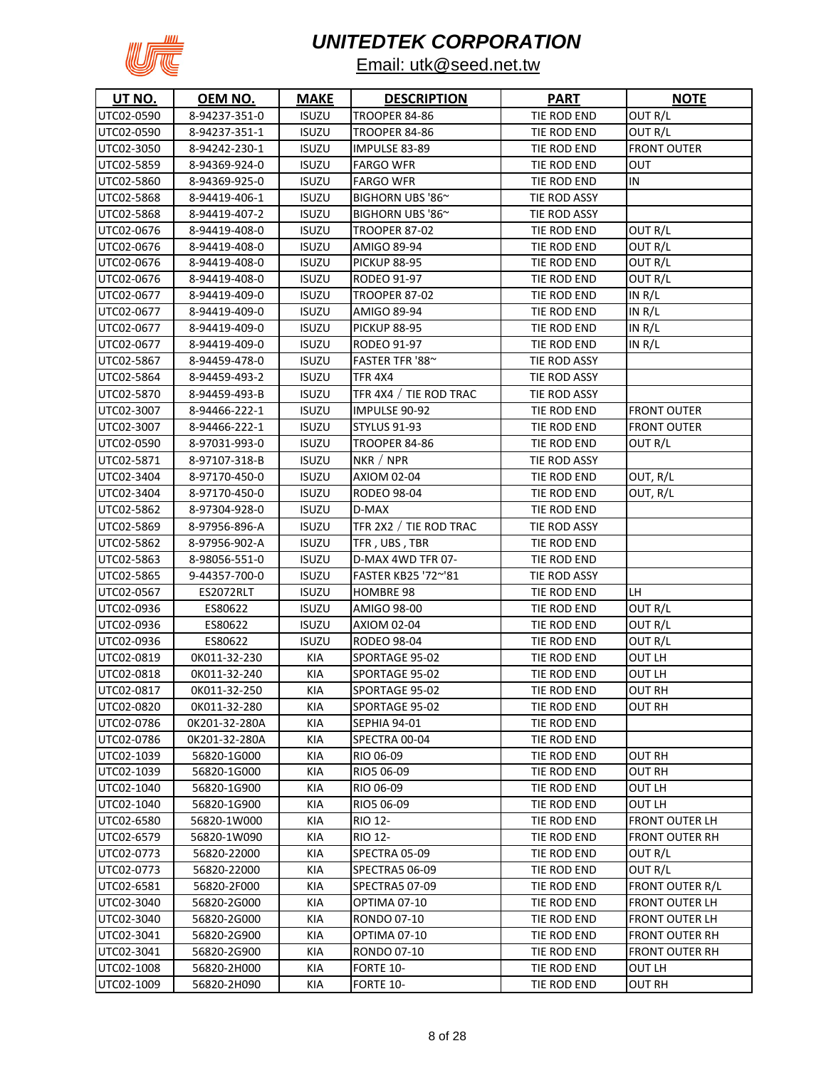# UNITEDTEK CORPORATION

Email: utk@seed.net.tw

| UT NO. | OEM NO. | MAKE | DESCRIPTION | PART | NOTE |
|---|---|---|---|---|---|
| UTC02-0590 | 8-94237-351-0 | ISUZU | TROOPER 84-86 | TIE ROD END | OUT R/L |
| UTC02-0590 | 8-94237-351-1 | ISUZU | TROOPER 84-86 | TIE ROD END | OUT R/L |
| UTC02-3050 | 8-94242-230-1 | ISUZU | IMPULSE 83-89 | TIE ROD END | FRONT OUTER |
| UTC02-5859 | 8-94369-924-0 | ISUZU | FARGO WFR | TIE ROD END | OUT |
| UTC02-5860 | 8-94369-925-0 | ISUZU | FARGO WFR | TIE ROD END | IN |
| UTC02-5868 | 8-94419-406-1 | ISUZU | BIGHORN UBS '86~ | TIE ROD ASSY | |
| UTC02-5868 | 8-94419-407-2 | ISUZU | BIGHORN UBS '86~ | TIE ROD ASSY | |
| UTC02-0676 | 8-94419-408-0 | ISUZU | TROOPER 87-02 | TIE ROD END | OUT R/L |
| UTC02-0676 | 8-94419-408-0 | ISUZU | AMIGO 89-94 | TIE ROD END | OUT R/L |
| UTC02-0676 | 8-94419-408-0 | ISUZU | PICKUP 88-95 | TIE ROD END | OUT R/L |
| UTC02-0676 | 8-94419-408-0 | ISUZU | RODEO 91-97 | TIE ROD END | OUT R/L |
| UTC02-0677 | 8-94419-409-0 | ISUZU | TROOPER 87-02 | TIE ROD END | IN R/L |
| UTC02-0677 | 8-94419-409-0 | ISUZU | AMIGO 89-94 | TIE ROD END | IN R/L |
| UTC02-0677 | 8-94419-409-0 | ISUZU | PICKUP 88-95 | TIE ROD END | IN R/L |
| UTC02-0677 | 8-94419-409-0 | ISUZU | RODEO 91-97 | TIE ROD END | IN R/L |
| UTC02-5867 | 8-94459-478-0 | ISUZU | FASTER TFR '88~ | TIE ROD ASSY | |
| UTC02-5864 | 8-94459-493-2 | ISUZU | TFR 4X4 | TIE ROD ASSY | |
| UTC02-5870 | 8-94459-493-B | ISUZU | TFR 4X4 / TIE ROD TRAC | TIE ROD ASSY | |
| UTC02-3007 | 8-94466-222-1 | ISUZU | IMPULSE 90-92 | TIE ROD END | FRONT OUTER |
| UTC02-3007 | 8-94466-222-1 | ISUZU | STYLUS 91-93 | TIE ROD END | FRONT OUTER |
| UTC02-0590 | 8-97031-993-0 | ISUZU | TROOPER 84-86 | TIE ROD END | OUT R/L |
| UTC02-5871 | 8-97107-318-B | ISUZU | NKR / NPR | TIE ROD ASSY | |
| UTC02-3404 | 8-97170-450-0 | ISUZU | AXIOM 02-04 | TIE ROD END | OUT, R/L |
| UTC02-3404 | 8-97170-450-0 | ISUZU | RODEO 98-04 | TIE ROD END | OUT, R/L |
| UTC02-5862 | 8-97304-928-0 | ISUZU | D-MAX | TIE ROD END | |
| UTC02-5869 | 8-97956-896-A | ISUZU | TFR 2X2 / TIE ROD TRAC | TIE ROD ASSY | |
| UTC02-5862 | 8-97956-902-A | ISUZU | TFR , UBS , TBR | TIE ROD END | |
| UTC02-5863 | 8-98056-551-0 | ISUZU | D-MAX 4WD TFR 07- | TIE ROD END | |
| UTC02-5865 | 9-44357-700-0 | ISUZU | FASTER KB25 '72~'81 | TIE ROD ASSY | |
| UTC02-0567 | ES2072RLT | ISUZU | HOMBRE 98 | TIE ROD END | LH |
| UTC02-0936 | ES80622 | ISUZU | AMIGO 98-00 | TIE ROD END | OUT R/L |
| UTC02-0936 | ES80622 | ISUZU | AXIOM 02-04 | TIE ROD END | OUT R/L |
| UTC02-0936 | ES80622 | ISUZU | RODEO 98-04 | TIE ROD END | OUT R/L |
| UTC02-0819 | 0K011-32-230 | KIA | SPORTAGE 95-02 | TIE ROD END | OUT LH |
| UTC02-0818 | 0K011-32-240 | KIA | SPORTAGE 95-02 | TIE ROD END | OUT LH |
| UTC02-0817 | 0K011-32-250 | KIA | SPORTAGE 95-02 | TIE ROD END | OUT RH |
| UTC02-0820 | 0K011-32-280 | KIA | SPORTAGE 95-02 | TIE ROD END | OUT RH |
| UTC02-0786 | 0K201-32-280A | KIA | SEPHIA 94-01 | TIE ROD END | |
| UTC02-0786 | 0K201-32-280A | KIA | SPECTRA 00-04 | TIE ROD END | |
| UTC02-1039 | 56820-1G000 | KIA | RIO 06-09 | TIE ROD END | OUT RH |
| UTC02-1039 | 56820-1G000 | KIA | RIO5 06-09 | TIE ROD END | OUT RH |
| UTC02-1040 | 56820-1G900 | KIA | RIO 06-09 | TIE ROD END | OUT LH |
| UTC02-1040 | 56820-1G900 | KIA | RIO5 06-09 | TIE ROD END | OUT LH |
| UTC02-6580 | 56820-1W000 | KIA | RIO 12- | TIE ROD END | FRONT OUTER LH |
| UTC02-6579 | 56820-1W090 | KIA | RIO 12- | TIE ROD END | FRONT OUTER RH |
| UTC02-0773 | 56820-22000 | KIA | SPECTRA 05-09 | TIE ROD END | OUT R/L |
| UTC02-0773 | 56820-22000 | KIA | SPECTRA5 06-09 | TIE ROD END | OUT R/L |
| UTC02-6581 | 56820-2F000 | KIA | SPECTRA5 07-09 | TIE ROD END | FRONT OUTER R/L |
| UTC02-3040 | 56820-2G000 | KIA | OPTIMA 07-10 | TIE ROD END | FRONT OUTER LH |
| UTC02-3040 | 56820-2G000 | KIA | RONDO 07-10 | TIE ROD END | FRONT OUTER LH |
| UTC02-3041 | 56820-2G900 | KIA | OPTIMA 07-10 | TIE ROD END | FRONT OUTER RH |
| UTC02-3041 | 56820-2G900 | KIA | RONDO 07-10 | TIE ROD END | FRONT OUTER RH |
| UTC02-1008 | 56820-2H000 | KIA | FORTE 10- | TIE ROD END | OUT LH |
| UTC02-1009 | 56820-2H090 | KIA | FORTE 10- | TIE ROD END | OUT RH |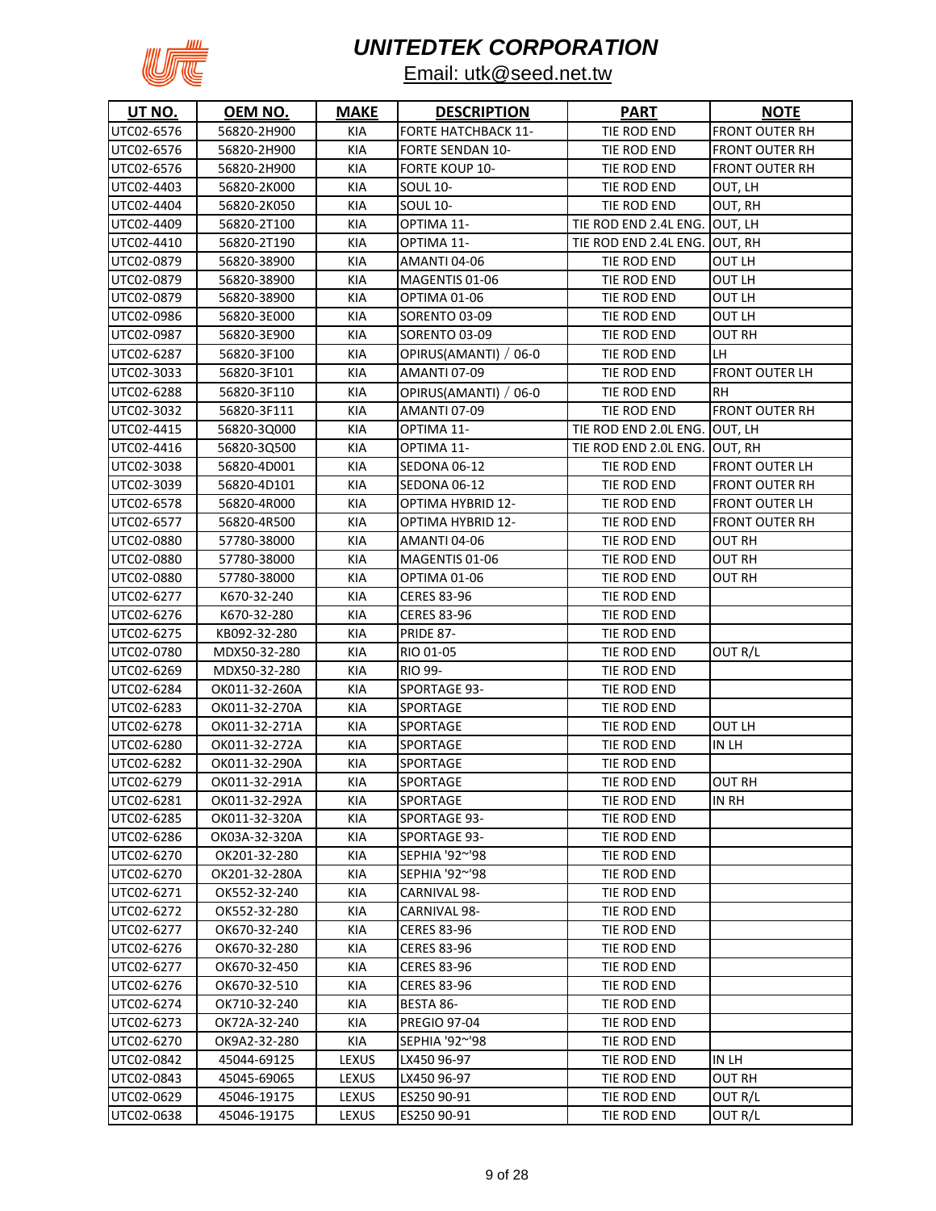# UNITEDTEK CORPORATION

Email: utk@seed.net.tw

| UT NO. | OEM NO. | MAKE | DESCRIPTION | PART | NOTE |
|---|---|---|---|---|---|
| UTC02-6576 | 56820-2H900 | KIA | FORTE HATCHBACK 11- | TIE ROD END | FRONT OUTER RH |
| UTC02-6576 | 56820-2H900 | KIA | FORTE SENDAN 10- | TIE ROD END | FRONT OUTER RH |
| UTC02-6576 | 56820-2H900 | KIA | FORTE KOUP 10- | TIE ROD END | FRONT OUTER RH |
| UTC02-4403 | 56820-2K000 | KIA | SOUL 10- | TIE ROD END | OUT, LH |
| UTC02-4404 | 56820-2K050 | KIA | SOUL 10- | TIE ROD END | OUT, RH |
| UTC02-4409 | 56820-2T100 | KIA | OPTIMA 11- | TIE ROD END 2.4L ENG. | OUT, LH |
| UTC02-4410 | 56820-2T190 | KIA | OPTIMA 11- | TIE ROD END 2.4L ENG. | OUT, RH |
| UTC02-0879 | 56820-38900 | KIA | AMANTI 04-06 | TIE ROD END | OUT LH |
| UTC02-0879 | 56820-38900 | KIA | MAGENTIS 01-06 | TIE ROD END | OUT LH |
| UTC02-0879 | 56820-38900 | KIA | OPTIMA 01-06 | TIE ROD END | OUT LH |
| UTC02-0986 | 56820-3E000 | KIA | SORENTO 03-09 | TIE ROD END | OUT LH |
| UTC02-0987 | 56820-3E900 | KIA | SORENTO 03-09 | TIE ROD END | OUT RH |
| UTC02-6287 | 56820-3F100 | KIA | OPIRUS(AMANTI) / 06-0 | TIE ROD END | LH |
| UTC02-3033 | 56820-3F101 | KIA | AMANTI 07-09 | TIE ROD END | FRONT OUTER LH |
| UTC02-6288 | 56820-3F110 | KIA | OPIRUS(AMANTI) / 06-0 | TIE ROD END | RH |
| UTC02-3032 | 56820-3F111 | KIA | AMANTI 07-09 | TIE ROD END | FRONT OUTER RH |
| UTC02-4415 | 56820-3Q000 | KIA | OPTIMA 11- | TIE ROD END 2.0L ENG. | OUT, LH |
| UTC02-4416 | 56820-3Q500 | KIA | OPTIMA 11- | TIE ROD END 2.0L ENG. | OUT, RH |
| UTC02-3038 | 56820-4D001 | KIA | SEDONA 06-12 | TIE ROD END | FRONT OUTER LH |
| UTC02-3039 | 56820-4D101 | KIA | SEDONA 06-12 | TIE ROD END | FRONT OUTER RH |
| UTC02-6578 | 56820-4R000 | KIA | OPTIMA HYBRID 12- | TIE ROD END | FRONT OUTER LH |
| UTC02-6577 | 56820-4R500 | KIA | OPTIMA HYBRID 12- | TIE ROD END | FRONT OUTER RH |
| UTC02-0880 | 57780-38000 | KIA | AMANTI 04-06 | TIE ROD END | OUT RH |
| UTC02-0880 | 57780-38000 | KIA | MAGENTIS 01-06 | TIE ROD END | OUT RH |
| UTC02-0880 | 57780-38000 | KIA | OPTIMA 01-06 | TIE ROD END | OUT RH |
| UTC02-6277 | K670-32-240 | KIA | CERES 83-96 | TIE ROD END | |
| UTC02-6276 | K670-32-280 | KIA | CERES 83-96 | TIE ROD END | |
| UTC02-6275 | KB092-32-280 | KIA | PRIDE 87- | TIE ROD END | |
| UTC02-0780 | MDX50-32-280 | KIA | RIO 01-05 | TIE ROD END | OUT R/L |
| UTC02-6269 | MDX50-32-280 | KIA | RIO 99- | TIE ROD END | |
| UTC02-6284 | OK011-32-260A | KIA | SPORTAGE 93- | TIE ROD END | |
| UTC02-6283 | OK011-32-270A | KIA | SPORTAGE | TIE ROD END | |
| UTC02-6278 | OK011-32-271A | KIA | SPORTAGE | TIE ROD END | OUT LH |
| UTC02-6280 | OK011-32-272A | KIA | SPORTAGE | TIE ROD END | IN LH |
| UTC02-6282 | OK011-32-290A | KIA | SPORTAGE | TIE ROD END | |
| UTC02-6279 | OK011-32-291A | KIA | SPORTAGE | TIE ROD END | OUT RH |
| UTC02-6281 | OK011-32-292A | KIA | SPORTAGE | TIE ROD END | IN RH |
| UTC02-6285 | OK011-32-320A | KIA | SPORTAGE 93- | TIE ROD END | |
| UTC02-6286 | OK03A-32-320A | KIA | SPORTAGE 93- | TIE ROD END | |
| UTC02-6270 | OK201-32-280 | KIA | SEPHIA '92~'98 | TIE ROD END | |
| UTC02-6270 | OK201-32-280A | KIA | SEPHIA '92~'98 | TIE ROD END | |
| UTC02-6271 | OK552-32-240 | KIA | CARNIVAL 98- | TIE ROD END | |
| UTC02-6272 | OK552-32-280 | KIA | CARNIVAL 98- | TIE ROD END | |
| UTC02-6277 | OK670-32-240 | KIA | CERES 83-96 | TIE ROD END | |
| UTC02-6276 | OK670-32-280 | KIA | CERES 83-96 | TIE ROD END | |
| UTC02-6277 | OK670-32-450 | KIA | CERES 83-96 | TIE ROD END | |
| UTC02-6276 | OK670-32-510 | KIA | CERES 83-96 | TIE ROD END | |
| UTC02-6274 | OK710-32-240 | KIA | BESTA 86- | TIE ROD END | |
| UTC02-6273 | OK72A-32-240 | KIA | PREGIO 97-04 | TIE ROD END | |
| UTC02-6270 | OK9A2-32-280 | KIA | SEPHIA '92~'98 | TIE ROD END | |
| UTC02-0842 | 45044-69125 | LEXUS | LX450 96-97 | TIE ROD END | IN LH |
| UTC02-0843 | 45045-69065 | LEXUS | LX450 96-97 | TIE ROD END | OUT RH |
| UTC02-0629 | 45046-19175 | LEXUS | ES250 90-91 | TIE ROD END | OUT R/L |
| UTC02-0638 | 45046-19175 | LEXUS | ES250 90-91 | TIE ROD END | OUT R/L |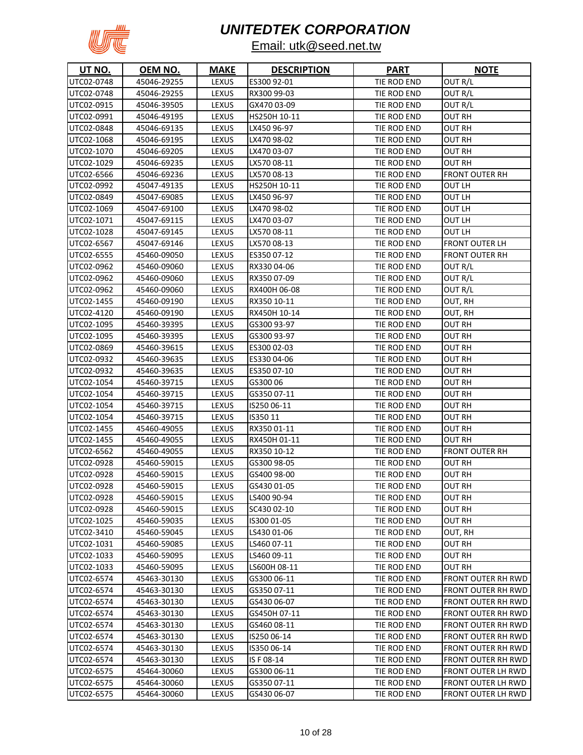# UNITEDTEK CORPORATION

Email: utk@seed.net.tw

| UT NO. | OEM NO. | MAKE | DESCRIPTION | PART | NOTE |
|---|---|---|---|---|---|
| UTC02-0748 | 45046-29255 | LEXUS | ES300 92-01 | TIE ROD END | OUT R/L |
| UTC02-0748 | 45046-29255 | LEXUS | RX300 99-03 | TIE ROD END | OUT R/L |
| UTC02-0915 | 45046-39505 | LEXUS | GX470 03-09 | TIE ROD END | OUT R/L |
| UTC02-0991 | 45046-49195 | LEXUS | HS250H 10-11 | TIE ROD END | OUT RH |
| UTC02-0848 | 45046-69135 | LEXUS | LX450 96-97 | TIE ROD END | OUT RH |
| UTC02-1068 | 45046-69195 | LEXUS | LX470 98-02 | TIE ROD END | OUT RH |
| UTC02-1070 | 45046-69205 | LEXUS | LX470 03-07 | TIE ROD END | OUT RH |
| UTC02-1029 | 45046-69235 | LEXUS | LX570 08-11 | TIE ROD END | OUT RH |
| UTC02-6566 | 45046-69236 | LEXUS | LX570 08-13 | TIE ROD END | FRONT OUTER RH |
| UTC02-0992 | 45047-49135 | LEXUS | HS250H 10-11 | TIE ROD END | OUT LH |
| UTC02-0849 | 45047-69085 | LEXUS | LX450 96-97 | TIE ROD END | OUT LH |
| UTC02-1069 | 45047-69100 | LEXUS | LX470 98-02 | TIE ROD END | OUT LH |
| UTC02-1071 | 45047-69115 | LEXUS | LX470 03-07 | TIE ROD END | OUT LH |
| UTC02-1028 | 45047-69145 | LEXUS | LX570 08-11 | TIE ROD END | OUT LH |
| UTC02-6567 | 45047-69146 | LEXUS | LX570 08-13 | TIE ROD END | FRONT OUTER LH |
| UTC02-6555 | 45460-09050 | LEXUS | ES350 07-12 | TIE ROD END | FRONT OUTER RH |
| UTC02-0962 | 45460-09060 | LEXUS | RX330 04-06 | TIE ROD END | OUT R/L |
| UTC02-0962 | 45460-09060 | LEXUS | RX350 07-09 | TIE ROD END | OUT R/L |
| UTC02-0962 | 45460-09060 | LEXUS | RX400H 06-08 | TIE ROD END | OUT R/L |
| UTC02-1455 | 45460-09190 | LEXUS | RX350 10-11 | TIE ROD END | OUT, RH |
| UTC02-4120 | 45460-09190 | LEXUS | RX450H 10-14 | TIE ROD END | OUT, RH |
| UTC02-1095 | 45460-39395 | LEXUS | GS300 93-97 | TIE ROD END | OUT RH |
| UTC02-1095 | 45460-39395 | LEXUS | GS300 93-97 | TIE ROD END | OUT RH |
| UTC02-0869 | 45460-39615 | LEXUS | ES300 02-03 | TIE ROD END | OUT RH |
| UTC02-0932 | 45460-39635 | LEXUS | ES330 04-06 | TIE ROD END | OUT RH |
| UTC02-0932 | 45460-39635 | LEXUS | ES350 07-10 | TIE ROD END | OUT RH |
| UTC02-1054 | 45460-39715 | LEXUS | GS300 06 | TIE ROD END | OUT RH |
| UTC02-1054 | 45460-39715 | LEXUS | GS350 07-11 | TIE ROD END | OUT RH |
| UTC02-1054 | 45460-39715 | LEXUS | IS250 06-11 | TIE ROD END | OUT RH |
| UTC02-1054 | 45460-39715 | LEXUS | IS350 11 | TIE ROD END | OUT RH |
| UTC02-1455 | 45460-49055 | LEXUS | RX350 01-11 | TIE ROD END | OUT RH |
| UTC02-1455 | 45460-49055 | LEXUS | RX450H 01-11 | TIE ROD END | OUT RH |
| UTC02-6562 | 45460-49055 | LEXUS | RX350 10-12 | TIE ROD END | FRONT OUTER RH |
| UTC02-0928 | 45460-59015 | LEXUS | GS300 98-05 | TIE ROD END | OUT RH |
| UTC02-0928 | 45460-59015 | LEXUS | GS400 98-00 | TIE ROD END | OUT RH |
| UTC02-0928 | 45460-59015 | LEXUS | GS430 01-05 | TIE ROD END | OUT RH |
| UTC02-0928 | 45460-59015 | LEXUS | LS400 90-94 | TIE ROD END | OUT RH |
| UTC02-0928 | 45460-59015 | LEXUS | SC430 02-10 | TIE ROD END | OUT RH |
| UTC02-1025 | 45460-59035 | LEXUS | IS300 01-05 | TIE ROD END | OUT RH |
| UTC02-3410 | 45460-59045 | LEXUS | LS430 01-06 | TIE ROD END | OUT, RH |
| UTC02-1031 | 45460-59085 | LEXUS | LS460 07-11 | TIE ROD END | OUT RH |
| UTC02-1033 | 45460-59095 | LEXUS | LS460 09-11 | TIE ROD END | OUT RH |
| UTC02-1033 | 45460-59095 | LEXUS | LS600H 08-11 | TIE ROD END | OUT RH |
| UTC02-6574 | 45463-30130 | LEXUS | GS300 06-11 | TIE ROD END | FRONT OUTER RH RWD |
| UTC02-6574 | 45463-30130 | LEXUS | GS350 07-11 | TIE ROD END | FRONT OUTER RH RWD |
| UTC02-6574 | 45463-30130 | LEXUS | GS430 06-07 | TIE ROD END | FRONT OUTER RH RWD |
| UTC02-6574 | 45463-30130 | LEXUS | GS450H 07-11 | TIE ROD END | FRONT OUTER RH RWD |
| UTC02-6574 | 45463-30130 | LEXUS | GS460 08-11 | TIE ROD END | FRONT OUTER RH RWD |
| UTC02-6574 | 45463-30130 | LEXUS | IS250 06-14 | TIE ROD END | FRONT OUTER RH RWD |
| UTC02-6574 | 45463-30130 | LEXUS | IS350 06-14 | TIE ROD END | FRONT OUTER RH RWD |
| UTC02-6574 | 45463-30130 | LEXUS | IS F 08-14 | TIE ROD END | FRONT OUTER RH RWD |
| UTC02-6575 | 45464-30060 | LEXUS | GS300 06-11 | TIE ROD END | FRONT OUTER LH RWD |
| UTC02-6575 | 45464-30060 | LEXUS | GS350 07-11 | TIE ROD END | FRONT OUTER LH RWD |
| UTC02-6575 | 45464-30060 | LEXUS | GS430 06-07 | TIE ROD END | FRONT OUTER LH RWD |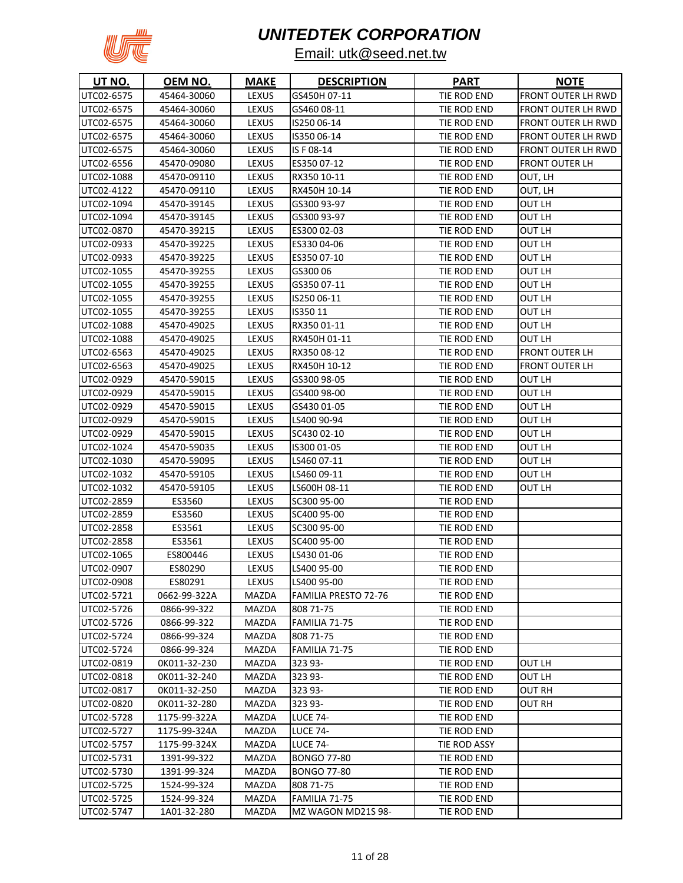# UNITEDTEK CORPORATION

Email: utk@seed.net.tw

| UT NO. | OEM NO. | MAKE | DESCRIPTION | PART | NOTE |
|---|---|---|---|---|---|
| UTC02-6575 | 45464-30060 | LEXUS | GS450H 07-11 | TIE ROD END | FRONT OUTER LH RWD |
| UTC02-6575 | 45464-30060 | LEXUS | GS460 08-11 | TIE ROD END | FRONT OUTER LH RWD |
| UTC02-6575 | 45464-30060 | LEXUS | IS250 06-14 | TIE ROD END | FRONT OUTER LH RWD |
| UTC02-6575 | 45464-30060 | LEXUS | IS350 06-14 | TIE ROD END | FRONT OUTER LH RWD |
| UTC02-6575 | 45464-30060 | LEXUS | IS F 08-14 | TIE ROD END | FRONT OUTER LH RWD |
| UTC02-6556 | 45470-09080 | LEXUS | ES350 07-12 | TIE ROD END | FRONT OUTER LH |
| UTC02-1088 | 45470-09110 | LEXUS | RX350 10-11 | TIE ROD END | OUT, LH |
| UTC02-4122 | 45470-09110 | LEXUS | RX450H 10-14 | TIE ROD END | OUT, LH |
| UTC02-1094 | 45470-39145 | LEXUS | GS300 93-97 | TIE ROD END | OUT LH |
| UTC02-1094 | 45470-39145 | LEXUS | GS300 93-97 | TIE ROD END | OUT LH |
| UTC02-0870 | 45470-39215 | LEXUS | ES300 02-03 | TIE ROD END | OUT LH |
| UTC02-0933 | 45470-39225 | LEXUS | ES330 04-06 | TIE ROD END | OUT LH |
| UTC02-0933 | 45470-39225 | LEXUS | ES350 07-10 | TIE ROD END | OUT LH |
| UTC02-1055 | 45470-39255 | LEXUS | GS300 06 | TIE ROD END | OUT LH |
| UTC02-1055 | 45470-39255 | LEXUS | GS350 07-11 | TIE ROD END | OUT LH |
| UTC02-1055 | 45470-39255 | LEXUS | IS250 06-11 | TIE ROD END | OUT LH |
| UTC02-1055 | 45470-39255 | LEXUS | IS350 11 | TIE ROD END | OUT LH |
| UTC02-1088 | 45470-49025 | LEXUS | RX350 01-11 | TIE ROD END | OUT LH |
| UTC02-1088 | 45470-49025 | LEXUS | RX450H 01-11 | TIE ROD END | OUT LH |
| UTC02-6563 | 45470-49025 | LEXUS | RX350 08-12 | TIE ROD END | FRONT OUTER LH |
| UTC02-6563 | 45470-49025 | LEXUS | RX450H 10-12 | TIE ROD END | FRONT OUTER LH |
| UTC02-0929 | 45470-59015 | LEXUS | GS300 98-05 | TIE ROD END | OUT LH |
| UTC02-0929 | 45470-59015 | LEXUS | GS400 98-00 | TIE ROD END | OUT LH |
| UTC02-0929 | 45470-59015 | LEXUS | GS430 01-05 | TIE ROD END | OUT LH |
| UTC02-0929 | 45470-59015 | LEXUS | LS400 90-94 | TIE ROD END | OUT LH |
| UTC02-0929 | 45470-59015 | LEXUS | SC430 02-10 | TIE ROD END | OUT LH |
| UTC02-1024 | 45470-59035 | LEXUS | IS300 01-05 | TIE ROD END | OUT LH |
| UTC02-1030 | 45470-59095 | LEXUS | LS460 07-11 | TIE ROD END | OUT LH |
| UTC02-1032 | 45470-59105 | LEXUS | LS460 09-11 | TIE ROD END | OUT LH |
| UTC02-1032 | 45470-59105 | LEXUS | LS600H 08-11 | TIE ROD END | OUT LH |
| UTC02-2859 | ES3560 | LEXUS | SC300 95-00 | TIE ROD END | |
| UTC02-2859 | ES3560 | LEXUS | SC400 95-00 | TIE ROD END | |
| UTC02-2858 | ES3561 | LEXUS | SC300 95-00 | TIE ROD END | |
| UTC02-2858 | ES3561 | LEXUS | SC400 95-00 | TIE ROD END | |
| UTC02-1065 | ES800446 | LEXUS | LS430 01-06 | TIE ROD END | |
| UTC02-0907 | ES80290 | LEXUS | LS400 95-00 | TIE ROD END | |
| UTC02-0908 | ES80291 | LEXUS | LS400 95-00 | TIE ROD END | |
| UTC02-5721 | 0662-99-322A | MAZDA | FAMILIA PRESTO 72-76 | TIE ROD END | |
| UTC02-5726 | 0866-99-322 | MAZDA | 808 71-75 | TIE ROD END | |
| UTC02-5726 | 0866-99-322 | MAZDA | FAMILIA 71-75 | TIE ROD END | |
| UTC02-5724 | 0866-99-324 | MAZDA | 808 71-75 | TIE ROD END | |
| UTC02-5724 | 0866-99-324 | MAZDA | FAMILIA 71-75 | TIE ROD END | |
| UTC02-0819 | 0K011-32-230 | MAZDA | 323 93- | TIE ROD END | OUT LH |
| UTC02-0818 | 0K011-32-240 | MAZDA | 323 93- | TIE ROD END | OUT LH |
| UTC02-0817 | 0K011-32-250 | MAZDA | 323 93- | TIE ROD END | OUT RH |
| UTC02-0820 | 0K011-32-280 | MAZDA | 323 93- | TIE ROD END | OUT RH |
| UTC02-5728 | 1175-99-322A | MAZDA | LUCE 74- | TIE ROD END | |
| UTC02-5727 | 1175-99-324A | MAZDA | LUCE 74- | TIE ROD END | |
| UTC02-5757 | 1175-99-324X | MAZDA | LUCE 74- | TIE ROD ASSY | |
| UTC02-5731 | 1391-99-322 | MAZDA | BONGO 77-80 | TIE ROD END | |
| UTC02-5730 | 1391-99-324 | MAZDA | BONGO 77-80 | TIE ROD END | |
| UTC02-5725 | 1524-99-324 | MAZDA | 808 71-75 | TIE ROD END | |
| UTC02-5725 | 1524-99-324 | MAZDA | FAMILIA 71-75 | TIE ROD END | |
| UTC02-5747 | 1A01-32-280 | MAZDA | MZ WAGON MD21S 98- | TIE ROD END | |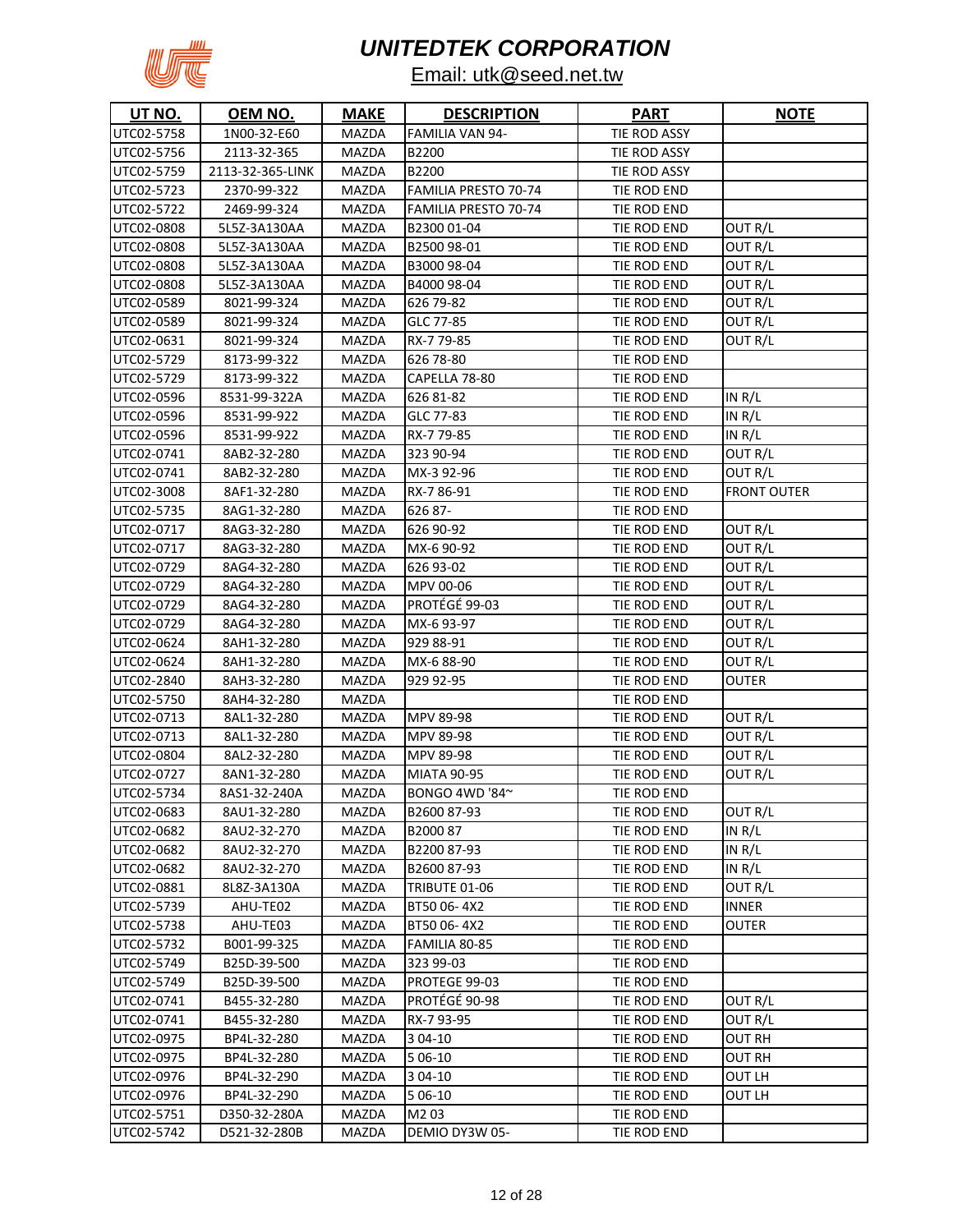# UNITEDTEK CORPORATION

Email: utk@seed.net.tw

| UT NO. | OEM NO. | MAKE | DESCRIPTION | PART | NOTE |
|---|---|---|---|---|---|
| UTC02-5758 | 1N00-32-E60 | MAZDA | FAMILIA VAN 94- | TIE ROD ASSY | |
| UTC02-5756 | 2113-32-365 | MAZDA | B2200 | TIE ROD ASSY | |
| UTC02-5759 | 2113-32-365-LINK | MAZDA | B2200 | TIE ROD ASSY | |
| UTC02-5723 | 2370-99-322 | MAZDA | FAMILIA PRESTO 70-74 | TIE ROD END | |
| UTC02-5722 | 2469-99-324 | MAZDA | FAMILIA PRESTO 70-74 | TIE ROD END | |
| UTC02-0808 | 5L5Z-3A130AA | MAZDA | B2300 01-04 | TIE ROD END | OUT R/L |
| UTC02-0808 | 5L5Z-3A130AA | MAZDA | B2500 98-01 | TIE ROD END | OUT R/L |
| UTC02-0808 | 5L5Z-3A130AA | MAZDA | B3000 98-04 | TIE ROD END | OUT R/L |
| UTC02-0808 | 5L5Z-3A130AA | MAZDA | B4000 98-04 | TIE ROD END | OUT R/L |
| UTC02-0589 | 8021-99-324 | MAZDA | 626 79-82 | TIE ROD END | OUT R/L |
| UTC02-0589 | 8021-99-324 | MAZDA | GLC 77-85 | TIE ROD END | OUT R/L |
| UTC02-0631 | 8021-99-324 | MAZDA | RX-7 79-85 | TIE ROD END | OUT R/L |
| UTC02-5729 | 8173-99-322 | MAZDA | 626 78-80 | TIE ROD END | |
| UTC02-5729 | 8173-99-322 | MAZDA | CAPELLA 78-80 | TIE ROD END | |
| UTC02-0596 | 8531-99-322A | MAZDA | 626 81-82 | TIE ROD END | IN R/L |
| UTC02-0596 | 8531-99-922 | MAZDA | GLC 77-83 | TIE ROD END | IN R/L |
| UTC02-0596 | 8531-99-922 | MAZDA | RX-7 79-85 | TIE ROD END | IN R/L |
| UTC02-0741 | 8AB2-32-280 | MAZDA | 323 90-94 | TIE ROD END | OUT R/L |
| UTC02-0741 | 8AB2-32-280 | MAZDA | MX-3 92-96 | TIE ROD END | OUT R/L |
| UTC02-3008 | 8AF1-32-280 | MAZDA | RX-7 86-91 | TIE ROD END | FRONT OUTER |
| UTC02-5735 | 8AG1-32-280 | MAZDA | 626 87- | TIE ROD END | |
| UTC02-0717 | 8AG3-32-280 | MAZDA | 626 90-92 | TIE ROD END | OUT R/L |
| UTC02-0717 | 8AG3-32-280 | MAZDA | MX-6 90-92 | TIE ROD END | OUT R/L |
| UTC02-0729 | 8AG4-32-280 | MAZDA | 626 93-02 | TIE ROD END | OUT R/L |
| UTC02-0729 | 8AG4-32-280 | MAZDA | MPV 00-06 | TIE ROD END | OUT R/L |
| UTC02-0729 | 8AG4-32-280 | MAZDA | PROTÉGÉ 99-03 | TIE ROD END | OUT R/L |
| UTC02-0729 | 8AG4-32-280 | MAZDA | MX-6 93-97 | TIE ROD END | OUT R/L |
| UTC02-0624 | 8AH1-32-280 | MAZDA | 929 88-91 | TIE ROD END | OUT R/L |
| UTC02-0624 | 8AH1-32-280 | MAZDA | MX-6 88-90 | TIE ROD END | OUT R/L |
| UTC02-2840 | 8AH3-32-280 | MAZDA | 929 92-95 | TIE ROD END | OUTER |
| UTC02-5750 | 8AH4-32-280 | MAZDA | | TIE ROD END | |
| UTC02-0713 | 8AL1-32-280 | MAZDA | MPV 89-98 | TIE ROD END | OUT R/L |
| UTC02-0713 | 8AL1-32-280 | MAZDA | MPV 89-98 | TIE ROD END | OUT R/L |
| UTC02-0804 | 8AL2-32-280 | MAZDA | MPV 89-98 | TIE ROD END | OUT R/L |
| UTC02-0727 | 8AN1-32-280 | MAZDA | MIATA 90-95 | TIE ROD END | OUT R/L |
| UTC02-5734 | 8AS1-32-240A | MAZDA | BONGO 4WD '84~ | TIE ROD END | |
| UTC02-0683 | 8AU1-32-280 | MAZDA | B2600 87-93 | TIE ROD END | OUT R/L |
| UTC02-0682 | 8AU2-32-270 | MAZDA | B2000 87 | TIE ROD END | IN R/L |
| UTC02-0682 | 8AU2-32-270 | MAZDA | B2200 87-93 | TIE ROD END | IN R/L |
| UTC02-0682 | 8AU2-32-270 | MAZDA | B2600 87-93 | TIE ROD END | IN R/L |
| UTC02-0881 | 8L8Z-3A130A | MAZDA | TRIBUTE 01-06 | TIE ROD END | OUT R/L |
| UTC02-5739 | AHU-TE02 | MAZDA | BT50 06- 4X2 | TIE ROD END | INNER |
| UTC02-5738 | AHU-TE03 | MAZDA | BT50 06- 4X2 | TIE ROD END | OUTER |
| UTC02-5732 | B001-99-325 | MAZDA | FAMILIA 80-85 | TIE ROD END | |
| UTC02-5749 | B25D-39-500 | MAZDA | 323 99-03 | TIE ROD END | |
| UTC02-5749 | B25D-39-500 | MAZDA | PROTEGE 99-03 | TIE ROD END | |
| UTC02-0741 | B455-32-280 | MAZDA | PROTÉGÉ 90-98 | TIE ROD END | OUT R/L |
| UTC02-0741 | B455-32-280 | MAZDA | RX-7 93-95 | TIE ROD END | OUT R/L |
| UTC02-0975 | BP4L-32-280 | MAZDA | 3 04-10 | TIE ROD END | OUT RH |
| UTC02-0975 | BP4L-32-280 | MAZDA | 5 06-10 | TIE ROD END | OUT RH |
| UTC02-0976 | BP4L-32-290 | MAZDA | 3 04-10 | TIE ROD END | OUT LH |
| UTC02-0976 | BP4L-32-290 | MAZDA | 5 06-10 | TIE ROD END | OUT LH |
| UTC02-5751 | D350-32-280A | MAZDA | M2 03 | TIE ROD END | |
| UTC02-5742 | D521-32-280B | MAZDA | DEMIO DY3W 05- | TIE ROD END | |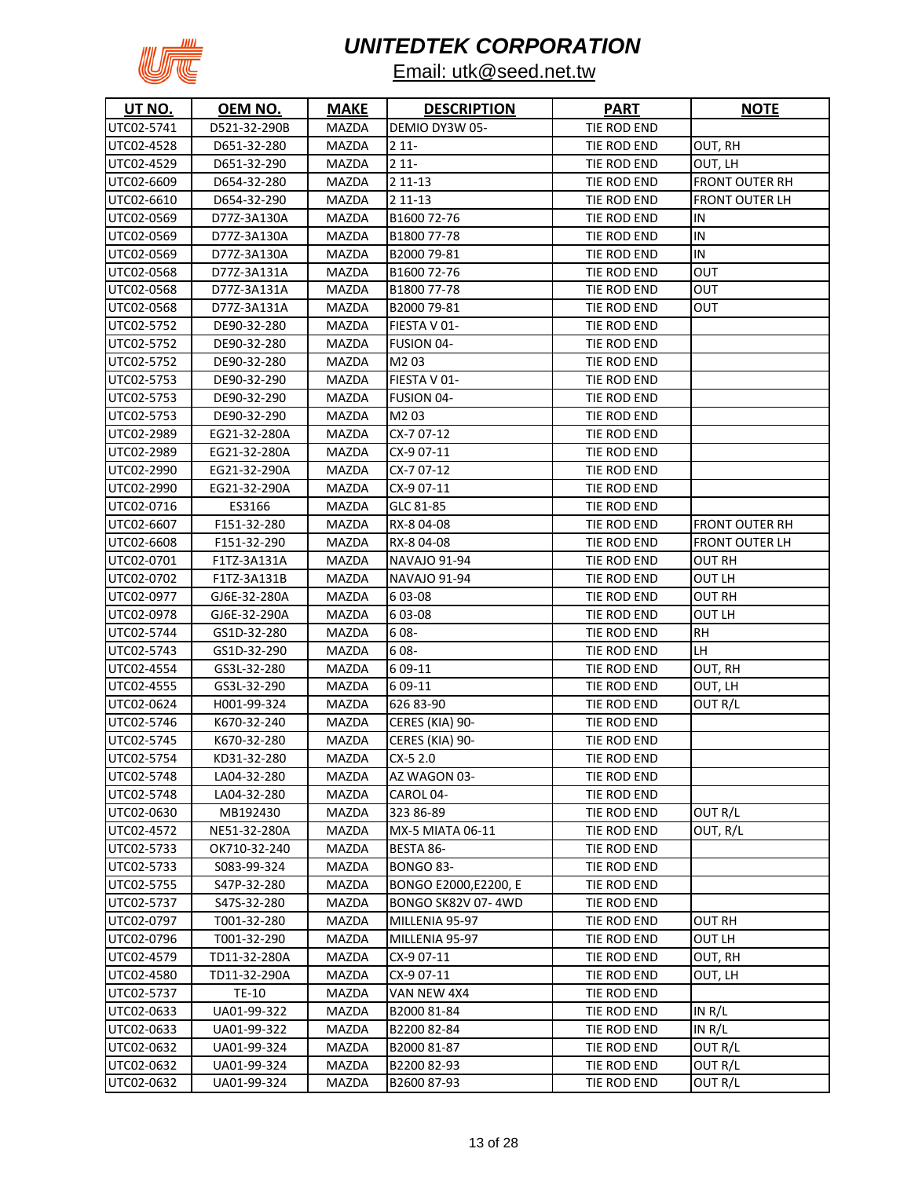# UNITEDTEK CORPORATION

Email: utk@seed.net.tw

| UT NO. | OEM NO. | MAKE | DESCRIPTION | PART | NOTE |
|---|---|---|---|---|---|
| UTC02-5741 | D521-32-290B | MAZDA | DEMIO DY3W 05- | TIE ROD END | |
| UTC02-4528 | D651-32-280 | MAZDA | 2 11- | TIE ROD END | OUT, RH |
| UTC02-4529 | D651-32-290 | MAZDA | 2 11- | TIE ROD END | OUT, LH |
| UTC02-6609 | D654-32-280 | MAZDA | 2 11-13 | TIE ROD END | FRONT OUTER RH |
| UTC02-6610 | D654-32-290 | MAZDA | 2 11-13 | TIE ROD END | FRONT OUTER LH |
| UTC02-0569 | D77Z-3A130A | MAZDA | B1600 72-76 | TIE ROD END | IN |
| UTC02-0569 | D77Z-3A130A | MAZDA | B1800 77-78 | TIE ROD END | IN |
| UTC02-0569 | D77Z-3A130A | MAZDA | B2000 79-81 | TIE ROD END | IN |
| UTC02-0568 | D77Z-3A131A | MAZDA | B1600 72-76 | TIE ROD END | OUT |
| UTC02-0568 | D77Z-3A131A | MAZDA | B1800 77-78 | TIE ROD END | OUT |
| UTC02-0568 | D77Z-3A131A | MAZDA | B2000 79-81 | TIE ROD END | OUT |
| UTC02-5752 | DE90-32-280 | MAZDA | FIESTA V 01- | TIE ROD END | |
| UTC02-5752 | DE90-32-280 | MAZDA | FUSION 04- | TIE ROD END | |
| UTC02-5752 | DE90-32-280 | MAZDA | M2 03 | TIE ROD END | |
| UTC02-5753 | DE90-32-290 | MAZDA | FIESTA V 01- | TIE ROD END | |
| UTC02-5753 | DE90-32-290 | MAZDA | FUSION 04- | TIE ROD END | |
| UTC02-5753 | DE90-32-290 | MAZDA | M2 03 | TIE ROD END | |
| UTC02-2989 | EG21-32-280A | MAZDA | CX-7 07-12 | TIE ROD END | |
| UTC02-2989 | EG21-32-280A | MAZDA | CX-9 07-11 | TIE ROD END | |
| UTC02-2990 | EG21-32-290A | MAZDA | CX-7 07-12 | TIE ROD END | |
| UTC02-2990 | EG21-32-290A | MAZDA | CX-9 07-11 | TIE ROD END | |
| UTC02-0716 | ES3166 | MAZDA | GLC 81-85 | TIE ROD END | |
| UTC02-6607 | F151-32-280 | MAZDA | RX-8 04-08 | TIE ROD END | FRONT OUTER RH |
| UTC02-6608 | F151-32-290 | MAZDA | RX-8 04-08 | TIE ROD END | FRONT OUTER LH |
| UTC02-0701 | F1TZ-3A131A | MAZDA | NAVAJO 91-94 | TIE ROD END | OUT RH |
| UTC02-0702 | F1TZ-3A131B | MAZDA | NAVAJO 91-94 | TIE ROD END | OUT LH |
| UTC02-0977 | GJ6E-32-280A | MAZDA | 6 03-08 | TIE ROD END | OUT RH |
| UTC02-0978 | GJ6E-32-290A | MAZDA | 6 03-08 | TIE ROD END | OUT LH |
| UTC02-5744 | GS1D-32-280 | MAZDA | 6 08- | TIE ROD END | RH |
| UTC02-5743 | GS1D-32-290 | MAZDA | 6 08- | TIE ROD END | LH |
| UTC02-4554 | GS3L-32-280 | MAZDA | 6 09-11 | TIE ROD END | OUT, RH |
| UTC02-4555 | GS3L-32-290 | MAZDA | 6 09-11 | TIE ROD END | OUT, LH |
| UTC02-0624 | H001-99-324 | MAZDA | 626 83-90 | TIE ROD END | OUT R/L |
| UTC02-5746 | K670-32-240 | MAZDA | CERES (KIA) 90- | TIE ROD END | |
| UTC02-5745 | K670-32-280 | MAZDA | CERES (KIA) 90- | TIE ROD END | |
| UTC02-5754 | KD31-32-280 | MAZDA | CX-5 2.0 | TIE ROD END | |
| UTC02-5748 | LA04-32-280 | MAZDA | AZ WAGON 03- | TIE ROD END | |
| UTC02-5748 | LA04-32-280 | MAZDA | CAROL 04- | TIE ROD END | |
| UTC02-0630 | MB192430 | MAZDA | 323 86-89 | TIE ROD END | OUT R/L |
| UTC02-4572 | NE51-32-280A | MAZDA | MX-5 MIATA 06-11 | TIE ROD END | OUT, R/L |
| UTC02-5733 | OK710-32-240 | MAZDA | BESTA 86- | TIE ROD END | |
| UTC02-5733 | S083-99-324 | MAZDA | BONGO 83- | TIE ROD END | |
| UTC02-5755 | S47P-32-280 | MAZDA | BONGO E2000,E2200, E | TIE ROD END | |
| UTC02-5737 | S47S-32-280 | MAZDA | BONGO SK82V 07- 4WD | TIE ROD END | |
| UTC02-0797 | T001-32-280 | MAZDA | MILLENIA 95-97 | TIE ROD END | OUT RH |
| UTC02-0796 | T001-32-290 | MAZDA | MILLENIA 95-97 | TIE ROD END | OUT LH |
| UTC02-4579 | TD11-32-280A | MAZDA | CX-9 07-11 | TIE ROD END | OUT, RH |
| UTC02-4580 | TD11-32-290A | MAZDA | CX-9 07-11 | TIE ROD END | OUT, LH |
| UTC02-5737 | TE-10 | MAZDA | VAN NEW 4X4 | TIE ROD END | |
| UTC02-0633 | UA01-99-322 | MAZDA | B2000 81-84 | TIE ROD END | IN R/L |
| UTC02-0633 | UA01-99-322 | MAZDA | B2200 82-84 | TIE ROD END | IN R/L |
| UTC02-0632 | UA01-99-324 | MAZDA | B2000 81-87 | TIE ROD END | OUT R/L |
| UTC02-0632 | UA01-99-324 | MAZDA | B2200 82-93 | TIE ROD END | OUT R/L |
| UTC02-0632 | UA01-99-324 | MAZDA | B2600 87-93 | TIE ROD END | OUT R/L |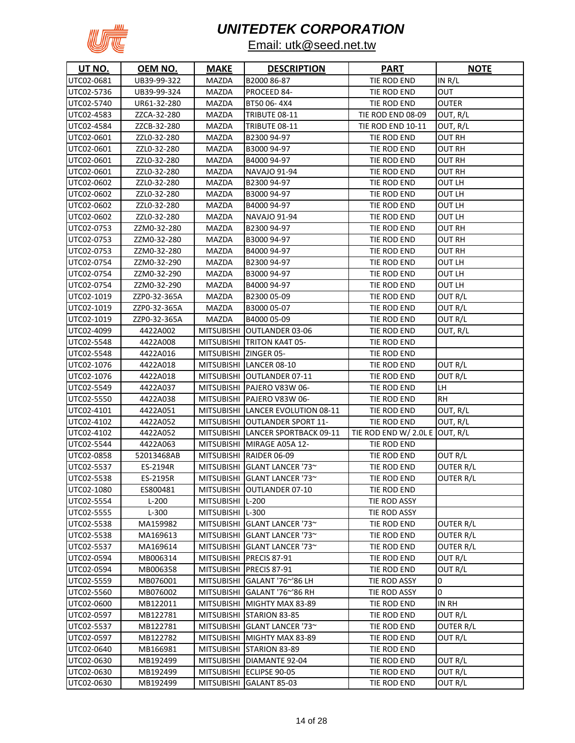# UNITEDTEK CORPORATION

Email: utk@seed.net.tw

| UT NO. | OEM NO. | MAKE | DESCRIPTION | PART | NOTE |
|---|---|---|---|---|---|
| UTC02-0681 | UB39-99-322 | MAZDA | B2000 86-87 | TIE ROD END | IN R/L |
| UTC02-5736 | UB39-99-324 | MAZDA | PROCEED 84- | TIE ROD END | OUT |
| UTC02-5740 | UR61-32-280 | MAZDA | BT50 06- 4X4 | TIE ROD END | OUTER |
| UTC02-4583 | ZZCA-32-280 | MAZDA | TRIBUTE 08-11 | TIE ROD END 08-09 | OUT, R/L |
| UTC02-4584 | ZZCB-32-280 | MAZDA | TRIBUTE 08-11 | TIE ROD END 10-11 | OUT, R/L |
| UTC02-0601 | ZZL0-32-280 | MAZDA | B2300 94-97 | TIE ROD END | OUT RH |
| UTC02-0601 | ZZL0-32-280 | MAZDA | B3000 94-97 | TIE ROD END | OUT RH |
| UTC02-0601 | ZZL0-32-280 | MAZDA | B4000 94-97 | TIE ROD END | OUT RH |
| UTC02-0601 | ZZL0-32-280 | MAZDA | NAVAJO 91-94 | TIE ROD END | OUT RH |
| UTC02-0602 | ZZL0-32-280 | MAZDA | B2300 94-97 | TIE ROD END | OUT LH |
| UTC02-0602 | ZZL0-32-280 | MAZDA | B3000 94-97 | TIE ROD END | OUT LH |
| UTC02-0602 | ZZL0-32-280 | MAZDA | B4000 94-97 | TIE ROD END | OUT LH |
| UTC02-0602 | ZZL0-32-280 | MAZDA | NAVAJO 91-94 | TIE ROD END | OUT LH |
| UTC02-0753 | ZZM0-32-280 | MAZDA | B2300 94-97 | TIE ROD END | OUT RH |
| UTC02-0753 | ZZM0-32-280 | MAZDA | B3000 94-97 | TIE ROD END | OUT RH |
| UTC02-0753 | ZZM0-32-280 | MAZDA | B4000 94-97 | TIE ROD END | OUT RH |
| UTC02-0754 | ZZM0-32-290 | MAZDA | B2300 94-97 | TIE ROD END | OUT LH |
| UTC02-0754 | ZZM0-32-290 | MAZDA | B3000 94-97 | TIE ROD END | OUT LH |
| UTC02-0754 | ZZM0-32-290 | MAZDA | B4000 94-97 | TIE ROD END | OUT LH |
| UTC02-1019 | ZZP0-32-365A | MAZDA | B2300 05-09 | TIE ROD END | OUT R/L |
| UTC02-1019 | ZZP0-32-365A | MAZDA | B3000 05-07 | TIE ROD END | OUT R/L |
| UTC02-1019 | ZZP0-32-365A | MAZDA | B4000 05-09 | TIE ROD END | OUT R/L |
| UTC02-4099 | 4422A002 | MITSUBISHI | OUTLANDER 03-06 | TIE ROD END | OUT, R/L |
| UTC02-5548 | 4422A008 | MITSUBISHI | TRITON KA4T 05- | TIE ROD END | |
| UTC02-5548 | 4422A016 | MITSUBISHI | ZINGER 05- | TIE ROD END | |
| UTC02-1076 | 4422A018 | MITSUBISHI | LANCER 08-10 | TIE ROD END | OUT R/L |
| UTC02-1076 | 4422A018 | MITSUBISHI | OUTLANDER 07-11 | TIE ROD END | OUT R/L |
| UTC02-5549 | 4422A037 | MITSUBISHI | PAJERO V83W 06- | TIE ROD END | LH |
| UTC02-5550 | 4422A038 | MITSUBISHI | PAJERO V83W 06- | TIE ROD END | RH |
| UTC02-4101 | 4422A051 | MITSUBISHI | LANCER EVOLUTION 08-11 | TIE ROD END | OUT, R/L |
| UTC02-4102 | 4422A052 | MITSUBISHI | OUTLANDER SPORT 11- | TIE ROD END | OUT, R/L |
| UTC02-4102 | 4422A052 | MITSUBISHI | LANCER SPORTBACK 09-11 | TIE ROD END W/ 2.0L E | OUT, R/L |
| UTC02-5544 | 4422A063 | MITSUBISHI | MIRAGE A05A 12- | TIE ROD END | |
| UTC02-0858 | 52013468AB | MITSUBISHI | RAIDER 06-09 | TIE ROD END | OUT R/L |
| UTC02-5537 | ES-2194R | MITSUBISHI | GLANT LANCER '73~ | TIE ROD END | OUTER R/L |
| UTC02-5538 | ES-2195R | MITSUBISHI | GLANT LANCER '73~ | TIE ROD END | OUTER R/L |
| UTC02-1080 | ES800481 | MITSUBISHI | OUTLANDER 07-10 | TIE ROD END | |
| UTC02-5554 | L-200 | MITSUBISHI | L-200 | TIE ROD ASSY | |
| UTC02-5555 | L-300 | MITSUBISHI | L-300 | TIE ROD ASSY | |
| UTC02-5538 | MA159982 | MITSUBISHI | GLANT LANCER '73~ | TIE ROD END | OUTER R/L |
| UTC02-5538 | MA169613 | MITSUBISHI | GLANT LANCER '73~ | TIE ROD END | OUTER R/L |
| UTC02-5537 | MA169614 | MITSUBISHI | GLANT LANCER '73~ | TIE ROD END | OUTER R/L |
| UTC02-0594 | MB006314 | MITSUBISHI | PRECIS 87-91 | TIE ROD END | OUT R/L |
| UTC02-0594 | MB006358 | MITSUBISHI | PRECIS 87-91 | TIE ROD END | OUT R/L |
| UTC02-5559 | MB076001 | MITSUBISHI | GALANT '76~'86 LH | TIE ROD ASSY | 0 |
| UTC02-5560 | MB076002 | MITSUBISHI | GALANT '76~'86 RH | TIE ROD ASSY | 0 |
| UTC02-0600 | MB122011 | MITSUBISHI | MIGHTY MAX 83-89 | TIE ROD END | IN RH |
| UTC02-0597 | MB122781 | MITSUBISHI | STARION 83-85 | TIE ROD END | OUT R/L |
| UTC02-5537 | MB122781 | MITSUBISHI | GLANT LANCER '73~ | TIE ROD END | OUTER R/L |
| UTC02-0597 | MB122782 | MITSUBISHI | MIGHTY MAX 83-89 | TIE ROD END | OUT R/L |
| UTC02-0640 | MB166981 | MITSUBISHI | STARION 83-89 | TIE ROD END | |
| UTC02-0630 | MB192499 | MITSUBISHI | DIAMANTE 92-04 | TIE ROD END | OUT R/L |
| UTC02-0630 | MB192499 | MITSUBISHI | ECLIPSE 90-05 | TIE ROD END | OUT R/L |
| UTC02-0630 | MB192499 | MITSUBISHI | GALANT 85-03 | TIE ROD END | OUT R/L |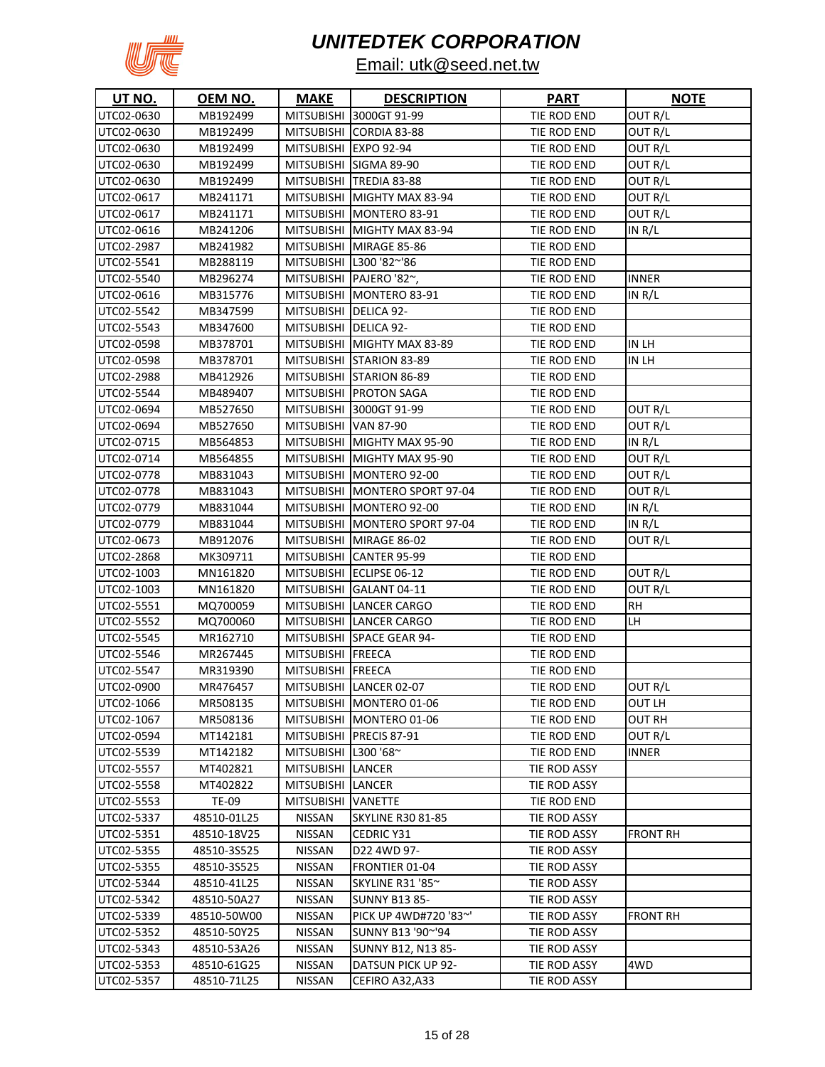# UNITEDTEK CORPORATION

Email: utk@seed.net.tw

| UT NO. | OEM NO. | MAKE | DESCRIPTION | PART | NOTE |
|---|---|---|---|---|---|
| UTC02-0630 | MB192499 | MITSUBISHI | 3000GT 91-99 | TIE ROD END | OUT R/L |
| UTC02-0630 | MB192499 | MITSUBISHI | CORDIA 83-88 | TIE ROD END | OUT R/L |
| UTC02-0630 | MB192499 | MITSUBISHI | EXPO 92-94 | TIE ROD END | OUT R/L |
| UTC02-0630 | MB192499 | MITSUBISHI | SIGMA 89-90 | TIE ROD END | OUT R/L |
| UTC02-0630 | MB192499 | MITSUBISHI | TREDIA 83-88 | TIE ROD END | OUT R/L |
| UTC02-0617 | MB241171 | MITSUBISHI | MIGHTY MAX 83-94 | TIE ROD END | OUT R/L |
| UTC02-0617 | MB241171 | MITSUBISHI | MONTERO 83-91 | TIE ROD END | OUT R/L |
| UTC02-0616 | MB241206 | MITSUBISHI | MIGHTY MAX 83-94 | TIE ROD END | IN R/L |
| UTC02-2987 | MB241982 | MITSUBISHI | MIRAGE 85-86 | TIE ROD END | |
| UTC02-5541 | MB288119 | MITSUBISHI | L300 '82~'86 | TIE ROD END | |
| UTC02-5540 | MB296274 | MITSUBISHI | PAJERO '82~, | TIE ROD END | INNER |
| UTC02-0616 | MB315776 | MITSUBISHI | MONTERO 83-91 | TIE ROD END | IN R/L |
| UTC02-5542 | MB347599 | MITSUBISHI | DELICA 92- | TIE ROD END | |
| UTC02-5543 | MB347600 | MITSUBISHI | DELICA 92- | TIE ROD END | |
| UTC02-0598 | MB378701 | MITSUBISHI | MIGHTY MAX 83-89 | TIE ROD END | IN LH |
| UTC02-0598 | MB378701 | MITSUBISHI | STARION 83-89 | TIE ROD END | IN LH |
| UTC02-2988 | MB412926 | MITSUBISHI | STARION 86-89 | TIE ROD END | |
| UTC02-5544 | MB489407 | MITSUBISHI | PROTON SAGA | TIE ROD END | |
| UTC02-0694 | MB527650 | MITSUBISHI | 3000GT 91-99 | TIE ROD END | OUT R/L |
| UTC02-0694 | MB527650 | MITSUBISHI | VAN 87-90 | TIE ROD END | OUT R/L |
| UTC02-0715 | MB564853 | MITSUBISHI | MIGHTY MAX 95-90 | TIE ROD END | IN R/L |
| UTC02-0714 | MB564855 | MITSUBISHI | MIGHTY MAX 95-90 | TIE ROD END | OUT R/L |
| UTC02-0778 | MB831043 | MITSUBISHI | MONTERO 92-00 | TIE ROD END | OUT R/L |
| UTC02-0778 | MB831043 | MITSUBISHI | MONTERO SPORT 97-04 | TIE ROD END | OUT R/L |
| UTC02-0779 | MB831044 | MITSUBISHI | MONTERO 92-00 | TIE ROD END | IN R/L |
| UTC02-0779 | MB831044 | MITSUBISHI | MONTERO SPORT 97-04 | TIE ROD END | IN R/L |
| UTC02-0673 | MB912076 | MITSUBISHI | MIRAGE 86-02 | TIE ROD END | OUT R/L |
| UTC02-2868 | MK309711 | MITSUBISHI | CANTER 95-99 | TIE ROD END | |
| UTC02-1003 | MN161820 | MITSUBISHI | ECLIPSE 06-12 | TIE ROD END | OUT R/L |
| UTC02-1003 | MN161820 | MITSUBISHI | GALANT 04-11 | TIE ROD END | OUT R/L |
| UTC02-5551 | MQ700059 | MITSUBISHI | LANCER CARGO | TIE ROD END | RH |
| UTC02-5552 | MQ700060 | MITSUBISHI | LANCER CARGO | TIE ROD END | LH |
| UTC02-5545 | MR162710 | MITSUBISHI | SPACE GEAR 94- | TIE ROD END | |
| UTC02-5546 | MR267445 | MITSUBISHI | FREECA | TIE ROD END | |
| UTC02-5547 | MR319390 | MITSUBISHI | FREECA | TIE ROD END | |
| UTC02-0900 | MR476457 | MITSUBISHI | LANCER 02-07 | TIE ROD END | OUT R/L |
| UTC02-1066 | MR508135 | MITSUBISHI | MONTERO 01-06 | TIE ROD END | OUT LH |
| UTC02-1067 | MR508136 | MITSUBISHI | MONTERO 01-06 | TIE ROD END | OUT RH |
| UTC02-0594 | MT142181 | MITSUBISHI | PRECIS 87-91 | TIE ROD END | OUT R/L |
| UTC02-5539 | MT142182 | MITSUBISHI | L300 '68~ | TIE ROD END | INNER |
| UTC02-5557 | MT402821 | MITSUBISHI | LANCER | TIE ROD ASSY | |
| UTC02-5558 | MT402822 | MITSUBISHI | LANCER | TIE ROD ASSY | |
| UTC02-5553 | TE-09 | MITSUBISHI | VANETTE | TIE ROD END | |
| UTC02-5337 | 48510-01L25 | NISSAN | SKYLINE R30 81-85 | TIE ROD ASSY | |
| UTC02-5351 | 48510-18V25 | NISSAN | CEDRIC Y31 | TIE ROD ASSY | FRONT RH |
| UTC02-5355 | 48510-3S525 | NISSAN | D22 4WD 97- | TIE ROD ASSY | |
| UTC02-5355 | 48510-3S525 | NISSAN | FRONTIER 01-04 | TIE ROD ASSY | |
| UTC02-5344 | 48510-41L25 | NISSAN | SKYLINE R31 '85~ | TIE ROD ASSY | |
| UTC02-5342 | 48510-50A27 | NISSAN | SUNNY B13 85- | TIE ROD ASSY | |
| UTC02-5339 | 48510-50W00 | NISSAN | PICK UP 4WD#720 '83~' | TIE ROD ASSY | FRONT RH |
| UTC02-5352 | 48510-50Y25 | NISSAN | SUNNY B13 '90~'94 | TIE ROD ASSY | |
| UTC02-5343 | 48510-53A26 | NISSAN | SUNNY B12, N13 85- | TIE ROD ASSY | |
| UTC02-5353 | 48510-61G25 | NISSAN | DATSUN PICK UP 92- | TIE ROD ASSY | 4WD |
| UTC02-5357 | 48510-71L25 | NISSAN | CEFIRO A32,A33 | TIE ROD ASSY | |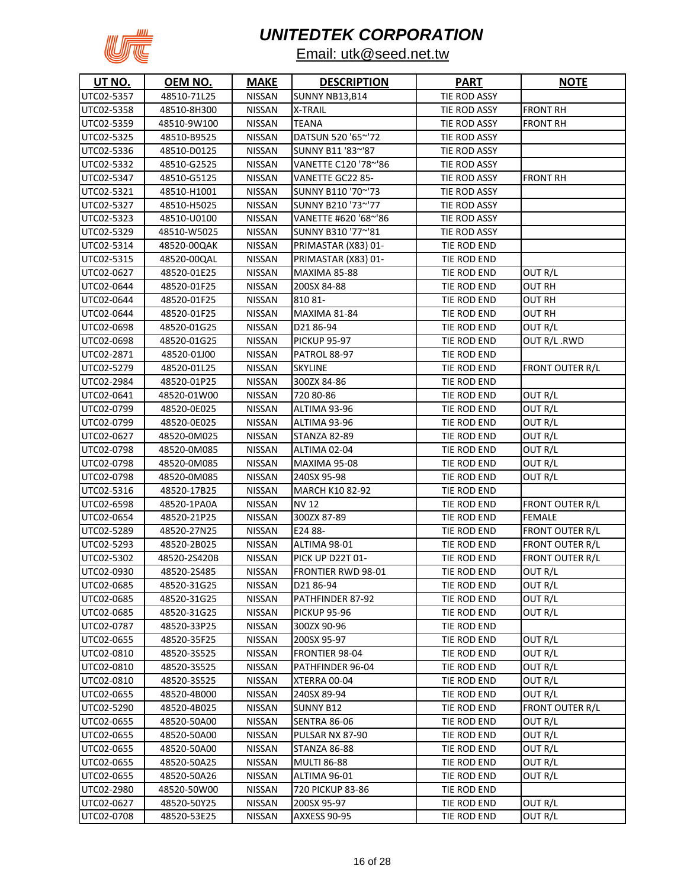# UNITEDTEK CORPORATION

Email: utk@seed.net.tw

| UT NO. | OEM NO. | MAKE | DESCRIPTION | PART | NOTE |
|---|---|---|---|---|---|
| UTC02-5357 | 48510-71L25 | NISSAN | SUNNY NB13,B14 | TIE ROD ASSY | |
| UTC02-5358 | 48510-8H300 | NISSAN | X-TRAIL | TIE ROD ASSY | FRONT RH |
| UTC02-5359 | 48510-9W100 | NISSAN | TEANA | TIE ROD ASSY | FRONT RH |
| UTC02-5325 | 48510-B9525 | NISSAN | DATSUN 520 '65~'72 | TIE ROD ASSY | |
| UTC02-5336 | 48510-D0125 | NISSAN | SUNNY B11 '83~'87 | TIE ROD ASSY | |
| UTC02-5332 | 48510-G2525 | NISSAN | VANETTE C120 '78~'86 | TIE ROD ASSY | |
| UTC02-5347 | 48510-G5125 | NISSAN | VANETTE GC22 85- | TIE ROD ASSY | FRONT RH |
| UTC02-5321 | 48510-H1001 | NISSAN | SUNNY B110 '70~'73 | TIE ROD ASSY | |
| UTC02-5327 | 48510-H5025 | NISSAN | SUNNY B210 '73~'77 | TIE ROD ASSY | |
| UTC02-5323 | 48510-U0100 | NISSAN | VANETTE #620 '68~'86 | TIE ROD ASSY | |
| UTC02-5329 | 48510-W5025 | NISSAN | SUNNY B310 '77~'81 | TIE ROD ASSY | |
| UTC02-5314 | 48520-00QAK | NISSAN | PRIMASTAR (X83) 01- | TIE ROD END | |
| UTC02-5315 | 48520-00QAL | NISSAN | PRIMASTAR (X83) 01- | TIE ROD END | |
| UTC02-0627 | 48520-01E25 | NISSAN | MAXIMA 85-88 | TIE ROD END | OUT R/L |
| UTC02-0644 | 48520-01F25 | NISSAN | 200SX 84-88 | TIE ROD END | OUT RH |
| UTC02-0644 | 48520-01F25 | NISSAN | 810 81- | TIE ROD END | OUT RH |
| UTC02-0644 | 48520-01F25 | NISSAN | MAXIMA 81-84 | TIE ROD END | OUT RH |
| UTC02-0698 | 48520-01G25 | NISSAN | D21 86-94 | TIE ROD END | OUT R/L |
| UTC02-0698 | 48520-01G25 | NISSAN | PICKUP 95-97 | TIE ROD END | OUT R/L .RWD |
| UTC02-2871 | 48520-01J00 | NISSAN | PATROL 88-97 | TIE ROD END | |
| UTC02-5279 | 48520-01L25 | NISSAN | SKYLINE | TIE ROD END | FRONT OUTER R/L |
| UTC02-2984 | 48520-01P25 | NISSAN | 300ZX 84-86 | TIE ROD END | |
| UTC02-0641 | 48520-01W00 | NISSAN | 720 80-86 | TIE ROD END | OUT R/L |
| UTC02-0799 | 48520-0E025 | NISSAN | ALTIMA 93-96 | TIE ROD END | OUT R/L |
| UTC02-0799 | 48520-0E025 | NISSAN | ALTIMA 93-96 | TIE ROD END | OUT R/L |
| UTC02-0627 | 48520-0M025 | NISSAN | STANZA 82-89 | TIE ROD END | OUT R/L |
| UTC02-0798 | 48520-0M085 | NISSAN | ALTIMA 02-04 | TIE ROD END | OUT R/L |
| UTC02-0798 | 48520-0M085 | NISSAN | MAXIMA 95-08 | TIE ROD END | OUT R/L |
| UTC02-0798 | 48520-0M085 | NISSAN | 240SX 95-98 | TIE ROD END | OUT R/L |
| UTC02-5316 | 48520-17B25 | NISSAN | MARCH K10 82-92 | TIE ROD END | |
| UTC02-6598 | 48520-1PA0A | NISSAN | NV 12 | TIE ROD END | FRONT OUTER R/L |
| UTC02-0654 | 48520-21P25 | NISSAN | 300ZX 87-89 | TIE ROD END | FEMALE |
| UTC02-5289 | 48520-27N25 | NISSAN | E24 88- | TIE ROD END | FRONT OUTER R/L |
| UTC02-5293 | 48520-2B025 | NISSAN | ALTIMA 98-01 | TIE ROD END | FRONT OUTER R/L |
| UTC02-5302 | 48520-2S420B | NISSAN | PICK UP D22T 01- | TIE ROD END | FRONT OUTER R/L |
| UTC02-0930 | 48520-2S485 | NISSAN | FRONTIER RWD 98-01 | TIE ROD END | OUT R/L |
| UTC02-0685 | 48520-31G25 | NISSAN | D21 86-94 | TIE ROD END | OUT R/L |
| UTC02-0685 | 48520-31G25 | NISSAN | PATHFINDER 87-92 | TIE ROD END | OUT R/L |
| UTC02-0685 | 48520-31G25 | NISSAN | PICKUP 95-96 | TIE ROD END | OUT R/L |
| UTC02-0787 | 48520-33P25 | NISSAN | 300ZX 90-96 | TIE ROD END | |
| UTC02-0655 | 48520-35F25 | NISSAN | 200SX 95-97 | TIE ROD END | OUT R/L |
| UTC02-0810 | 48520-3S525 | NISSAN | FRONTIER 98-04 | TIE ROD END | OUT R/L |
| UTC02-0810 | 48520-3S525 | NISSAN | PATHFINDER 96-04 | TIE ROD END | OUT R/L |
| UTC02-0810 | 48520-3S525 | NISSAN | XTERRA 00-04 | TIE ROD END | OUT R/L |
| UTC02-0655 | 48520-4B000 | NISSAN | 240SX 89-94 | TIE ROD END | OUT R/L |
| UTC02-5290 | 48520-4B025 | NISSAN | SUNNY B12 | TIE ROD END | FRONT OUTER R/L |
| UTC02-0655 | 48520-50A00 | NISSAN | SENTRA 86-06 | TIE ROD END | OUT R/L |
| UTC02-0655 | 48520-50A00 | NISSAN | PULSAR NX 87-90 | TIE ROD END | OUT R/L |
| UTC02-0655 | 48520-50A00 | NISSAN | STANZA 86-88 | TIE ROD END | OUT R/L |
| UTC02-0655 | 48520-50A25 | NISSAN | MULTI 86-88 | TIE ROD END | OUT R/L |
| UTC02-0655 | 48520-50A26 | NISSAN | ALTIMA 96-01 | TIE ROD END | OUT R/L |
| UTC02-2980 | 48520-50W00 | NISSAN | 720 PICKUP 83-86 | TIE ROD END | |
| UTC02-0627 | 48520-50Y25 | NISSAN | 200SX 95-97 | TIE ROD END | OUT R/L |
| UTC02-0708 | 48520-53E25 | NISSAN | AXXESS 90-95 | TIE ROD END | OUT R/L |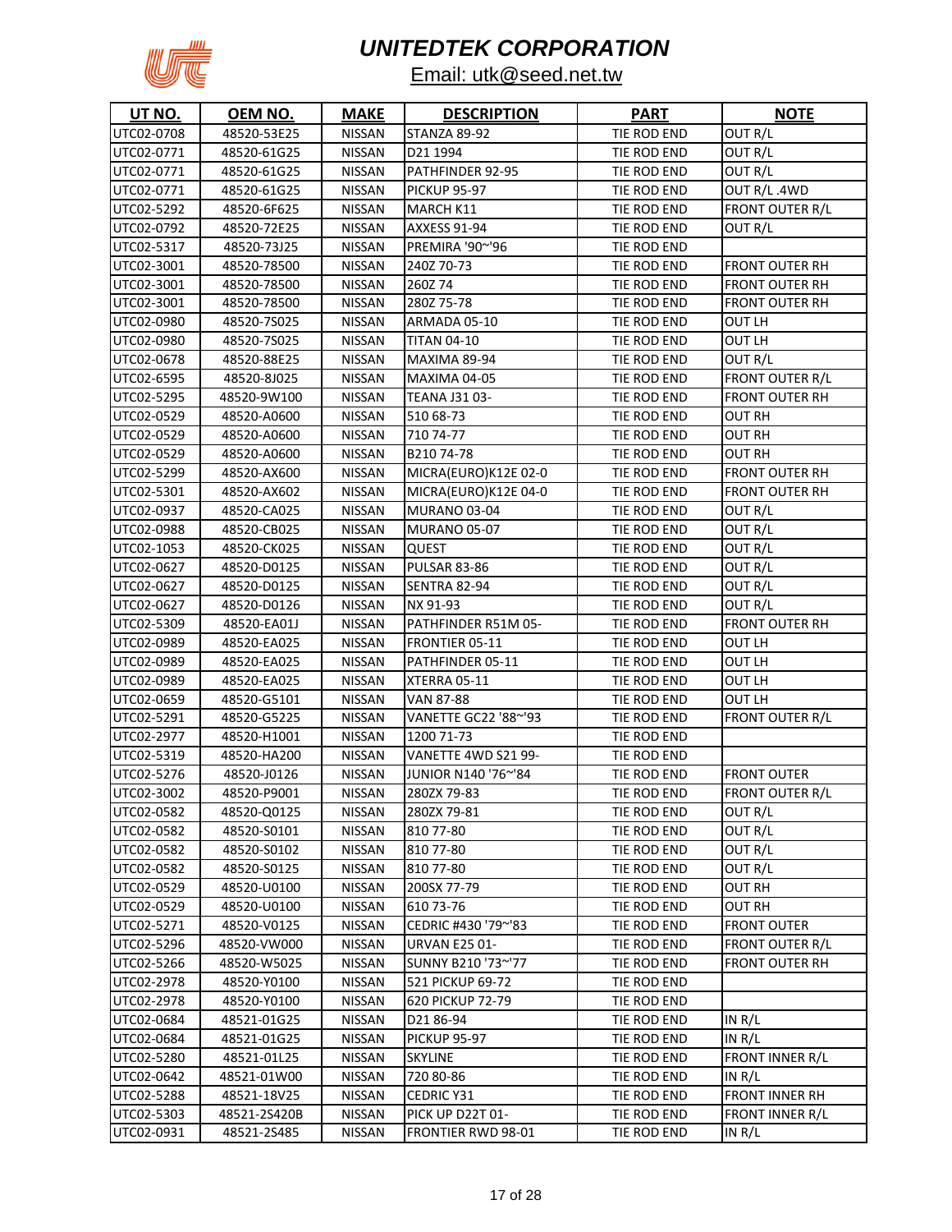# UNITEDTEK CORPORATION

Email: utk@seed.net.tw

| UT NO. | OEM NO. | MAKE | DESCRIPTION | PART | NOTE |
|---|---|---|---|---|---|
| UTC02-0708 | 48520-53E25 | NISSAN | STANZA 89-92 | TIE ROD END | OUT R/L |
| UTC02-0771 | 48520-61G25 | NISSAN | D21 1994 | TIE ROD END | OUT R/L |
| UTC02-0771 | 48520-61G25 | NISSAN | PATHFINDER 92-95 | TIE ROD END | OUT R/L |
| UTC02-0771 | 48520-61G25 | NISSAN | PICKUP 95-97 | TIE ROD END | OUT R/L .4WD |
| UTC02-5292 | 48520-6F625 | NISSAN | MARCH K11 | TIE ROD END | FRONT OUTER R/L |
| UTC02-0792 | 48520-72E25 | NISSAN | AXXESS 91-94 | TIE ROD END | OUT R/L |
| UTC02-5317 | 48520-73J25 | NISSAN | PREMIRA '90~'96 | TIE ROD END | |
| UTC02-3001 | 48520-78500 | NISSAN | 240Z 70-73 | TIE ROD END | FRONT OUTER RH |
| UTC02-3001 | 48520-78500 | NISSAN | 260Z 74 | TIE ROD END | FRONT OUTER RH |
| UTC02-3001 | 48520-78500 | NISSAN | 280Z 75-78 | TIE ROD END | FRONT OUTER RH |
| UTC02-0980 | 48520-7S025 | NISSAN | ARMADA 05-10 | TIE ROD END | OUT LH |
| UTC02-0980 | 48520-7S025 | NISSAN | TITAN 04-10 | TIE ROD END | OUT LH |
| UTC02-0678 | 48520-88E25 | NISSAN | MAXIMA 89-94 | TIE ROD END | OUT R/L |
| UTC02-6595 | 48520-8J025 | NISSAN | MAXIMA 04-05 | TIE ROD END | FRONT OUTER R/L |
| UTC02-5295 | 48520-9W100 | NISSAN | TEANA J31 03- | TIE ROD END | FRONT OUTER RH |
| UTC02-0529 | 48520-A0600 | NISSAN | 510 68-73 | TIE ROD END | OUT RH |
| UTC02-0529 | 48520-A0600 | NISSAN | 710 74-77 | TIE ROD END | OUT RH |
| UTC02-0529 | 48520-A0600 | NISSAN | B210 74-78 | TIE ROD END | OUT RH |
| UTC02-5299 | 48520-AX600 | NISSAN | MICRA(EURO)K12E 02-0 | TIE ROD END | FRONT OUTER RH |
| UTC02-5301 | 48520-AX602 | NISSAN | MICRA(EURO)K12E 04-0 | TIE ROD END | FRONT OUTER RH |
| UTC02-0937 | 48520-CA025 | NISSAN | MURANO 03-04 | TIE ROD END | OUT R/L |
| UTC02-0988 | 48520-CB025 | NISSAN | MURANO 05-07 | TIE ROD END | OUT R/L |
| UTC02-1053 | 48520-CK025 | NISSAN | QUEST | TIE ROD END | OUT R/L |
| UTC02-0627 | 48520-D0125 | NISSAN | PULSAR 83-86 | TIE ROD END | OUT R/L |
| UTC02-0627 | 48520-D0125 | NISSAN | SENTRA 82-94 | TIE ROD END | OUT R/L |
| UTC02-0627 | 48520-D0126 | NISSAN | NX 91-93 | TIE ROD END | OUT R/L |
| UTC02-5309 | 48520-EA01J | NISSAN | PATHFINDER R51M 05- | TIE ROD END | FRONT OUTER RH |
| UTC02-0989 | 48520-EA025 | NISSAN | FRONTIER 05-11 | TIE ROD END | OUT LH |
| UTC02-0989 | 48520-EA025 | NISSAN | PATHFINDER 05-11 | TIE ROD END | OUT LH |
| UTC02-0989 | 48520-EA025 | NISSAN | XTERRA 05-11 | TIE ROD END | OUT LH |
| UTC02-0659 | 48520-G5101 | NISSAN | VAN 87-88 | TIE ROD END | OUT LH |
| UTC02-5291 | 48520-G5225 | NISSAN | VANETTE GC22 '88~'93 | TIE ROD END | FRONT OUTER R/L |
| UTC02-2977 | 48520-H1001 | NISSAN | 1200 71-73 | TIE ROD END | |
| UTC02-5319 | 48520-HA200 | NISSAN | VANETTE 4WD S21 99- | TIE ROD END | |
| UTC02-5276 | 48520-J0126 | NISSAN | JUNIOR N140 '76~'84 | TIE ROD END | FRONT OUTER |
| UTC02-3002 | 48520-P9001 | NISSAN | 280ZX 79-83 | TIE ROD END | FRONT OUTER R/L |
| UTC02-0582 | 48520-Q0125 | NISSAN | 280ZX 79-81 | TIE ROD END | OUT R/L |
| UTC02-0582 | 48520-S0101 | NISSAN | 810 77-80 | TIE ROD END | OUT R/L |
| UTC02-0582 | 48520-S0102 | NISSAN | 810 77-80 | TIE ROD END | OUT R/L |
| UTC02-0582 | 48520-S0125 | NISSAN | 810 77-80 | TIE ROD END | OUT R/L |
| UTC02-0529 | 48520-U0100 | NISSAN | 200SX 77-79 | TIE ROD END | OUT RH |
| UTC02-0529 | 48520-U0100 | NISSAN | 610 73-76 | TIE ROD END | OUT RH |
| UTC02-5271 | 48520-V0125 | NISSAN | CEDRIC #430 '79~'83 | TIE ROD END | FRONT OUTER |
| UTC02-5296 | 48520-VW000 | NISSAN | URVAN E25 01- | TIE ROD END | FRONT OUTER R/L |
| UTC02-5266 | 48520-W5025 | NISSAN | SUNNY B210 '73~'77 | TIE ROD END | FRONT OUTER RH |
| UTC02-2978 | 48520-Y0100 | NISSAN | 521 PICKUP 69-72 | TIE ROD END | |
| UTC02-2978 | 48520-Y0100 | NISSAN | 620 PICKUP 72-79 | TIE ROD END | |
| UTC02-0684 | 48521-01G25 | NISSAN | D21 86-94 | TIE ROD END | IN R/L |
| UTC02-0684 | 48521-01G25 | NISSAN | PICKUP 95-97 | TIE ROD END | IN R/L |
| UTC02-5280 | 48521-01L25 | NISSAN | SKYLINE | TIE ROD END | FRONT INNER R/L |
| UTC02-0642 | 48521-01W00 | NISSAN | 720 80-86 | TIE ROD END | IN R/L |
| UTC02-5288 | 48521-18V25 | NISSAN | CEDRIC Y31 | TIE ROD END | FRONT INNER RH |
| UTC02-5303 | 48521-2S420B | NISSAN | PICK UP D22T 01- | TIE ROD END | FRONT INNER R/L |
| UTC02-0931 | 48521-2S485 | NISSAN | FRONTIER RWD 98-01 | TIE ROD END | IN R/L |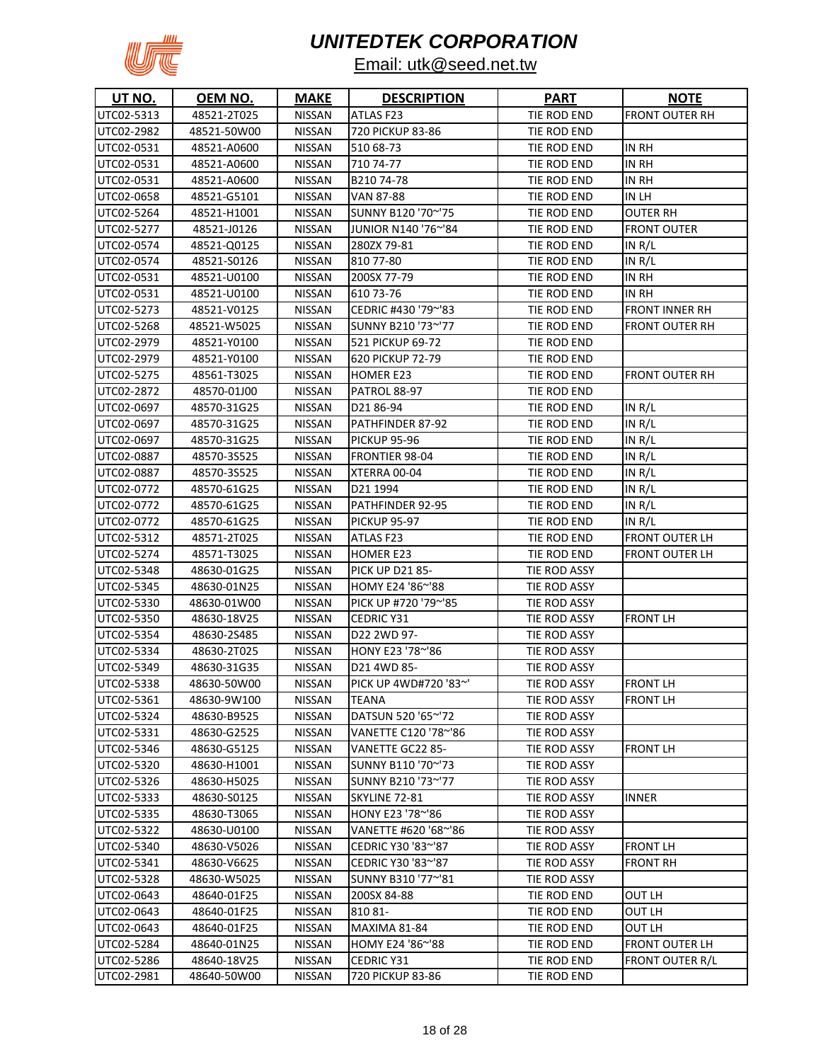# UNITEDTEK CORPORATION

Email: utk@seed.net.tw

| UT NO. | OEM NO. | MAKE | DESCRIPTION | PART | NOTE |
|---|---|---|---|---|---|
| UTC02-5313 | 48521-2T025 | NISSAN | ATLAS F23 | TIE ROD END | FRONT OUTER RH |
| UTC02-2982 | 48521-50W00 | NISSAN | 720 PICKUP 83-86 | TIE ROD END | |
| UTC02-0531 | 48521-A0600 | NISSAN | 510 68-73 | TIE ROD END | IN RH |
| UTC02-0531 | 48521-A0600 | NISSAN | 710 74-77 | TIE ROD END | IN RH |
| UTC02-0531 | 48521-A0600 | NISSAN | B210 74-78 | TIE ROD END | IN RH |
| UTC02-0658 | 48521-G5101 | NISSAN | VAN 87-88 | TIE ROD END | IN LH |
| UTC02-5264 | 48521-H1001 | NISSAN | SUNNY B120 '70~'75 | TIE ROD END | OUTER RH |
| UTC02-5277 | 48521-J0126 | NISSAN | JUNIOR N140 '76~'84 | TIE ROD END | FRONT OUTER |
| UTC02-0574 | 48521-Q0125 | NISSAN | 280ZX 79-81 | TIE ROD END | IN R/L |
| UTC02-0574 | 48521-S0126 | NISSAN | 810 77-80 | TIE ROD END | IN R/L |
| UTC02-0531 | 48521-U0100 | NISSAN | 200SX 77-79 | TIE ROD END | IN RH |
| UTC02-0531 | 48521-U0100 | NISSAN | 610 73-76 | TIE ROD END | IN RH |
| UTC02-5273 | 48521-V0125 | NISSAN | CEDRIC #430 '79~'83 | TIE ROD END | FRONT INNER RH |
| UTC02-5268 | 48521-W5025 | NISSAN | SUNNY B210 '73~'77 | TIE ROD END | FRONT OUTER RH |
| UTC02-2979 | 48521-Y0100 | NISSAN | 521 PICKUP 69-72 | TIE ROD END | |
| UTC02-2979 | 48521-Y0100 | NISSAN | 620 PICKUP 72-79 | TIE ROD END | |
| UTC02-5275 | 48561-T3025 | NISSAN | HOMER E23 | TIE ROD END | FRONT OUTER RH |
| UTC02-2872 | 48570-01J00 | NISSAN | PATROL 88-97 | TIE ROD END | |
| UTC02-0697 | 48570-31G25 | NISSAN | D21 86-94 | TIE ROD END | IN R/L |
| UTC02-0697 | 48570-31G25 | NISSAN | PATHFINDER 87-92 | TIE ROD END | IN R/L |
| UTC02-0697 | 48570-31G25 | NISSAN | PICKUP 95-96 | TIE ROD END | IN R/L |
| UTC02-0887 | 48570-3S525 | NISSAN | FRONTIER 98-04 | TIE ROD END | IN R/L |
| UTC02-0887 | 48570-3S525 | NISSAN | XTERRA 00-04 | TIE ROD END | IN R/L |
| UTC02-0772 | 48570-61G25 | NISSAN | D21 1994 | TIE ROD END | IN R/L |
| UTC02-0772 | 48570-61G25 | NISSAN | PATHFINDER 92-95 | TIE ROD END | IN R/L |
| UTC02-0772 | 48570-61G25 | NISSAN | PICKUP 95-97 | TIE ROD END | IN R/L |
| UTC02-5312 | 48571-2T025 | NISSAN | ATLAS F23 | TIE ROD END | FRONT OUTER LH |
| UTC02-5274 | 48571-T3025 | NISSAN | HOMER E23 | TIE ROD END | FRONT OUTER LH |
| UTC02-5348 | 48630-01G25 | NISSAN | PICK UP D21 85- | TIE ROD ASSY | |
| UTC02-5345 | 48630-01N25 | NISSAN | HOMY E24 '86~'88 | TIE ROD ASSY | |
| UTC02-5330 | 48630-01W00 | NISSAN | PICK UP #720 '79~'85 | TIE ROD ASSY | |
| UTC02-5350 | 48630-18V25 | NISSAN | CEDRIC Y31 | TIE ROD ASSY | FRONT LH |
| UTC02-5354 | 48630-2S485 | NISSAN | D22 2WD 97- | TIE ROD ASSY | |
| UTC02-5334 | 48630-2T025 | NISSAN | HONY E23 '78~'86 | TIE ROD ASSY | |
| UTC02-5349 | 48630-31G35 | NISSAN | D21 4WD 85- | TIE ROD ASSY | |
| UTC02-5338 | 48630-50W00 | NISSAN | PICK UP 4WD#720 '83~' | TIE ROD ASSY | FRONT LH |
| UTC02-5361 | 48630-9W100 | NISSAN | TEANA | TIE ROD ASSY | FRONT LH |
| UTC02-5324 | 48630-B9525 | NISSAN | DATSUN 520 '65~'72 | TIE ROD ASSY | |
| UTC02-5331 | 48630-G2525 | NISSAN | VANETTE C120 '78~'86 | TIE ROD ASSY | |
| UTC02-5346 | 48630-G5125 | NISSAN | VANETTE GC22 85- | TIE ROD ASSY | FRONT LH |
| UTC02-5320 | 48630-H1001 | NISSAN | SUNNY B110 '70~'73 | TIE ROD ASSY | |
| UTC02-5326 | 48630-H5025 | NISSAN | SUNNY B210 '73~'77 | TIE ROD ASSY | |
| UTC02-5333 | 48630-S0125 | NISSAN | SKYLINE 72-81 | TIE ROD ASSY | INNER |
| UTC02-5335 | 48630-T3065 | NISSAN | HONY E23 '78~'86 | TIE ROD ASSY | |
| UTC02-5322 | 48630-U0100 | NISSAN | VANETTE #620 '68~'86 | TIE ROD ASSY | |
| UTC02-5340 | 48630-V5026 | NISSAN | CEDRIC Y30 '83~'87 | TIE ROD ASSY | FRONT LH |
| UTC02-5341 | 48630-V6625 | NISSAN | CEDRIC Y30 '83~'87 | TIE ROD ASSY | FRONT RH |
| UTC02-5328 | 48630-W5025 | NISSAN | SUNNY B310 '77~'81 | TIE ROD ASSY | |
| UTC02-0643 | 48640-01F25 | NISSAN | 200SX 84-88 | TIE ROD END | OUT LH |
| UTC02-0643 | 48640-01F25 | NISSAN | 810 81- | TIE ROD END | OUT LH |
| UTC02-0643 | 48640-01F25 | NISSAN | MAXIMA 81-84 | TIE ROD END | OUT LH |
| UTC02-5284 | 48640-01N25 | NISSAN | HOMY E24 '86~'88 | TIE ROD END | FRONT OUTER LH |
| UTC02-5286 | 48640-18V25 | NISSAN | CEDRIC Y31 | TIE ROD END | FRONT OUTER R/L |
| UTC02-2981 | 48640-50W00 | NISSAN | 720 PICKUP 83-86 | TIE ROD END | |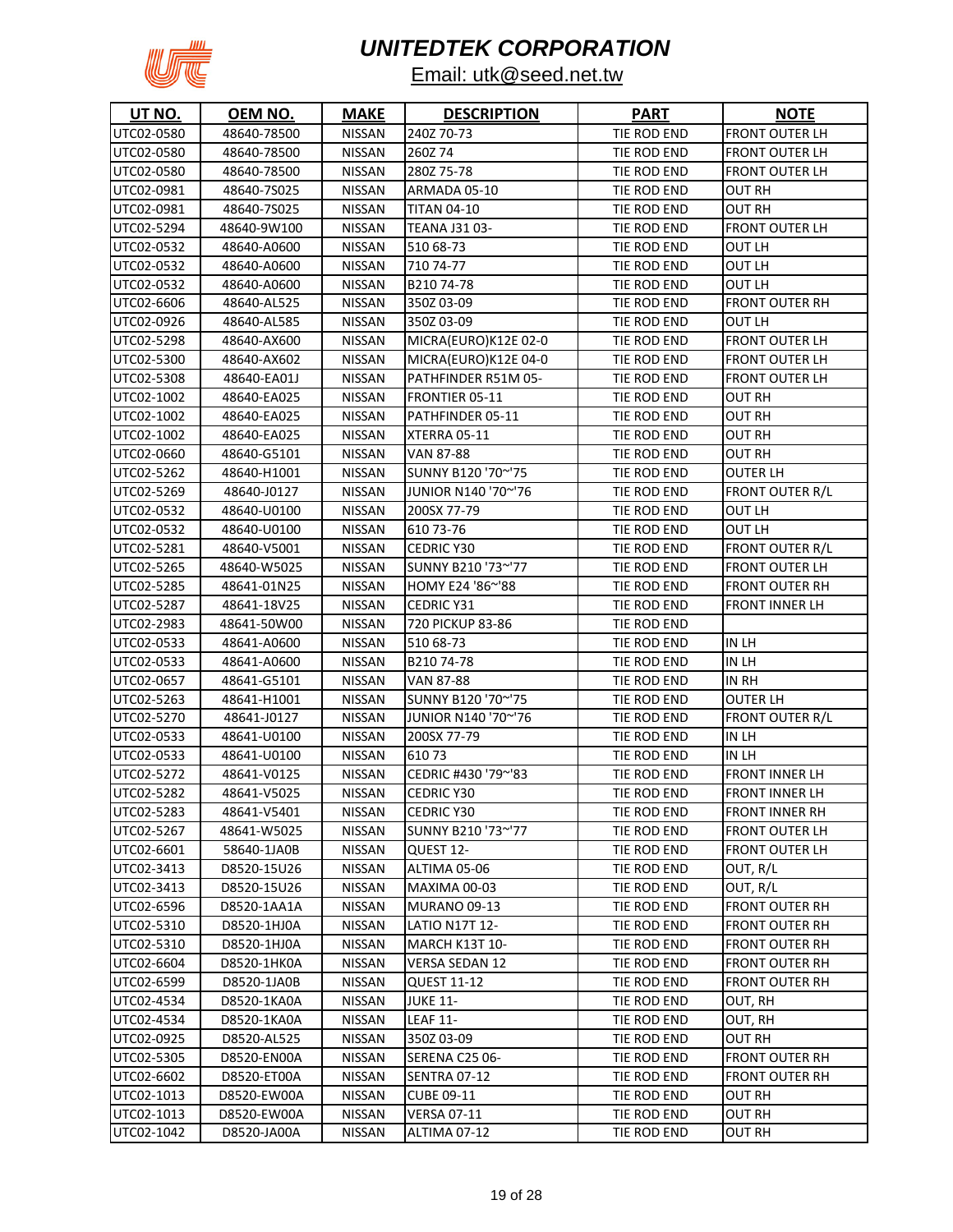# UNITEDTEK CORPORATION

Email: utk@seed.net.tw

| UT NO. | OEM NO. | MAKE | DESCRIPTION | PART | NOTE |
|---|---|---|---|---|---|
| UTC02-0580 | 48640-78500 | NISSAN | 240Z 70-73 | TIE ROD END | FRONT OUTER LH |
| UTC02-0580 | 48640-78500 | NISSAN | 260Z 74 | TIE ROD END | FRONT OUTER LH |
| UTC02-0580 | 48640-78500 | NISSAN | 280Z 75-78 | TIE ROD END | FRONT OUTER LH |
| UTC02-0981 | 48640-7S025 | NISSAN | ARMADA 05-10 | TIE ROD END | OUT RH |
| UTC02-0981 | 48640-7S025 | NISSAN | TITAN 04-10 | TIE ROD END | OUT RH |
| UTC02-5294 | 48640-9W100 | NISSAN | TEANA J31 03- | TIE ROD END | FRONT OUTER LH |
| UTC02-0532 | 48640-A0600 | NISSAN | 510 68-73 | TIE ROD END | OUT LH |
| UTC02-0532 | 48640-A0600 | NISSAN | 710 74-77 | TIE ROD END | OUT LH |
| UTC02-0532 | 48640-A0600 | NISSAN | B210 74-78 | TIE ROD END | OUT LH |
| UTC02-6606 | 48640-AL525 | NISSAN | 350Z 03-09 | TIE ROD END | FRONT OUTER RH |
| UTC02-0926 | 48640-AL585 | NISSAN | 350Z 03-09 | TIE ROD END | OUT LH |
| UTC02-5298 | 48640-AX600 | NISSAN | MICRA(EURO)K12E 02-0 | TIE ROD END | FRONT OUTER LH |
| UTC02-5300 | 48640-AX602 | NISSAN | MICRA(EURO)K12E 04-0 | TIE ROD END | FRONT OUTER LH |
| UTC02-5308 | 48640-EA01J | NISSAN | PATHFINDER R51M 05- | TIE ROD END | FRONT OUTER LH |
| UTC02-1002 | 48640-EA025 | NISSAN | FRONTIER 05-11 | TIE ROD END | OUT RH |
| UTC02-1002 | 48640-EA025 | NISSAN | PATHFINDER 05-11 | TIE ROD END | OUT RH |
| UTC02-1002 | 48640-EA025 | NISSAN | XTERRA 05-11 | TIE ROD END | OUT RH |
| UTC02-0660 | 48640-G5101 | NISSAN | VAN 87-88 | TIE ROD END | OUT RH |
| UTC02-5262 | 48640-H1001 | NISSAN | SUNNY B120 '70~'75 | TIE ROD END | OUTER LH |
| UTC02-5269 | 48640-J0127 | NISSAN | JUNIOR N140 '70~'76 | TIE ROD END | FRONT OUTER R/L |
| UTC02-0532 | 48640-U0100 | NISSAN | 200SX 77-79 | TIE ROD END | OUT LH |
| UTC02-0532 | 48640-U0100 | NISSAN | 610 73-76 | TIE ROD END | OUT LH |
| UTC02-5281 | 48640-V5001 | NISSAN | CEDRIC Y30 | TIE ROD END | FRONT OUTER R/L |
| UTC02-5265 | 48640-W5025 | NISSAN | SUNNY B210 '73~'77 | TIE ROD END | FRONT OUTER LH |
| UTC02-5285 | 48641-01N25 | NISSAN | HOMY E24 '86~'88 | TIE ROD END | FRONT OUTER RH |
| UTC02-5287 | 48641-18V25 | NISSAN | CEDRIC Y31 | TIE ROD END | FRONT INNER LH |
| UTC02-2983 | 48641-50W00 | NISSAN | 720 PICKUP 83-86 | TIE ROD END | |
| UTC02-0533 | 48641-A0600 | NISSAN | 510 68-73 | TIE ROD END | IN LH |
| UTC02-0533 | 48641-A0600 | NISSAN | B210 74-78 | TIE ROD END | IN LH |
| UTC02-0657 | 48641-G5101 | NISSAN | VAN 87-88 | TIE ROD END | IN RH |
| UTC02-5263 | 48641-H1001 | NISSAN | SUNNY B120 '70~'75 | TIE ROD END | OUTER LH |
| UTC02-5270 | 48641-J0127 | NISSAN | JUNIOR N140 '70~'76 | TIE ROD END | FRONT OUTER R/L |
| UTC02-0533 | 48641-U0100 | NISSAN | 200SX 77-79 | TIE ROD END | IN LH |
| UTC02-0533 | 48641-U0100 | NISSAN | 610 73 | TIE ROD END | IN LH |
| UTC02-5272 | 48641-V0125 | NISSAN | CEDRIC #430 '79~'83 | TIE ROD END | FRONT INNER LH |
| UTC02-5282 | 48641-V5025 | NISSAN | CEDRIC Y30 | TIE ROD END | FRONT INNER LH |
| UTC02-5283 | 48641-V5401 | NISSAN | CEDRIC Y30 | TIE ROD END | FRONT INNER RH |
| UTC02-5267 | 48641-W5025 | NISSAN | SUNNY B210 '73~'77 | TIE ROD END | FRONT OUTER LH |
| UTC02-6601 | 58640-1JA0B | NISSAN | QUEST 12- | TIE ROD END | FRONT OUTER LH |
| UTC02-3413 | D8520-15U26 | NISSAN | ALTIMA 05-06 | TIE ROD END | OUT, R/L |
| UTC02-3413 | D8520-15U26 | NISSAN | MAXIMA 00-03 | TIE ROD END | OUT, R/L |
| UTC02-6596 | D8520-1AA1A | NISSAN | MURANO 09-13 | TIE ROD END | FRONT OUTER RH |
| UTC02-5310 | D8520-1HJ0A | NISSAN | LATIO N17T 12- | TIE ROD END | FRONT OUTER RH |
| UTC02-5310 | D8520-1HJ0A | NISSAN | MARCH K13T 10- | TIE ROD END | FRONT OUTER RH |
| UTC02-6604 | D8520-1HK0A | NISSAN | VERSA SEDAN 12 | TIE ROD END | FRONT OUTER RH |
| UTC02-6599 | D8520-1JA0B | NISSAN | QUEST 11-12 | TIE ROD END | FRONT OUTER RH |
| UTC02-4534 | D8520-1KA0A | NISSAN | JUKE 11- | TIE ROD END | OUT, RH |
| UTC02-4534 | D8520-1KA0A | NISSAN | LEAF 11- | TIE ROD END | OUT, RH |
| UTC02-0925 | D8520-AL525 | NISSAN | 350Z 03-09 | TIE ROD END | OUT RH |
| UTC02-5305 | D8520-EN00A | NISSAN | SERENA C25 06- | TIE ROD END | FRONT OUTER RH |
| UTC02-6602 | D8520-ET00A | NISSAN | SENTRA 07-12 | TIE ROD END | FRONT OUTER RH |
| UTC02-1013 | D8520-EW00A | NISSAN | CUBE 09-11 | TIE ROD END | OUT RH |
| UTC02-1013 | D8520-EW00A | NISSAN | VERSA 07-11 | TIE ROD END | OUT RH |
| UTC02-1042 | D8520-JA00A | NISSAN | ALTIMA 07-12 | TIE ROD END | OUT RH |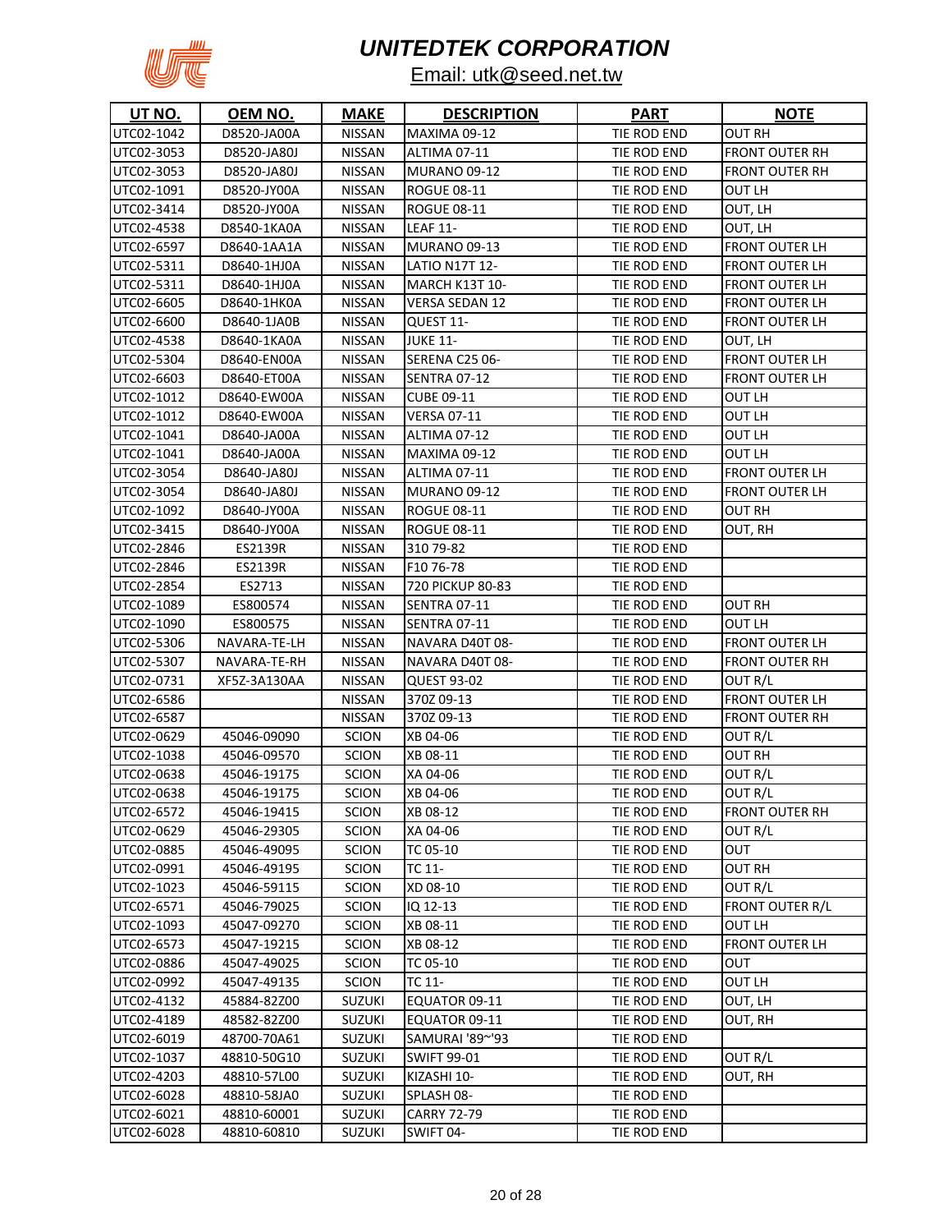# UNITEDTEK CORPORATION

Email: utk@seed.net.tw

| UT NO. | OEM NO. | MAKE | DESCRIPTION | PART | NOTE |
|---|---|---|---|---|---|
| UTC02-1042 | D8520-JA00A | NISSAN | MAXIMA 09-12 | TIE ROD END | OUT RH |
| UTC02-3053 | D8520-JA80J | NISSAN | ALTIMA 07-11 | TIE ROD END | FRONT OUTER RH |
| UTC02-3053 | D8520-JA80J | NISSAN | MURANO 09-12 | TIE ROD END | FRONT OUTER RH |
| UTC02-1091 | D8520-JY00A | NISSAN | ROGUE 08-11 | TIE ROD END | OUT LH |
| UTC02-3414 | D8520-JY00A | NISSAN | ROGUE 08-11 | TIE ROD END | OUT, LH |
| UTC02-4538 | D8540-1KA0A | NISSAN | LEAF 11- | TIE ROD END | OUT, LH |
| UTC02-6597 | D8640-1AA1A | NISSAN | MURANO 09-13 | TIE ROD END | FRONT OUTER LH |
| UTC02-5311 | D8640-1HJ0A | NISSAN | LATIO N17T 12- | TIE ROD END | FRONT OUTER LH |
| UTC02-5311 | D8640-1HJ0A | NISSAN | MARCH K13T 10- | TIE ROD END | FRONT OUTER LH |
| UTC02-6605 | D8640-1HK0A | NISSAN | VERSA SEDAN 12 | TIE ROD END | FRONT OUTER LH |
| UTC02-6600 | D8640-1JA0B | NISSAN | QUEST 11- | TIE ROD END | FRONT OUTER LH |
| UTC02-4538 | D8640-1KA0A | NISSAN | JUKE 11- | TIE ROD END | OUT, LH |
| UTC02-5304 | D8640-EN00A | NISSAN | SERENA C25 06- | TIE ROD END | FRONT OUTER LH |
| UTC02-6603 | D8640-ET00A | NISSAN | SENTRA 07-12 | TIE ROD END | FRONT OUTER LH |
| UTC02-1012 | D8640-EW00A | NISSAN | CUBE 09-11 | TIE ROD END | OUT LH |
| UTC02-1012 | D8640-EW00A | NISSAN | VERSA 07-11 | TIE ROD END | OUT LH |
| UTC02-1041 | D8640-JA00A | NISSAN | ALTIMA 07-12 | TIE ROD END | OUT LH |
| UTC02-1041 | D8640-JA00A | NISSAN | MAXIMA 09-12 | TIE ROD END | OUT LH |
| UTC02-3054 | D8640-JA80J | NISSAN | ALTIMA 07-11 | TIE ROD END | FRONT OUTER LH |
| UTC02-3054 | D8640-JA80J | NISSAN | MURANO 09-12 | TIE ROD END | FRONT OUTER LH |
| UTC02-1092 | D8640-JY00A | NISSAN | ROGUE 08-11 | TIE ROD END | OUT RH |
| UTC02-3415 | D8640-JY00A | NISSAN | ROGUE 08-11 | TIE ROD END | OUT, RH |
| UTC02-2846 | ES2139R | NISSAN | 310 79-82 | TIE ROD END | |
| UTC02-2846 | ES2139R | NISSAN | F10 76-78 | TIE ROD END | |
| UTC02-2854 | ES2713 | NISSAN | 720 PICKUP 80-83 | TIE ROD END | |
| UTC02-1089 | ES800574 | NISSAN | SENTRA 07-11 | TIE ROD END | OUT RH |
| UTC02-1090 | ES800575 | NISSAN | SENTRA 07-11 | TIE ROD END | OUT LH |
| UTC02-5306 | NAVARA-TE-LH | NISSAN | NAVARA D40T 08- | TIE ROD END | FRONT OUTER LH |
| UTC02-5307 | NAVARA-TE-RH | NISSAN | NAVARA D40T 08- | TIE ROD END | FRONT OUTER RH |
| UTC02-0731 | XF5Z-3A130AA | NISSAN | QUEST 93-02 | TIE ROD END | OUT R/L |
| UTC02-6586 | | NISSAN | 370Z 09-13 | TIE ROD END | FRONT OUTER LH |
| UTC02-6587 | | NISSAN | 370Z 09-13 | TIE ROD END | FRONT OUTER RH |
| UTC02-0629 | 45046-09090 | SCION | XB 04-06 | TIE ROD END | OUT R/L |
| UTC02-1038 | 45046-09570 | SCION | XB 08-11 | TIE ROD END | OUT RH |
| UTC02-0638 | 45046-19175 | SCION | XA 04-06 | TIE ROD END | OUT R/L |
| UTC02-0638 | 45046-19175 | SCION | XB 04-06 | TIE ROD END | OUT R/L |
| UTC02-6572 | 45046-19415 | SCION | XB 08-12 | TIE ROD END | FRONT OUTER RH |
| UTC02-0629 | 45046-29305 | SCION | XA 04-06 | TIE ROD END | OUT R/L |
| UTC02-0885 | 45046-49095 | SCION | TC 05-10 | TIE ROD END | OUT |
| UTC02-0991 | 45046-49195 | SCION | TC 11- | TIE ROD END | OUT RH |
| UTC02-1023 | 45046-59115 | SCION | XD 08-10 | TIE ROD END | OUT R/L |
| UTC02-6571 | 45046-79025 | SCION | IQ 12-13 | TIE ROD END | FRONT OUTER R/L |
| UTC02-1093 | 45047-09270 | SCION | XB 08-11 | TIE ROD END | OUT LH |
| UTC02-6573 | 45047-19215 | SCION | XB 08-12 | TIE ROD END | FRONT OUTER LH |
| UTC02-0886 | 45047-49025 | SCION | TC 05-10 | TIE ROD END | OUT |
| UTC02-0992 | 45047-49135 | SCION | TC 11- | TIE ROD END | OUT LH |
| UTC02-4132 | 45884-82Z00 | SUZUKI | EQUATOR 09-11 | TIE ROD END | OUT, LH |
| UTC02-4189 | 48582-82Z00 | SUZUKI | EQUATOR 09-11 | TIE ROD END | OUT, RH |
| UTC02-6019 | 48700-70A61 | SUZUKI | SAMURAI '89~'93 | TIE ROD END | |
| UTC02-1037 | 48810-50G10 | SUZUKI | SWIFT 99-01 | TIE ROD END | OUT R/L |
| UTC02-4203 | 48810-57L00 | SUZUKI | KIZASHI 10- | TIE ROD END | OUT, RH |
| UTC02-6028 | 48810-58JA0 | SUZUKI | SPLASH 08- | TIE ROD END | |
| UTC02-6021 | 48810-60001 | SUZUKI | CARRY 72-79 | TIE ROD END | |
| UTC02-6028 | 48810-60810 | SUZUKI | SWIFT 04- | TIE ROD END | |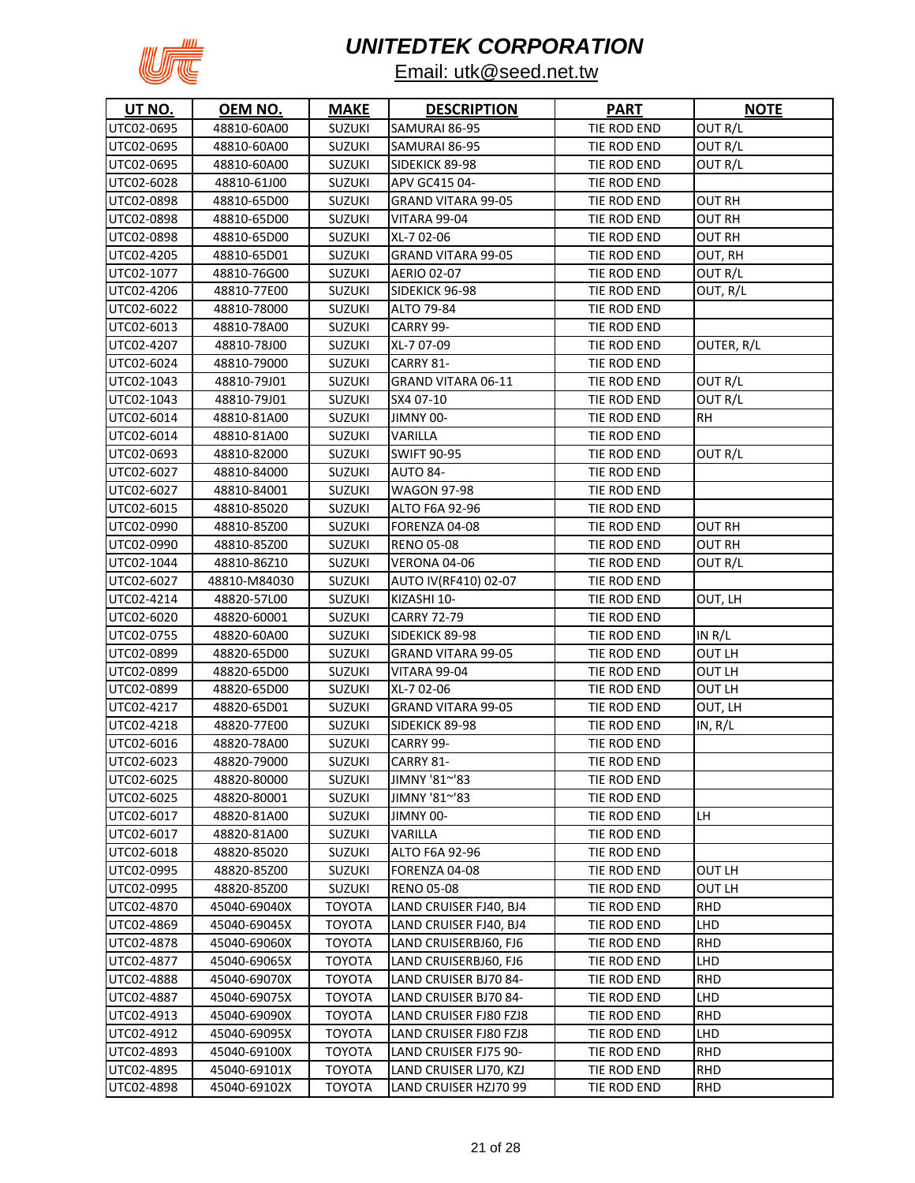# UNITEDTEK CORPORATION

Email: utk@seed.net.tw

| UT NO. | OEM NO. | MAKE | DESCRIPTION | PART | NOTE |
|---|---|---|---|---|---|
| UTC02-0695 | 48810-60A00 | SUZUKI | SAMURAI 86-95 | TIE ROD END | OUT R/L |
| UTC02-0695 | 48810-60A00 | SUZUKI | SAMURAI 86-95 | TIE ROD END | OUT R/L |
| UTC02-0695 | 48810-60A00 | SUZUKI | SIDEKICK 89-98 | TIE ROD END | OUT R/L |
| UTC02-6028 | 48810-61J00 | SUZUKI | APV GC415 04- | TIE ROD END | |
| UTC02-0898 | 48810-65D00 | SUZUKI | GRAND VITARA 99-05 | TIE ROD END | OUT RH |
| UTC02-0898 | 48810-65D00 | SUZUKI | VITARA 99-04 | TIE ROD END | OUT RH |
| UTC02-0898 | 48810-65D00 | SUZUKI | XL-7 02-06 | TIE ROD END | OUT RH |
| UTC02-4205 | 48810-65D01 | SUZUKI | GRAND VITARA 99-05 | TIE ROD END | OUT, RH |
| UTC02-1077 | 48810-76G00 | SUZUKI | AERIO 02-07 | TIE ROD END | OUT R/L |
| UTC02-4206 | 48810-77E00 | SUZUKI | SIDEKICK 96-98 | TIE ROD END | OUT, R/L |
| UTC02-6022 | 48810-78000 | SUZUKI | ALTO 79-84 | TIE ROD END | |
| UTC02-6013 | 48810-78A00 | SUZUKI | CARRY 99- | TIE ROD END | |
| UTC02-4207 | 48810-78J00 | SUZUKI | XL-7 07-09 | TIE ROD END | OUTER, R/L |
| UTC02-6024 | 48810-79000 | SUZUKI | CARRY 81- | TIE ROD END | |
| UTC02-1043 | 48810-79J01 | SUZUKI | GRAND VITARA 06-11 | TIE ROD END | OUT R/L |
| UTC02-1043 | 48810-79J01 | SUZUKI | SX4 07-10 | TIE ROD END | OUT R/L |
| UTC02-6014 | 48810-81A00 | SUZUKI | JIMNY 00- | TIE ROD END | RH |
| UTC02-6014 | 48810-81A00 | SUZUKI | VARILLA | TIE ROD END | |
| UTC02-0693 | 48810-82000 | SUZUKI | SWIFT 90-95 | TIE ROD END | OUT R/L |
| UTC02-6027 | 48810-84000 | SUZUKI | AUTO 84- | TIE ROD END | |
| UTC02-6027 | 48810-84001 | SUZUKI | WAGON 97-98 | TIE ROD END | |
| UTC02-6015 | 48810-85020 | SUZUKI | ALTO F6A 92-96 | TIE ROD END | |
| UTC02-0990 | 48810-85Z00 | SUZUKI | FORENZA 04-08 | TIE ROD END | OUT RH |
| UTC02-0990 | 48810-85Z00 | SUZUKI | RENO 05-08 | TIE ROD END | OUT RH |
| UTC02-1044 | 48810-86Z10 | SUZUKI | VERONA 04-06 | TIE ROD END | OUT R/L |
| UTC02-6027 | 48810-M84030 | SUZUKI | AUTO IV(RF410) 02-07 | TIE ROD END | |
| UTC02-4214 | 48820-57L00 | SUZUKI | KIZASHI 10- | TIE ROD END | OUT, LH |
| UTC02-6020 | 48820-60001 | SUZUKI | CARRY 72-79 | TIE ROD END | |
| UTC02-0755 | 48820-60A00 | SUZUKI | SIDEKICK 89-98 | TIE ROD END | IN R/L |
| UTC02-0899 | 48820-65D00 | SUZUKI | GRAND VITARA 99-05 | TIE ROD END | OUT LH |
| UTC02-0899 | 48820-65D00 | SUZUKI | VITARA 99-04 | TIE ROD END | OUT LH |
| UTC02-0899 | 48820-65D00 | SUZUKI | XL-7 02-06 | TIE ROD END | OUT LH |
| UTC02-4217 | 48820-65D01 | SUZUKI | GRAND VITARA 99-05 | TIE ROD END | OUT, LH |
| UTC02-4218 | 48820-77E00 | SUZUKI | SIDEKICK 89-98 | TIE ROD END | IN, R/L |
| UTC02-6016 | 48820-78A00 | SUZUKI | CARRY 99- | TIE ROD END | |
| UTC02-6023 | 48820-79000 | SUZUKI | CARRY 81- | TIE ROD END | |
| UTC02-6025 | 48820-80000 | SUZUKI | JIMNY '81~'83 | TIE ROD END | |
| UTC02-6025 | 48820-80001 | SUZUKI | JIMNY '81~'83 | TIE ROD END | |
| UTC02-6017 | 48820-81A00 | SUZUKI | JIMNY 00- | TIE ROD END | LH |
| UTC02-6017 | 48820-81A00 | SUZUKI | VARILLA | TIE ROD END | |
| UTC02-6018 | 48820-85020 | SUZUKI | ALTO F6A 92-96 | TIE ROD END | |
| UTC02-0995 | 48820-85Z00 | SUZUKI | FORENZA 04-08 | TIE ROD END | OUT LH |
| UTC02-0995 | 48820-85Z00 | SUZUKI | RENO 05-08 | TIE ROD END | OUT LH |
| UTC02-4870 | 45040-69040X | TOYOTA | LAND CRUISER FJ40, BJ4 | TIE ROD END | RHD |
| UTC02-4869 | 45040-69045X | TOYOTA | LAND CRUISER FJ40, BJ4 | TIE ROD END | LHD |
| UTC02-4878 | 45040-69060X | TOYOTA | LAND CRUISERBJ60, FJ6 | TIE ROD END | RHD |
| UTC02-4877 | 45040-69065X | TOYOTA | LAND CRUISERBJ60, FJ6 | TIE ROD END | LHD |
| UTC02-4888 | 45040-69070X | TOYOTA | LAND CRUISER BJ70 84- | TIE ROD END | RHD |
| UTC02-4887 | 45040-69075X | TOYOTA | LAND CRUISER BJ70 84- | TIE ROD END | LHD |
| UTC02-4913 | 45040-69090X | TOYOTA | LAND CRUISER FJ80 FZJ8 | TIE ROD END | RHD |
| UTC02-4912 | 45040-69095X | TOYOTA | LAND CRUISER FJ80 FZJ8 | TIE ROD END | LHD |
| UTC02-4893 | 45040-69100X | TOYOTA | LAND CRUISER FJ75 90- | TIE ROD END | RHD |
| UTC02-4895 | 45040-69101X | TOYOTA | LAND CRUISER LJ70, KZJ | TIE ROD END | RHD |
| UTC02-4898 | 45040-69102X | TOYOTA | LAND CRUISER HZJ70 99 | TIE ROD END | RHD |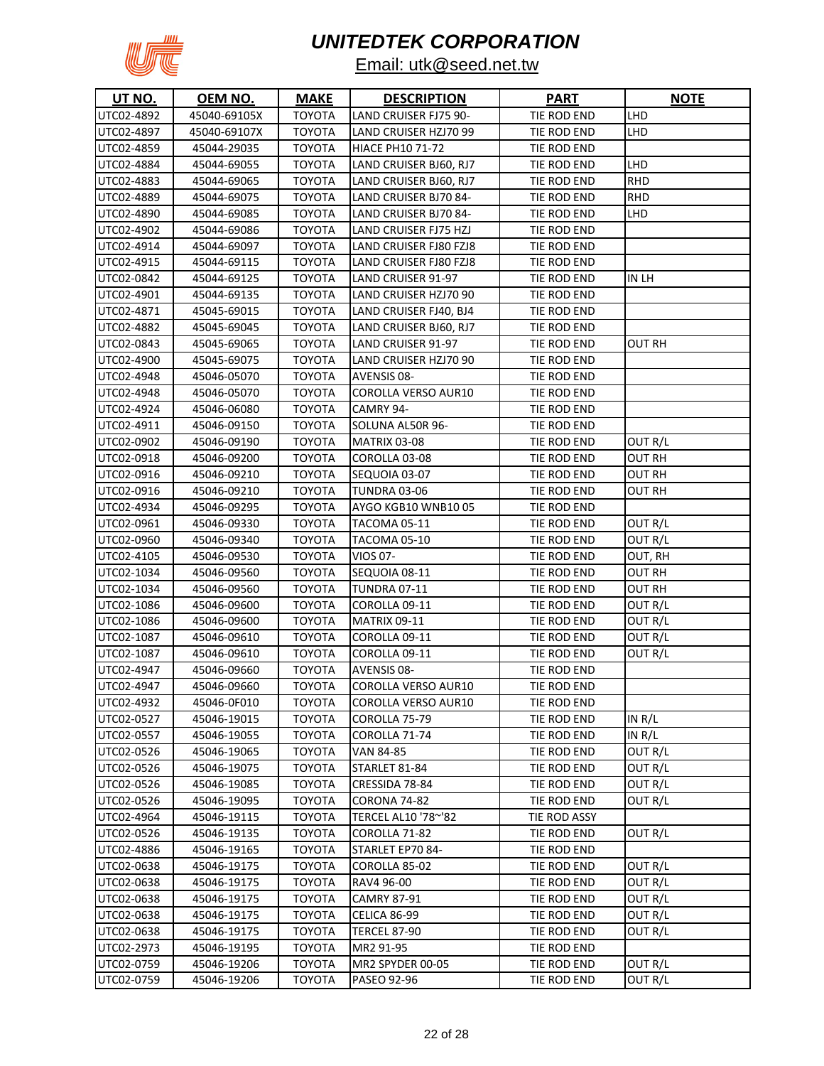# UNITEDTEK CORPORATION

Email: utk@seed.net.tw

| UT NO. | OEM NO. | MAKE | DESCRIPTION | PART | NOTE |
|---|---|---|---|---|---|
| UTC02-4892 | 45040-69105X | TOYOTA | LAND CRUISER FJ75 90- | TIE ROD END | LHD |
| UTC02-4897 | 45040-69107X | TOYOTA | LAND CRUISER HZJ70 99 | TIE ROD END | LHD |
| UTC02-4859 | 45044-29035 | TOYOTA | HIACE PH10 71-72 | TIE ROD END | |
| UTC02-4884 | 45044-69055 | TOYOTA | LAND CRUISER BJ60, RJ7 | TIE ROD END | LHD |
| UTC02-4883 | 45044-69065 | TOYOTA | LAND CRUISER BJ60, RJ7 | TIE ROD END | RHD |
| UTC02-4889 | 45044-69075 | TOYOTA | LAND CRUISER BJ70 84- | TIE ROD END | RHD |
| UTC02-4890 | 45044-69085 | TOYOTA | LAND CRUISER BJ70 84- | TIE ROD END | LHD |
| UTC02-4902 | 45044-69086 | TOYOTA | LAND CRUISER FJ75 HZJ | TIE ROD END | |
| UTC02-4914 | 45044-69097 | TOYOTA | LAND CRUISER FJ80 FZJ8 | TIE ROD END | |
| UTC02-4915 | 45044-69115 | TOYOTA | LAND CRUISER FJ80 FZJ8 | TIE ROD END | |
| UTC02-0842 | 45044-69125 | TOYOTA | LAND CRUISER 91-97 | TIE ROD END | IN LH |
| UTC02-4901 | 45044-69135 | TOYOTA | LAND CRUISER HZJ70 90 | TIE ROD END | |
| UTC02-4871 | 45045-69015 | TOYOTA | LAND CRUISER FJ40, BJ4 | TIE ROD END | |
| UTC02-4882 | 45045-69045 | TOYOTA | LAND CRUISER BJ60, RJ7 | TIE ROD END | |
| UTC02-0843 | 45045-69065 | TOYOTA | LAND CRUISER 91-97 | TIE ROD END | OUT RH |
| UTC02-4900 | 45045-69075 | TOYOTA | LAND CRUISER HZJ70 90 | TIE ROD END | |
| UTC02-4948 | 45046-05070 | TOYOTA | AVENSIS 08- | TIE ROD END | |
| UTC02-4948 | 45046-05070 | TOYOTA | COROLLA VERSO AUR10 | TIE ROD END | |
| UTC02-4924 | 45046-06080 | TOYOTA | CAMRY 94- | TIE ROD END | |
| UTC02-4911 | 45046-09150 | TOYOTA | SOLUNA AL50R 96- | TIE ROD END | |
| UTC02-0902 | 45046-09190 | TOYOTA | MATRIX 03-08 | TIE ROD END | OUT R/L |
| UTC02-0918 | 45046-09200 | TOYOTA | COROLLA 03-08 | TIE ROD END | OUT RH |
| UTC02-0916 | 45046-09210 | TOYOTA | SEQUOIA 03-07 | TIE ROD END | OUT RH |
| UTC02-0916 | 45046-09210 | TOYOTA | TUNDRA 03-06 | TIE ROD END | OUT RH |
| UTC02-4934 | 45046-09295 | TOYOTA | AYGO KGB10 WNB10 05 | TIE ROD END | |
| UTC02-0961 | 45046-09330 | TOYOTA | TACOMA 05-11 | TIE ROD END | OUT R/L |
| UTC02-0960 | 45046-09340 | TOYOTA | TACOMA 05-10 | TIE ROD END | OUT R/L |
| UTC02-4105 | 45046-09530 | TOYOTA | VIOS 07- | TIE ROD END | OUT, RH |
| UTC02-1034 | 45046-09560 | TOYOTA | SEQUOIA 08-11 | TIE ROD END | OUT RH |
| UTC02-1034 | 45046-09560 | TOYOTA | TUNDRA 07-11 | TIE ROD END | OUT RH |
| UTC02-1086 | 45046-09600 | TOYOTA | COROLLA 09-11 | TIE ROD END | OUT R/L |
| UTC02-1086 | 45046-09600 | TOYOTA | MATRIX 09-11 | TIE ROD END | OUT R/L |
| UTC02-1087 | 45046-09610 | TOYOTA | COROLLA 09-11 | TIE ROD END | OUT R/L |
| UTC02-1087 | 45046-09610 | TOYOTA | COROLLA 09-11 | TIE ROD END | OUT R/L |
| UTC02-4947 | 45046-09660 | TOYOTA | AVENSIS 08- | TIE ROD END | |
| UTC02-4947 | 45046-09660 | TOYOTA | COROLLA VERSO AUR10 | TIE ROD END | |
| UTC02-4932 | 45046-0F010 | TOYOTA | COROLLA VERSO AUR10 | TIE ROD END | |
| UTC02-0527 | 45046-19015 | TOYOTA | COROLLA 75-79 | TIE ROD END | IN R/L |
| UTC02-0557 | 45046-19055 | TOYOTA | COROLLA 71-74 | TIE ROD END | IN R/L |
| UTC02-0526 | 45046-19065 | TOYOTA | VAN 84-85 | TIE ROD END | OUT R/L |
| UTC02-0526 | 45046-19075 | TOYOTA | STARLET 81-84 | TIE ROD END | OUT R/L |
| UTC02-0526 | 45046-19085 | TOYOTA | CRESSIDA 78-84 | TIE ROD END | OUT R/L |
| UTC02-0526 | 45046-19095 | TOYOTA | CORONA 74-82 | TIE ROD END | OUT R/L |
| UTC02-4964 | 45046-19115 | TOYOTA | TERCEL AL10 '78~'82 | TIE ROD ASSY | |
| UTC02-0526 | 45046-19135 | TOYOTA | COROLLA 71-82 | TIE ROD END | OUT R/L |
| UTC02-4886 | 45046-19165 | TOYOTA | STARLET EP70 84- | TIE ROD END | |
| UTC02-0638 | 45046-19175 | TOYOTA | COROLLA 85-02 | TIE ROD END | OUT R/L |
| UTC02-0638 | 45046-19175 | TOYOTA | RAV4 96-00 | TIE ROD END | OUT R/L |
| UTC02-0638 | 45046-19175 | TOYOTA | CAMRY 87-91 | TIE ROD END | OUT R/L |
| UTC02-0638 | 45046-19175 | TOYOTA | CELICA 86-99 | TIE ROD END | OUT R/L |
| UTC02-0638 | 45046-19175 | TOYOTA | TERCEL 87-90 | TIE ROD END | OUT R/L |
| UTC02-2973 | 45046-19195 | TOYOTA | MR2 91-95 | TIE ROD END | |
| UTC02-0759 | 45046-19206 | TOYOTA | MR2 SPYDER 00-05 | TIE ROD END | OUT R/L |
| UTC02-0759 | 45046-19206 | TOYOTA | PASEO 92-96 | TIE ROD END | OUT R/L |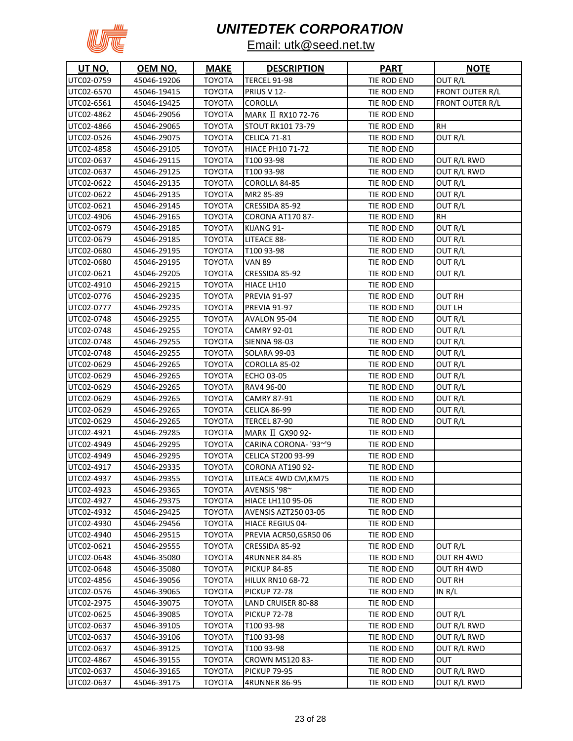# *UNITEDTEK CORPORATION*

Email: utk@seed.net.tw

| UT NO. | OEM NO. | MAKE | DESCRIPTION | PART | NOTE |
|---|---|---|---|---|---|
| UTC02-0759 | 45046-19206 | TOYOTA | TERCEL 91-98 | TIE ROD END | OUT R/L |
| UTC02-6570 | 45046-19415 | TOYOTA | PRIUS V 12- | TIE ROD END | FRONT OUTER R/L |
| UTC02-6561 | 45046-19425 | TOYOTA | COROLLA | TIE ROD END | FRONT OUTER R/L |
| UTC02-4862 | 45046-29056 | TOYOTA | MARK Ⅱ RX10 72-76 | TIE ROD END | |
| UTC02-4866 | 45046-29065 | TOYOTA | STOUT RK101 73-79 | TIE ROD END | RH |
| UTC02-0526 | 45046-29075 | TOYOTA | CELICA 71-81 | TIE ROD END | OUT R/L |
| UTC02-4858 | 45046-29105 | TOYOTA | HIACE PH10 71-72 | TIE ROD END | |
| UTC02-0637 | 45046-29115 | TOYOTA | T100 93-98 | TIE ROD END | OUT R/L RWD |
| UTC02-0637 | 45046-29125 | TOYOTA | T100 93-98 | TIE ROD END | OUT R/L RWD |
| UTC02-0622 | 45046-29135 | TOYOTA | COROLLA 84-85 | TIE ROD END | OUT R/L |
| UTC02-0622 | 45046-29135 | TOYOTA | MR2 85-89 | TIE ROD END | OUT R/L |
| UTC02-0621 | 45046-29145 | TOYOTA | CRESSIDA 85-92 | TIE ROD END | OUT R/L |
| UTC02-4906 | 45046-29165 | TOYOTA | CORONA AT170 87- | TIE ROD END | RH |
| UTC02-0679 | 45046-29185 | TOYOTA | KIJANG 91- | TIE ROD END | OUT R/L |
| UTC02-0679 | 45046-29185 | TOYOTA | LITEACE 88- | TIE ROD END | OUT R/L |
| UTC02-0680 | 45046-29195 | TOYOTA | T100 93-98 | TIE ROD END | OUT R/L |
| UTC02-0680 | 45046-29195 | TOYOTA | VAN 89 | TIE ROD END | OUT R/L |
| UTC02-0621 | 45046-29205 | TOYOTA | CRESSIDA 85-92 | TIE ROD END | OUT R/L |
| UTC02-4910 | 45046-29215 | TOYOTA | HIACE LH10 | TIE ROD END | |
| UTC02-0776 | 45046-29235 | TOYOTA | PREVIA 91-97 | TIE ROD END | OUT RH |
| UTC02-0777 | 45046-29235 | TOYOTA | PREVIA 91-97 | TIE ROD END | OUT LH |
| UTC02-0748 | 45046-29255 | TOYOTA | AVALON 95-04 | TIE ROD END | OUT R/L |
| UTC02-0748 | 45046-29255 | TOYOTA | CAMRY 92-01 | TIE ROD END | OUT R/L |
| UTC02-0748 | 45046-29255 | TOYOTA | SIENNA 98-03 | TIE ROD END | OUT R/L |
| UTC02-0748 | 45046-29255 | TOYOTA | SOLARA 99-03 | TIE ROD END | OUT R/L |
| UTC02-0629 | 45046-29265 | TOYOTA | COROLLA 85-02 | TIE ROD END | OUT R/L |
| UTC02-0629 | 45046-29265 | TOYOTA | ECHO 03-05 | TIE ROD END | OUT R/L |
| UTC02-0629 | 45046-29265 | TOYOTA | RAV4 96-00 | TIE ROD END | OUT R/L |
| UTC02-0629 | 45046-29265 | TOYOTA | CAMRY 87-91 | TIE ROD END | OUT R/L |
| UTC02-0629 | 45046-29265 | TOYOTA | CELICA 86-99 | TIE ROD END | OUT R/L |
| UTC02-0629 | 45046-29265 | TOYOTA | TERCEL 87-90 | TIE ROD END | OUT R/L |
| UTC02-4921 | 45046-29285 | TOYOTA | MARK Ⅱ GX90 92- | TIE ROD END | |
| UTC02-4949 | 45046-29295 | TOYOTA | CARINA CORONA- '93~'9 | TIE ROD END | |
| UTC02-4949 | 45046-29295 | TOYOTA | CELICA ST200 93-99 | TIE ROD END | |
| UTC02-4917 | 45046-29335 | TOYOTA | CORONA AT190 92- | TIE ROD END | |
| UTC02-4937 | 45046-29355 | TOYOTA | LITEACE 4WD CM,KM75 | TIE ROD END | |
| UTC02-4923 | 45046-29365 | TOYOTA | AVENSIS '98~ | TIE ROD END | |
| UTC02-4927 | 45046-29375 | TOYOTA | HIACE LH110 95-06 | TIE ROD END | |
| UTC02-4932 | 45046-29425 | TOYOTA | AVENSIS AZT250 03-05 | TIE ROD END | |
| UTC02-4930 | 45046-29456 | TOYOTA | HIACE REGIUS 04- | TIE ROD END | |
| UTC02-4940 | 45046-29515 | TOYOTA | PREVIA ACR50,GSR50 06 | TIE ROD END | |
| UTC02-0621 | 45046-29555 | TOYOTA | CRESSIDA 85-92 | TIE ROD END | OUT R/L |
| UTC02-0648 | 45046-35080 | TOYOTA | 4RUNNER 84-85 | TIE ROD END | OUT RH 4WD |
| UTC02-0648 | 45046-35080 | TOYOTA | PICKUP 84-85 | TIE ROD END | OUT RH 4WD |
| UTC02-4856 | 45046-39056 | TOYOTA | HILUX RN10 68-72 | TIE ROD END | OUT RH |
| UTC02-0576 | 45046-39065 | TOYOTA | PICKUP 72-78 | TIE ROD END | IN R/L |
| UTC02-2975 | 45046-39075 | TOYOTA | LAND CRUISER 80-88 | TIE ROD END | |
| UTC02-0625 | 45046-39085 | TOYOTA | PICKUP 72-78 | TIE ROD END | OUT R/L |
| UTC02-0637 | 45046-39105 | TOYOTA | T100 93-98 | TIE ROD END | OUT R/L RWD |
| UTC02-0637 | 45046-39106 | TOYOTA | T100 93-98 | TIE ROD END | OUT R/L RWD |
| UTC02-0637 | 45046-39125 | TOYOTA | T100 93-98 | TIE ROD END | OUT R/L RWD |
| UTC02-4867 | 45046-39155 | TOYOTA | CROWN MS120 83- | TIE ROD END | OUT |
| UTC02-0637 | 45046-39165 | TOYOTA | PICKUP 79-95 | TIE ROD END | OUT R/L RWD |
| UTC02-0637 | 45046-39175 | TOYOTA | 4RUNNER 86-95 | TIE ROD END | OUT R/L RWD |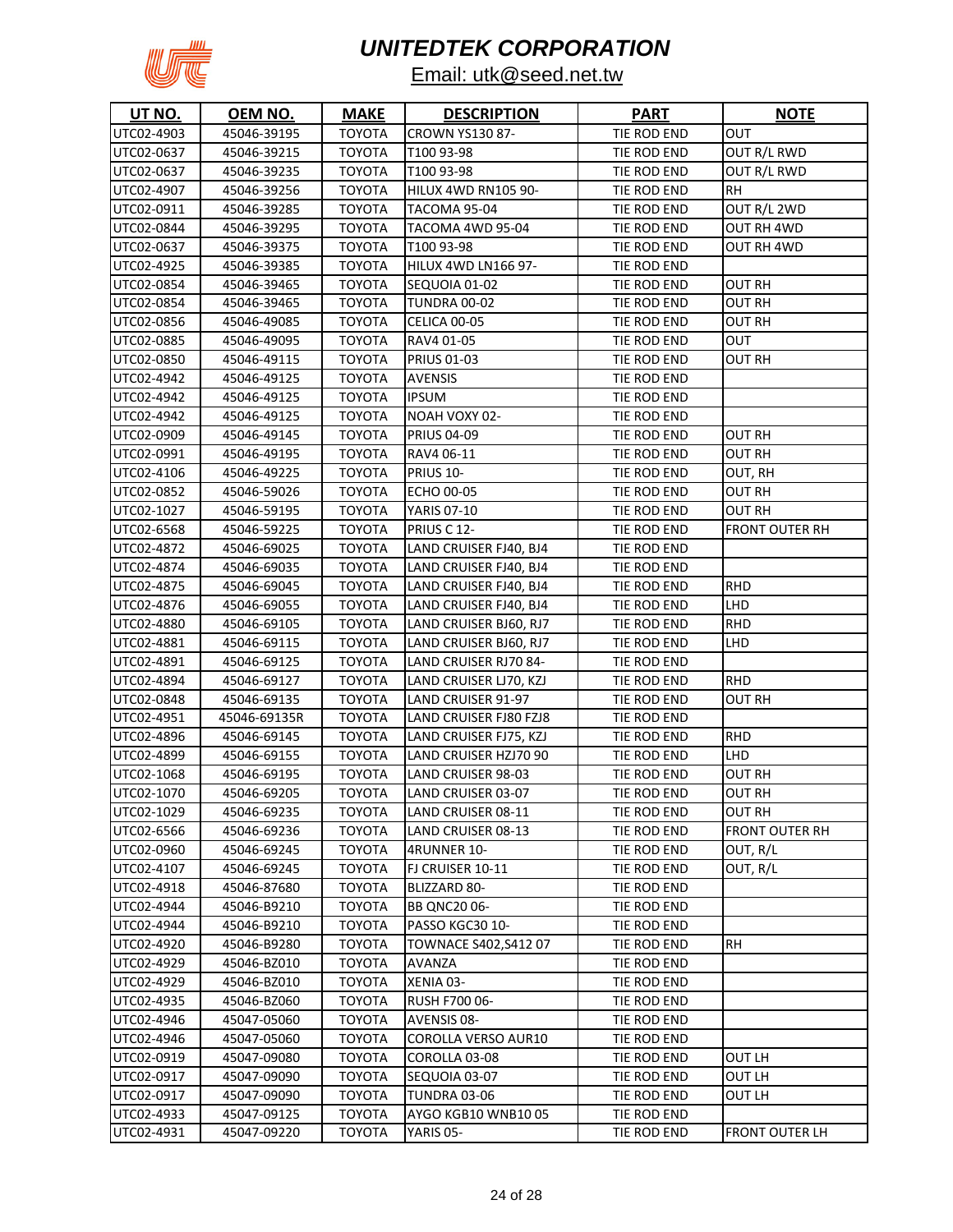# UNITEDTEK CORPORATION

Email: utk@seed.net.tw

| UT NO. | OEM NO. | MAKE | DESCRIPTION | PART | NOTE |
|---|---|---|---|---|---|
| UTC02-4903 | 45046-39195 | TOYOTA | CROWN YS130 87- | TIE ROD END | OUT |
| UTC02-0637 | 45046-39215 | TOYOTA | T100 93-98 | TIE ROD END | OUT R/L RWD |
| UTC02-0637 | 45046-39235 | TOYOTA | T100 93-98 | TIE ROD END | OUT R/L RWD |
| UTC02-4907 | 45046-39256 | TOYOTA | HILUX 4WD RN105 90- | TIE ROD END | RH |
| UTC02-0911 | 45046-39285 | TOYOTA | TACOMA 95-04 | TIE ROD END | OUT R/L 2WD |
| UTC02-0844 | 45046-39295 | TOYOTA | TACOMA 4WD 95-04 | TIE ROD END | OUT RH 4WD |
| UTC02-0637 | 45046-39375 | TOYOTA | T100 93-98 | TIE ROD END | OUT RH 4WD |
| UTC02-4925 | 45046-39385 | TOYOTA | HILUX 4WD LN166 97- | TIE ROD END | |
| UTC02-0854 | 45046-39465 | TOYOTA | SEQUOIA 01-02 | TIE ROD END | OUT RH |
| UTC02-0854 | 45046-39465 | TOYOTA | TUNDRA 00-02 | TIE ROD END | OUT RH |
| UTC02-0856 | 45046-49085 | TOYOTA | CELICA 00-05 | TIE ROD END | OUT RH |
| UTC02-0885 | 45046-49095 | TOYOTA | RAV4 01-05 | TIE ROD END | OUT |
| UTC02-0850 | 45046-49115 | TOYOTA | PRIUS 01-03 | TIE ROD END | OUT RH |
| UTC02-4942 | 45046-49125 | TOYOTA | AVENSIS | TIE ROD END | |
| UTC02-4942 | 45046-49125 | TOYOTA | IPSUM | TIE ROD END | |
| UTC02-4942 | 45046-49125 | TOYOTA | NOAH VOXY 02- | TIE ROD END | |
| UTC02-0909 | 45046-49145 | TOYOTA | PRIUS 04-09 | TIE ROD END | OUT RH |
| UTC02-0991 | 45046-49195 | TOYOTA | RAV4 06-11 | TIE ROD END | OUT RH |
| UTC02-4106 | 45046-49225 | TOYOTA | PRIUS 10- | TIE ROD END | OUT, RH |
| UTC02-0852 | 45046-59026 | TOYOTA | ECHO 00-05 | TIE ROD END | OUT RH |
| UTC02-1027 | 45046-59195 | TOYOTA | YARIS 07-10 | TIE ROD END | OUT RH |
| UTC02-6568 | 45046-59225 | TOYOTA | PRIUS C 12- | TIE ROD END | FRONT OUTER RH |
| UTC02-4872 | 45046-69025 | TOYOTA | LAND CRUISER FJ40, BJ4 | TIE ROD END | |
| UTC02-4874 | 45046-69035 | TOYOTA | LAND CRUISER FJ40, BJ4 | TIE ROD END | |
| UTC02-4875 | 45046-69045 | TOYOTA | LAND CRUISER FJ40, BJ4 | TIE ROD END | RHD |
| UTC02-4876 | 45046-69055 | TOYOTA | LAND CRUISER FJ40, BJ4 | TIE ROD END | LHD |
| UTC02-4880 | 45046-69105 | TOYOTA | LAND CRUISER BJ60, RJ7 | TIE ROD END | RHD |
| UTC02-4881 | 45046-69115 | TOYOTA | LAND CRUISER BJ60, RJ7 | TIE ROD END | LHD |
| UTC02-4891 | 45046-69125 | TOYOTA | LAND CRUISER RJ70 84- | TIE ROD END | |
| UTC02-4894 | 45046-69127 | TOYOTA | LAND CRUISER LJ70, KZJ | TIE ROD END | RHD |
| UTC02-0848 | 45046-69135 | TOYOTA | LAND CRUISER 91-97 | TIE ROD END | OUT RH |
| UTC02-4951 | 45046-69135R | TOYOTA | LAND CRUISER FJ80 FZJ8 | TIE ROD END | |
| UTC02-4896 | 45046-69145 | TOYOTA | LAND CRUISER FJ75, KZJ | TIE ROD END | RHD |
| UTC02-4899 | 45046-69155 | TOYOTA | LAND CRUISER HZJ70 90 | TIE ROD END | LHD |
| UTC02-1068 | 45046-69195 | TOYOTA | LAND CRUISER 98-03 | TIE ROD END | OUT RH |
| UTC02-1070 | 45046-69205 | TOYOTA | LAND CRUISER 03-07 | TIE ROD END | OUT RH |
| UTC02-1029 | 45046-69235 | TOYOTA | LAND CRUISER 08-11 | TIE ROD END | OUT RH |
| UTC02-6566 | 45046-69236 | TOYOTA | LAND CRUISER 08-13 | TIE ROD END | FRONT OUTER RH |
| UTC02-0960 | 45046-69245 | TOYOTA | 4RUNNER 10- | TIE ROD END | OUT, R/L |
| UTC02-4107 | 45046-69245 | TOYOTA | FJ CRUISER 10-11 | TIE ROD END | OUT, R/L |
| UTC02-4918 | 45046-87680 | TOYOTA | BLIZZARD 80- | TIE ROD END | |
| UTC02-4944 | 45046-B9210 | TOYOTA | BB QNC20 06- | TIE ROD END | |
| UTC02-4944 | 45046-B9210 | TOYOTA | PASSO KGC30 10- | TIE ROD END | |
| UTC02-4920 | 45046-B9280 | TOYOTA | TOWNACE S402,S412 07 | TIE ROD END | RH |
| UTC02-4929 | 45046-BZ010 | TOYOTA | AVANZA | TIE ROD END | |
| UTC02-4929 | 45046-BZ010 | TOYOTA | XENIA 03- | TIE ROD END | |
| UTC02-4935 | 45046-BZ060 | TOYOTA | RUSH F700 06- | TIE ROD END | |
| UTC02-4946 | 45047-05060 | TOYOTA | AVENSIS 08- | TIE ROD END | |
| UTC02-4946 | 45047-05060 | TOYOTA | COROLLA VERSO AUR10 | TIE ROD END | |
| UTC02-0919 | 45047-09080 | TOYOTA | COROLLA 03-08 | TIE ROD END | OUT LH |
| UTC02-0917 | 45047-09090 | TOYOTA | SEQUOIA 03-07 | TIE ROD END | OUT LH |
| UTC02-0917 | 45047-09090 | TOYOTA | TUNDRA 03-06 | TIE ROD END | OUT LH |
| UTC02-4933 | 45047-09125 | TOYOTA | AYGO KGB10 WNB10 05 | TIE ROD END | |
| UTC02-4931 | 45047-09220 | TOYOTA | YARIS 05- | TIE ROD END | FRONT OUTER LH |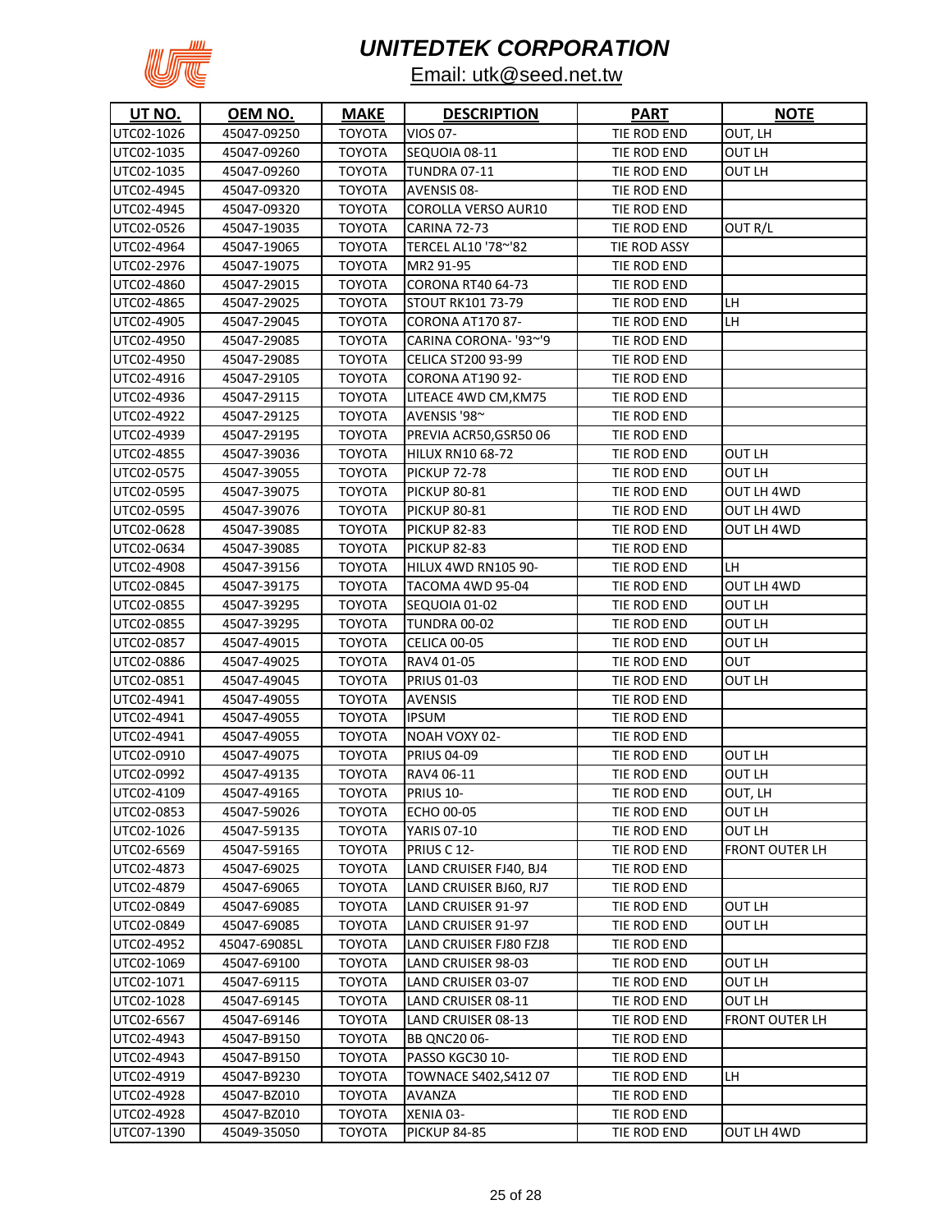# *UNITEDTEK CORPORATION*

Email: utk@seed.net.tw

| UT NO. | OEM NO. | MAKE | DESCRIPTION | PART | NOTE |
|---|---|---|---|---|---|
| UTC02-1026 | 45047-09250 | TOYOTA | VIOS 07- | TIE ROD END | OUT, LH |
| UTC02-1035 | 45047-09260 | TOYOTA | SEQUOIA 08-11 | TIE ROD END | OUT LH |
| UTC02-1035 | 45047-09260 | TOYOTA | TUNDRA 07-11 | TIE ROD END | OUT LH |
| UTC02-4945 | 45047-09320 | TOYOTA | AVENSIS 08- | TIE ROD END | |
| UTC02-4945 | 45047-09320 | TOYOTA | COROLLA VERSO AUR10 | TIE ROD END | |
| UTC02-0526 | 45047-19035 | TOYOTA | CARINA 72-73 | TIE ROD END | OUT R/L |
| UTC02-4964 | 45047-19065 | TOYOTA | TERCEL AL10 '78~'82 | TIE ROD ASSY | |
| UTC02-2976 | 45047-19075 | TOYOTA | MR2 91-95 | TIE ROD END | |
| UTC02-4860 | 45047-29015 | TOYOTA | CORONA RT40 64-73 | TIE ROD END | |
| UTC02-4865 | 45047-29025 | TOYOTA | STOUT RK101 73-79 | TIE ROD END | LH |
| UTC02-4905 | 45047-29045 | TOYOTA | CORONA AT170 87- | TIE ROD END | LH |
| UTC02-4950 | 45047-29085 | TOYOTA | CARINA CORONA- '93~'9 | TIE ROD END | |
| UTC02-4950 | 45047-29085 | TOYOTA | CELICA ST200 93-99 | TIE ROD END | |
| UTC02-4916 | 45047-29105 | TOYOTA | CORONA AT190 92- | TIE ROD END | |
| UTC02-4936 | 45047-29115 | TOYOTA | LITEACE 4WD CM,KM75 | TIE ROD END | |
| UTC02-4922 | 45047-29125 | TOYOTA | AVENSIS '98~ | TIE ROD END | |
| UTC02-4939 | 45047-29195 | TOYOTA | PREVIA ACR50,GSR50 06 | TIE ROD END | |
| UTC02-4855 | 45047-39036 | TOYOTA | HILUX RN10 68-72 | TIE ROD END | OUT LH |
| UTC02-0575 | 45047-39055 | TOYOTA | PICKUP 72-78 | TIE ROD END | OUT LH |
| UTC02-0595 | 45047-39075 | TOYOTA | PICKUP 80-81 | TIE ROD END | OUT LH 4WD |
| UTC02-0595 | 45047-39076 | TOYOTA | PICKUP 80-81 | TIE ROD END | OUT LH 4WD |
| UTC02-0628 | 45047-39085 | TOYOTA | PICKUP 82-83 | TIE ROD END | OUT LH 4WD |
| UTC02-0634 | 45047-39085 | TOYOTA | PICKUP 82-83 | TIE ROD END | |
| UTC02-4908 | 45047-39156 | TOYOTA | HILUX 4WD RN105 90- | TIE ROD END | LH |
| UTC02-0845 | 45047-39175 | TOYOTA | TACOMA 4WD 95-04 | TIE ROD END | OUT LH 4WD |
| UTC02-0855 | 45047-39295 | TOYOTA | SEQUOIA 01-02 | TIE ROD END | OUT LH |
| UTC02-0855 | 45047-39295 | TOYOTA | TUNDRA 00-02 | TIE ROD END | OUT LH |
| UTC02-0857 | 45047-49015 | TOYOTA | CELICA 00-05 | TIE ROD END | OUT LH |
| UTC02-0886 | 45047-49025 | TOYOTA | RAV4 01-05 | TIE ROD END | OUT |
| UTC02-0851 | 45047-49045 | TOYOTA | PRIUS 01-03 | TIE ROD END | OUT LH |
| UTC02-4941 | 45047-49055 | TOYOTA | AVENSIS | TIE ROD END | |
| UTC02-4941 | 45047-49055 | TOYOTA | IPSUM | TIE ROD END | |
| UTC02-4941 | 45047-49055 | TOYOTA | NOAH VOXY 02- | TIE ROD END | |
| UTC02-0910 | 45047-49075 | TOYOTA | PRIUS 04-09 | TIE ROD END | OUT LH |
| UTC02-0992 | 45047-49135 | TOYOTA | RAV4 06-11 | TIE ROD END | OUT LH |
| UTC02-4109 | 45047-49165 | TOYOTA | PRIUS 10- | TIE ROD END | OUT, LH |
| UTC02-0853 | 45047-59026 | TOYOTA | ECHO 00-05 | TIE ROD END | OUT LH |
| UTC02-1026 | 45047-59135 | TOYOTA | YARIS 07-10 | TIE ROD END | OUT LH |
| UTC02-6569 | 45047-59165 | TOYOTA | PRIUS C 12- | TIE ROD END | FRONT OUTER LH |
| UTC02-4873 | 45047-69025 | TOYOTA | LAND CRUISER FJ40, BJ4 | TIE ROD END | |
| UTC02-4879 | 45047-69065 | TOYOTA | LAND CRUISER BJ60, RJ7 | TIE ROD END | |
| UTC02-0849 | 45047-69085 | TOYOTA | LAND CRUISER 91-97 | TIE ROD END | OUT LH |
| UTC02-0849 | 45047-69085 | TOYOTA | LAND CRUISER 91-97 | TIE ROD END | OUT LH |
| UTC02-4952 | 45047-69085L | TOYOTA | LAND CRUISER FJ80 FZJ8 | TIE ROD END | |
| UTC02-1069 | 45047-69100 | TOYOTA | LAND CRUISER 98-03 | TIE ROD END | OUT LH |
| UTC02-1071 | 45047-69115 | TOYOTA | LAND CRUISER 03-07 | TIE ROD END | OUT LH |
| UTC02-1028 | 45047-69145 | TOYOTA | LAND CRUISER 08-11 | TIE ROD END | OUT LH |
| UTC02-6567 | 45047-69146 | TOYOTA | LAND CRUISER 08-13 | TIE ROD END | FRONT OUTER LH |
| UTC02-4943 | 45047-B9150 | TOYOTA | BB QNC20 06- | TIE ROD END | |
| UTC02-4943 | 45047-B9150 | TOYOTA | PASSO KGC30 10- | TIE ROD END | |
| UTC02-4919 | 45047-B9230 | TOYOTA | TOWNACE S402,S412 07 | TIE ROD END | LH |
| UTC02-4928 | 45047-BZ010 | TOYOTA | AVANZA | TIE ROD END | |
| UTC02-4928 | 45047-BZ010 | TOYOTA | XENIA 03- | TIE ROD END | |
| UTC07-1390 | 45049-35050 | TOYOTA | PICKUP 84-85 | TIE ROD END | OUT LH 4WD |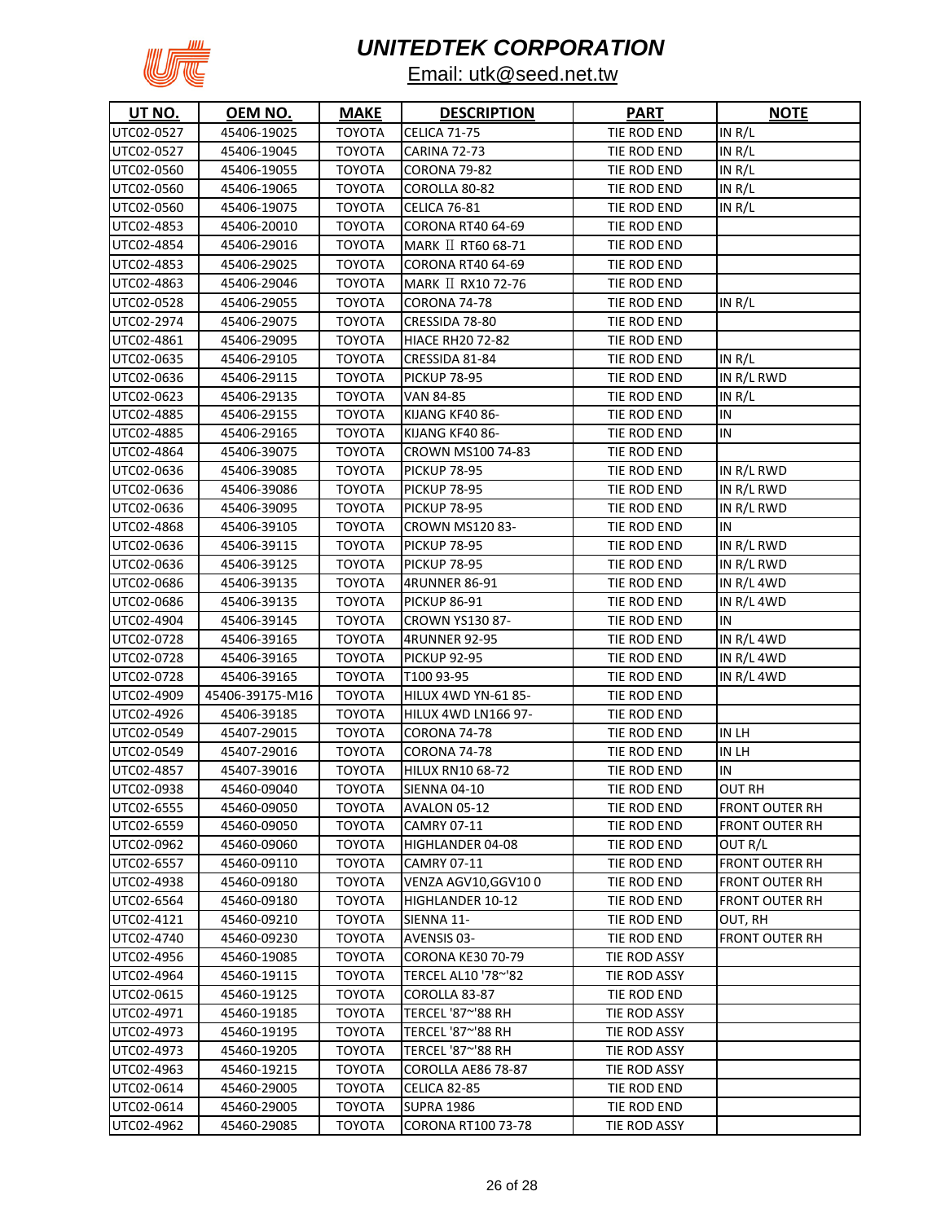# UNITEDTEK CORPORATION

Email: utk@seed.net.tw

| UT NO. | OEM NO. | MAKE | DESCRIPTION | PART | NOTE |
|---|---|---|---|---|---|
| UTC02-0527 | 45406-19025 | TOYOTA | CELICA 71-75 | TIE ROD END | IN R/L |
| UTC02-0527 | 45406-19045 | TOYOTA | CARINA 72-73 | TIE ROD END | IN R/L |
| UTC02-0560 | 45406-19055 | TOYOTA | CORONA 79-82 | TIE ROD END | IN R/L |
| UTC02-0560 | 45406-19065 | TOYOTA | COROLLA 80-82 | TIE ROD END | IN R/L |
| UTC02-0560 | 45406-19075 | TOYOTA | CELICA 76-81 | TIE ROD END | IN R/L |
| UTC02-4853 | 45406-20010 | TOYOTA | CORONA RT40 64-69 | TIE ROD END | |
| UTC02-4854 | 45406-29016 | TOYOTA | MARK Ⅱ RT60 68-71 | TIE ROD END | |
| UTC02-4853 | 45406-29025 | TOYOTA | CORONA RT40 64-69 | TIE ROD END | |
| UTC02-4863 | 45406-29046 | TOYOTA | MARK Ⅱ RX10 72-76 | TIE ROD END | |
| UTC02-0528 | 45406-29055 | TOYOTA | CORONA 74-78 | TIE ROD END | IN R/L |
| UTC02-2974 | 45406-29075 | TOYOTA | CRESSIDA 78-80 | TIE ROD END | |
| UTC02-4861 | 45406-29095 | TOYOTA | HIACE RH20 72-82 | TIE ROD END | |
| UTC02-0635 | 45406-29105 | TOYOTA | CRESSIDA 81-84 | TIE ROD END | IN R/L |
| UTC02-0636 | 45406-29115 | TOYOTA | PICKUP 78-95 | TIE ROD END | IN R/L RWD |
| UTC02-0623 | 45406-29135 | TOYOTA | VAN 84-85 | TIE ROD END | IN R/L |
| UTC02-4885 | 45406-29155 | TOYOTA | KIJANG KF40 86- | TIE ROD END | IN |
| UTC02-4885 | 45406-29165 | TOYOTA | KIJANG KF40 86- | TIE ROD END | IN |
| UTC02-4864 | 45406-39075 | TOYOTA | CROWN MS100 74-83 | TIE ROD END | |
| UTC02-0636 | 45406-39085 | TOYOTA | PICKUP 78-95 | TIE ROD END | IN R/L RWD |
| UTC02-0636 | 45406-39086 | TOYOTA | PICKUP 78-95 | TIE ROD END | IN R/L RWD |
| UTC02-0636 | 45406-39095 | TOYOTA | PICKUP 78-95 | TIE ROD END | IN R/L RWD |
| UTC02-4868 | 45406-39105 | TOYOTA | CROWN MS120 83- | TIE ROD END | IN |
| UTC02-0636 | 45406-39115 | TOYOTA | PICKUP 78-95 | TIE ROD END | IN R/L RWD |
| UTC02-0636 | 45406-39125 | TOYOTA | PICKUP 78-95 | TIE ROD END | IN R/L RWD |
| UTC02-0686 | 45406-39135 | TOYOTA | 4RUNNER 86-91 | TIE ROD END | IN R/L 4WD |
| UTC02-0686 | 45406-39135 | TOYOTA | PICKUP 86-91 | TIE ROD END | IN R/L 4WD |
| UTC02-4904 | 45406-39145 | TOYOTA | CROWN YS130 87- | TIE ROD END | IN |
| UTC02-0728 | 45406-39165 | TOYOTA | 4RUNNER 92-95 | TIE ROD END | IN R/L 4WD |
| UTC02-0728 | 45406-39165 | TOYOTA | PICKUP 92-95 | TIE ROD END | IN R/L 4WD |
| UTC02-0728 | 45406-39165 | TOYOTA | T100 93-95 | TIE ROD END | IN R/L 4WD |
| UTC02-4909 | 45406-39175-M16 | TOYOTA | HILUX 4WD YN-61 85- | TIE ROD END | |
| UTC02-4926 | 45406-39185 | TOYOTA | HILUX 4WD LN166 97- | TIE ROD END | |
| UTC02-0549 | 45407-29015 | TOYOTA | CORONA 74-78 | TIE ROD END | IN LH |
| UTC02-0549 | 45407-29016 | TOYOTA | CORONA 74-78 | TIE ROD END | IN LH |
| UTC02-4857 | 45407-39016 | TOYOTA | HILUX RN10 68-72 | TIE ROD END | IN |
| UTC02-0938 | 45460-09040 | TOYOTA | SIENNA 04-10 | TIE ROD END | OUT RH |
| UTC02-6555 | 45460-09050 | TOYOTA | AVALON 05-12 | TIE ROD END | FRONT OUTER RH |
| UTC02-6559 | 45460-09050 | TOYOTA | CAMRY 07-11 | TIE ROD END | FRONT OUTER RH |
| UTC02-0962 | 45460-09060 | TOYOTA | HIGHLANDER 04-08 | TIE ROD END | OUT R/L |
| UTC02-6557 | 45460-09110 | TOYOTA | CAMRY 07-11 | TIE ROD END | FRONT OUTER RH |
| UTC02-4938 | 45460-09180 | TOYOTA | VENZA AGV10,GGV10 0 | TIE ROD END | FRONT OUTER RH |
| UTC02-6564 | 45460-09180 | TOYOTA | HIGHLANDER 10-12 | TIE ROD END | FRONT OUTER RH |
| UTC02-4121 | 45460-09210 | TOYOTA | SIENNA 11- | TIE ROD END | OUT, RH |
| UTC02-4740 | 45460-09230 | TOYOTA | AVENSIS 03- | TIE ROD END | FRONT OUTER RH |
| UTC02-4956 | 45460-19085 | TOYOTA | CORONA KE30 70-79 | TIE ROD ASSY | |
| UTC02-4964 | 45460-19115 | TOYOTA | TERCEL AL10 '78~'82 | TIE ROD ASSY | |
| UTC02-0615 | 45460-19125 | TOYOTA | COROLLA 83-87 | TIE ROD END | |
| UTC02-4971 | 45460-19185 | TOYOTA | TERCEL '87~'88 RH | TIE ROD ASSY | |
| UTC02-4973 | 45460-19195 | TOYOTA | TERCEL '87~'88 RH | TIE ROD ASSY | |
| UTC02-4973 | 45460-19205 | TOYOTA | TERCEL '87~'88 RH | TIE ROD ASSY | |
| UTC02-4963 | 45460-19215 | TOYOTA | COROLLA AE86 78-87 | TIE ROD ASSY | |
| UTC02-0614 | 45460-29005 | TOYOTA | CELICA 82-85 | TIE ROD END | |
| UTC02-0614 | 45460-29005 | TOYOTA | SUPRA 1986 | TIE ROD END | |
| UTC02-4962 | 45460-29085 | TOYOTA | CORONA RT100 73-78 | TIE ROD ASSY | |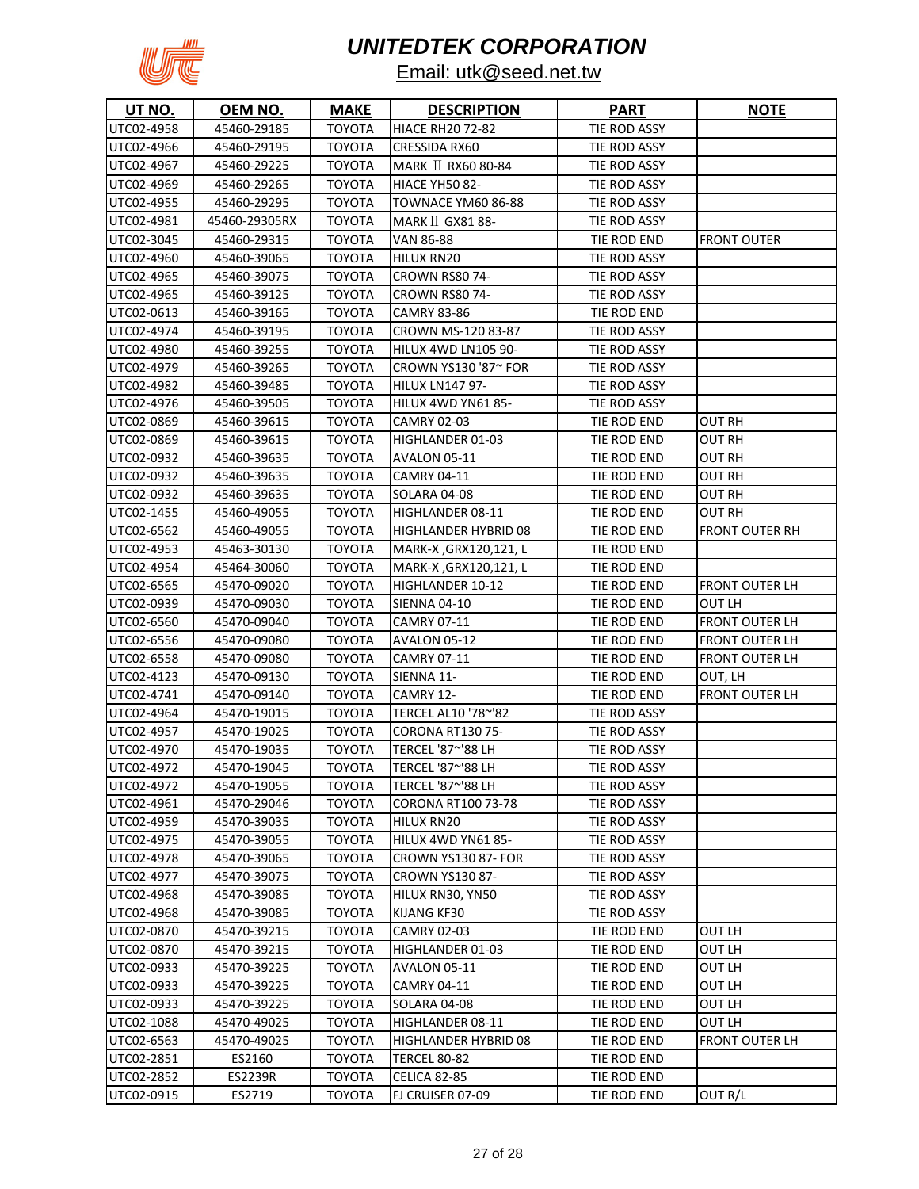# UNITEDTEK CORPORATION

Email: utk@seed.net.tw

| UT NO. | OEM NO. | MAKE | DESCRIPTION | PART | NOTE |
|---|---|---|---|---|---|
| UTC02-4958 | 45460-29185 | TOYOTA | HIACE RH20 72-82 | TIE ROD ASSY | |
| UTC02-4966 | 45460-29195 | TOYOTA | CRESSIDA RX60 | TIE ROD ASSY | |
| UTC02-4967 | 45460-29225 | TOYOTA | MARK Ⅱ RX60 80-84 | TIE ROD ASSY | |
| UTC02-4969 | 45460-29265 | TOYOTA | HIACE YH50 82- | TIE ROD ASSY | |
| UTC02-4955 | 45460-29295 | TOYOTA | TOWNACE YM60 86-88 | TIE ROD ASSY | |
| UTC02-4981 | 45460-29305RX | TOYOTA | MARK Ⅱ GX81 88- | TIE ROD ASSY | |
| UTC02-3045 | 45460-29315 | TOYOTA | VAN 86-88 | TIE ROD END | FRONT OUTER |
| UTC02-4960 | 45460-39065 | TOYOTA | HILUX RN20 | TIE ROD ASSY | |
| UTC02-4965 | 45460-39075 | TOYOTA | CROWN RS80 74- | TIE ROD ASSY | |
| UTC02-4965 | 45460-39125 | TOYOTA | CROWN RS80 74- | TIE ROD ASSY | |
| UTC02-0613 | 45460-39165 | TOYOTA | CAMRY 83-86 | TIE ROD END | |
| UTC02-4974 | 45460-39195 | TOYOTA | CROWN MS-120 83-87 | TIE ROD ASSY | |
| UTC02-4980 | 45460-39255 | TOYOTA | HILUX 4WD LN105 90- | TIE ROD ASSY | |
| UTC02-4979 | 45460-39265 | TOYOTA | CROWN YS130 '87~ FOR | TIE ROD ASSY | |
| UTC02-4982 | 45460-39485 | TOYOTA | HILUX LN147 97- | TIE ROD ASSY | |
| UTC02-4976 | 45460-39505 | TOYOTA | HILUX 4WD YN61 85- | TIE ROD ASSY | |
| UTC02-0869 | 45460-39615 | TOYOTA | CAMRY 02-03 | TIE ROD END | OUT RH |
| UTC02-0869 | 45460-39615 | TOYOTA | HIGHLANDER 01-03 | TIE ROD END | OUT RH |
| UTC02-0932 | 45460-39635 | TOYOTA | AVALON 05-11 | TIE ROD END | OUT RH |
| UTC02-0932 | 45460-39635 | TOYOTA | CAMRY 04-11 | TIE ROD END | OUT RH |
| UTC02-0932 | 45460-39635 | TOYOTA | SOLARA 04-08 | TIE ROD END | OUT RH |
| UTC02-1455 | 45460-49055 | TOYOTA | HIGHLANDER 08-11 | TIE ROD END | OUT RH |
| UTC02-6562 | 45460-49055 | TOYOTA | HIGHLANDER HYBRID 08 | TIE ROD END | FRONT OUTER RH |
| UTC02-4953 | 45463-30130 | TOYOTA | MARK-X ,GRX120,121, L | TIE ROD END | |
| UTC02-4954 | 45464-30060 | TOYOTA | MARK-X ,GRX120,121, L | TIE ROD END | |
| UTC02-6565 | 45470-09020 | TOYOTA | HIGHLANDER 10-12 | TIE ROD END | FRONT OUTER LH |
| UTC02-0939 | 45470-09030 | TOYOTA | SIENNA 04-10 | TIE ROD END | OUT LH |
| UTC02-6560 | 45470-09040 | TOYOTA | CAMRY 07-11 | TIE ROD END | FRONT OUTER LH |
| UTC02-6556 | 45470-09080 | TOYOTA | AVALON 05-12 | TIE ROD END | FRONT OUTER LH |
| UTC02-6558 | 45470-09080 | TOYOTA | CAMRY 07-11 | TIE ROD END | FRONT OUTER LH |
| UTC02-4123 | 45470-09130 | TOYOTA | SIENNA 11- | TIE ROD END | OUT, LH |
| UTC02-4741 | 45470-09140 | TOYOTA | CAMRY 12- | TIE ROD END | FRONT OUTER LH |
| UTC02-4964 | 45470-19015 | TOYOTA | TERCEL AL10 '78~'82 | TIE ROD ASSY | |
| UTC02-4957 | 45470-19025 | TOYOTA | CORONA RT130 75- | TIE ROD ASSY | |
| UTC02-4970 | 45470-19035 | TOYOTA | TERCEL '87~'88 LH | TIE ROD ASSY | |
| UTC02-4972 | 45470-19045 | TOYOTA | TERCEL '87~'88 LH | TIE ROD ASSY | |
| UTC02-4972 | 45470-19055 | TOYOTA | TERCEL '87~'88 LH | TIE ROD ASSY | |
| UTC02-4961 | 45470-29046 | TOYOTA | CORONA RT100 73-78 | TIE ROD ASSY | |
| UTC02-4959 | 45470-39035 | TOYOTA | HILUX RN20 | TIE ROD ASSY | |
| UTC02-4975 | 45470-39055 | TOYOTA | HILUX 4WD YN61 85- | TIE ROD ASSY | |
| UTC02-4978 | 45470-39065 | TOYOTA | CROWN YS130 87- FOR | TIE ROD ASSY | |
| UTC02-4977 | 45470-39075 | TOYOTA | CROWN YS130 87- | TIE ROD ASSY | |
| UTC02-4968 | 45470-39085 | TOYOTA | HILUX RN30, YN50 | TIE ROD ASSY | |
| UTC02-4968 | 45470-39085 | TOYOTA | KIJANG KF30 | TIE ROD ASSY | |
| UTC02-0870 | 45470-39215 | TOYOTA | CAMRY 02-03 | TIE ROD END | OUT LH |
| UTC02-0870 | 45470-39215 | TOYOTA | HIGHLANDER 01-03 | TIE ROD END | OUT LH |
| UTC02-0933 | 45470-39225 | TOYOTA | AVALON 05-11 | TIE ROD END | OUT LH |
| UTC02-0933 | 45470-39225 | TOYOTA | CAMRY 04-11 | TIE ROD END | OUT LH |
| UTC02-0933 | 45470-39225 | TOYOTA | SOLARA 04-08 | TIE ROD END | OUT LH |
| UTC02-1088 | 45470-49025 | TOYOTA | HIGHLANDER 08-11 | TIE ROD END | OUT LH |
| UTC02-6563 | 45470-49025 | TOYOTA | HIGHLANDER HYBRID 08 | TIE ROD END | FRONT OUTER LH |
| UTC02-2851 | ES2160 | TOYOTA | TERCEL 80-82 | TIE ROD END | |
| UTC02-2852 | ES2239R | TOYOTA | CELICA 82-85 | TIE ROD END | |
| UTC02-0915 | ES2719 | TOYOTA | FJ CRUISER 07-09 | TIE ROD END | OUT R/L |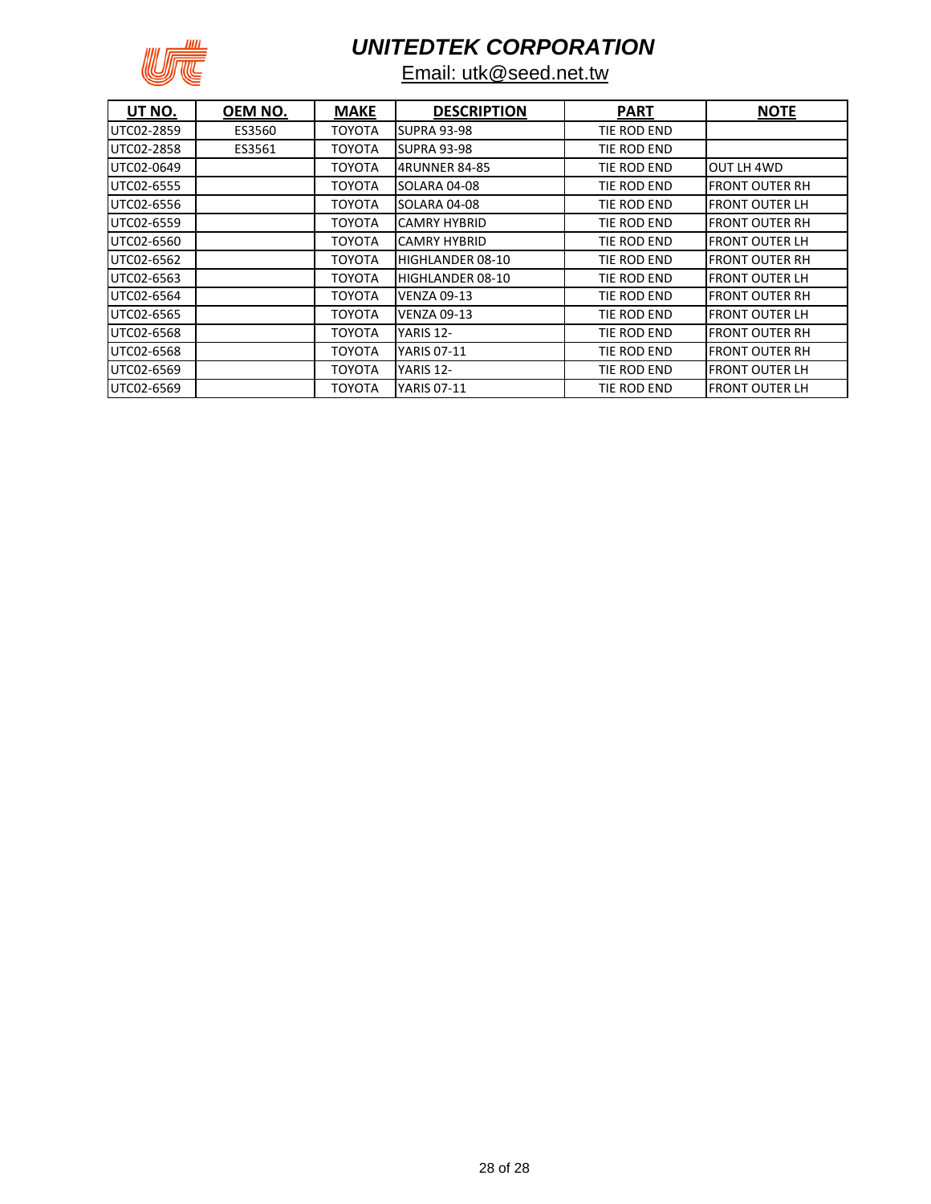# UNITEDTEK CORPORATION

Email: utk@seed.net.tw

| UT NO. | OEM NO. | MAKE | DESCRIPTION | PART | NOTE |
|---|---|---|---|---|---|
| UTC02-2859 | ES3560 | TOYOTA | SUPRA 93-98 | TIE ROD END | |
| UTC02-2858 | ES3561 | TOYOTA | SUPRA 93-98 | TIE ROD END | |
| UTC02-0649 | | TOYOTA | 4RUNNER 84-85 | TIE ROD END | OUT LH 4WD |
| UTC02-6555 | | TOYOTA | SOLARA 04-08 | TIE ROD END | FRONT OUTER RH |
| UTC02-6556 | | TOYOTA | SOLARA 04-08 | TIE ROD END | FRONT OUTER LH |
| UTC02-6559 | | TOYOTA | CAMRY HYBRID | TIE ROD END | FRONT OUTER RH |
| UTC02-6560 | | TOYOTA | CAMRY HYBRID | TIE ROD END | FRONT OUTER LH |
| UTC02-6562 | | TOYOTA | HIGHLANDER 08-10 | TIE ROD END | FRONT OUTER RH |
| UTC02-6563 | | TOYOTA | HIGHLANDER 08-10 | TIE ROD END | FRONT OUTER LH |
| UTC02-6564 | | TOYOTA | VENZA 09-13 | TIE ROD END | FRONT OUTER RH |
| UTC02-6565 | | TOYOTA | VENZA 09-13 | TIE ROD END | FRONT OUTER LH |
| UTC02-6568 | | TOYOTA | YARIS 12- | TIE ROD END | FRONT OUTER RH |
| UTC02-6568 | | TOYOTA | YARIS 07-11 | TIE ROD END | FRONT OUTER RH |
| UTC02-6569 | | TOYOTA | YARIS 12- | TIE ROD END | FRONT OUTER LH |
| UTC02-6569 | | TOYOTA | YARIS 07-11 | TIE ROD END | FRONT OUTER LH |